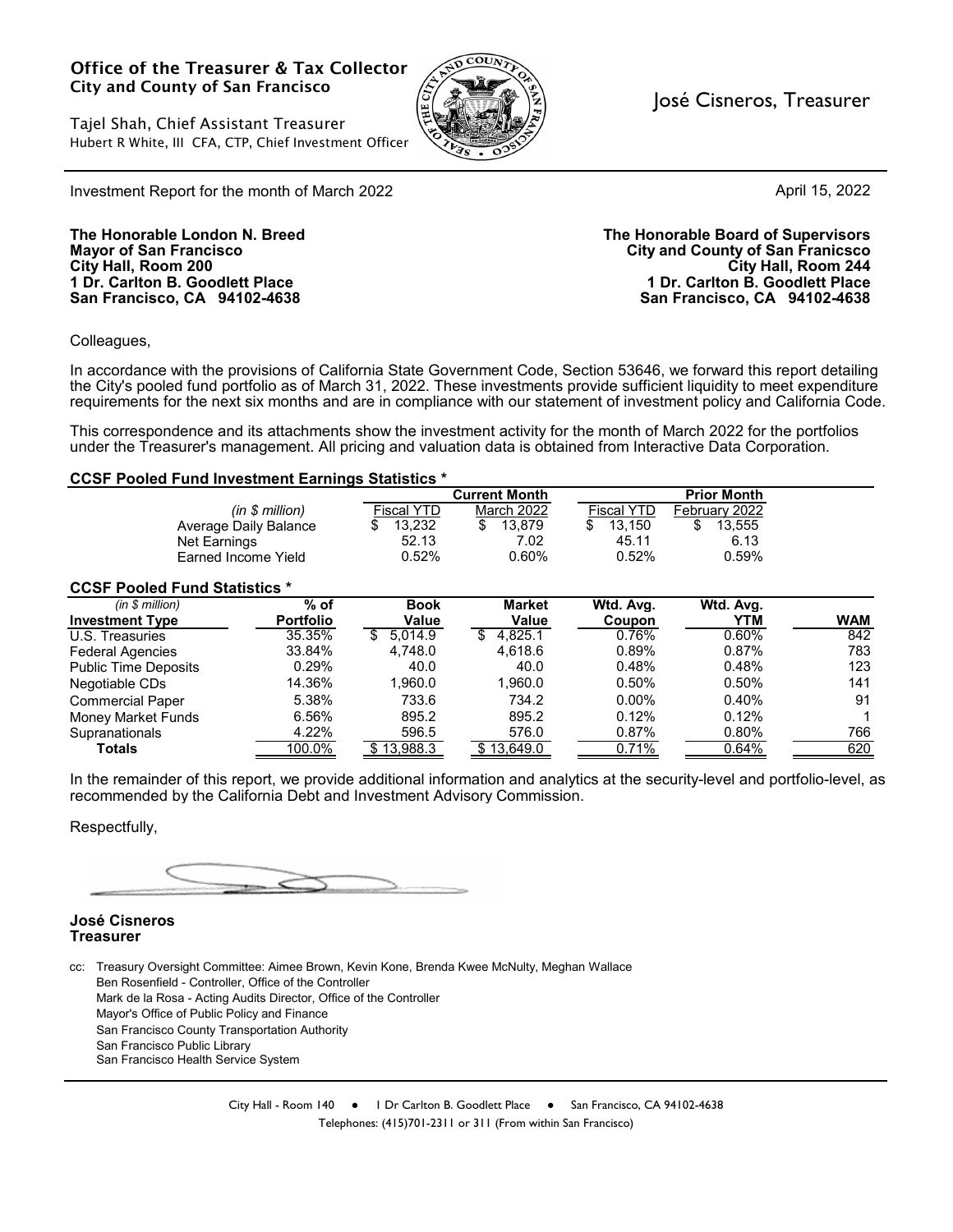**Office of the Treasurer & Tax Collector**
**City and County of San Francisco**

Tajel Shah, Chief Assistant Treasurer
Hubert R White, III CFA, CTP, Chief Investment Officer

José Cisneros, Treasurer

Investment Report for the month of March 2022

April 15, 2022

**The Honorable London N. Breed**
**Mayor of San Francisco**
**City Hall, Room 200**
**1 Dr. Carlton B. Goodlett Place**
**San Francisco, CA 94102-4638**

**The Honorable Board of Supervisors**
**City and County of San Franicsco**
**City Hall, Room 244**
**1 Dr. Carlton B. Goodlett Place**
**San Francisco, CA 94102-4638**

Colleagues,

In accordance with the provisions of California State Government Code, Section 53646, we forward this report detailing the City's pooled fund portfolio as of March 31, 2022. These investments provide sufficient liquidity to meet expenditure requirements for the next six months and are in compliance with our statement of investment policy and California Code.

This correspondence and its attachments show the investment activity for the month of March 2022 for the portfolios under the Treasurer's management. All pricing and valuation data is obtained from Interactive Data Corporation.

**CCSF Pooled Fund Investment Earnings Statistics \***

| *(in $ million)* | Current Month | | Prior Month | |
|---|---|---|---|---|
| | Fiscal YTD | March 2022 | Fiscal YTD | February 2022 |
| Average Daily Balance | $ 13,232 | $ 13,879 | $ 13,150 | $ 13,555 |
| Net Earnings | 52.13 | 7.02 | 45.11 | 6.13 |
| Earned Income Yield | 0.52% | 0.60% | 0.52% | 0.59% |

**CCSF Pooled Fund Statistics \***

| *(in $ million)* **Investment Type** | **% of Portfolio** | **Book Value** | **Market Value** | **Wtd. Avg. Coupon** | **Wtd. Avg. YTM** | **WAM** |
|---|---|---|---|---|---|---|
| U.S. Treasuries | 35.35% | $ 5,014.9 | $ 4,825.1 | 0.76% | 0.60% | 842 |
| Federal Agencies | 33.84% | 4,748.0 | 4,618.6 | 0.89% | 0.87% | 783 |
| Public Time Deposits | 0.29% | 40.0 | 40.0 | 0.48% | 0.48% | 123 |
| Negotiable CDs | 14.36% | 1,960.0 | 1,960.0 | 0.50% | 0.50% | 141 |
| Commercial Paper | 5.38% | 733.6 | 734.2 | 0.00% | 0.40% | 91 |
| Money Market Funds | 6.56% | 895.2 | 895.2 | 0.12% | 0.12% | 1 |
| Supranationals | 4.22% | 596.5 | 576.0 | 0.87% | 0.80% | 766 |
| **Totals** | 100.0% | $ 13,988.3 | $ 13,649.0 | 0.71% | 0.64% | 620 |

In the remainder of this report, we provide additional information and analytics at the security-level and portfolio-level, as recommended by the California Debt and Investment Advisory Commission.

Respectfully,

**José Cisneros**
**Treasurer**

cc: Treasury Oversight Committee: Aimee Brown, Kevin Kone, Brenda Kwee McNulty, Meghan Wallace
Ben Rosenfield - Controller, Office of the Controller
Mark de la Rosa - Acting Audits Director, Office of the Controller
Mayor's Office of Public Policy and Finance
San Francisco County Transportation Authority
San Francisco Public Library
San Francisco Health Service System

City Hall - Room 140 ● 1 Dr Carlton B. Goodlett Place ● San Francisco, CA 94102-4638
Telephones: (415)701-2311 or 311 (From within San Francisco)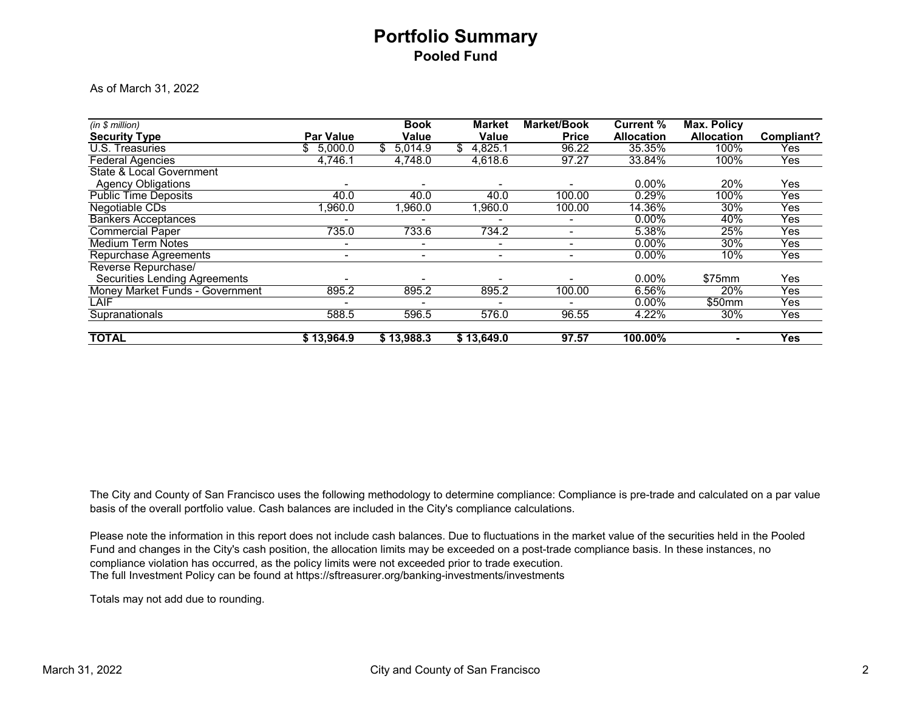# Portfolio Summary

## Pooled Fund

As of March 31, 2022

| *(in $ million)* Security Type | Par Value | Book Value | Market Value | Market/Book Price | Current % Allocation | Max. Policy Allocation | Compliant? |
|---|---|---|---|---|---|---|---|
| U.S. Treasuries | $ 5,000.0 | $ 5,014.9 | $ 4,825.1 | 96.22 | 35.35% | 100% | Yes |
| Federal Agencies | 4,746.1 | 4,748.0 | 4,618.6 | 97.27 | 33.84% | 100% | Yes |
| State & Local Government Agency Obligations | - | - | - | - | 0.00% | 20% | Yes |
| Public Time Deposits | 40.0 | 40.0 | 40.0 | 100.00 | 0.29% | 100% | Yes |
| Negotiable CDs | 1,960.0 | 1,960.0 | 1,960.0 | 100.00 | 14.36% | 30% | Yes |
| Bankers Acceptances | - | - | - | - | 0.00% | 40% | Yes |
| Commercial Paper | 735.0 | 733.6 | 734.2 | - | 5.38% | 25% | Yes |
| Medium Term Notes | - | - | - | - | 0.00% | 30% | Yes |
| Repurchase Agreements | - | - | - | - | 0.00% | 10% | Yes |
| Reverse Repurchase/ Securities Lending Agreements | - | - | - | - | 0.00% | $75mm | Yes |
| Money Market Funds - Government | 895.2 | 895.2 | 895.2 | 100.00 | 6.56% | 20% | Yes |
| LAIF | - | - | - | - | 0.00% | $50mm | Yes |
| Supranationals | 588.5 | 596.5 | 576.0 | 96.55 | 4.22% | 30% | Yes |
| **TOTAL** | **$ 13,964.9** | **$ 13,988.3** | **$ 13,649.0** | **97.57** | **100.00%** | **-** | **Yes** |

The City and County of San Francisco uses the following methodology to determine compliance: Compliance is pre-trade and calculated on a par value basis of the overall portfolio value. Cash balances are included in the City's compliance calculations.

Please note the information in this report does not include cash balances. Due to fluctuations in the market value of the securities held in the Pooled Fund and changes in the City's cash position, the allocation limits may be exceeded on a post-trade compliance basis. In these instances, no compliance violation has occurred, as the policy limits were not exceeded prior to trade execution.
The full Investment Policy can be found at https://sftreasurer.org/banking-investments/investments

Totals may not add due to rounding.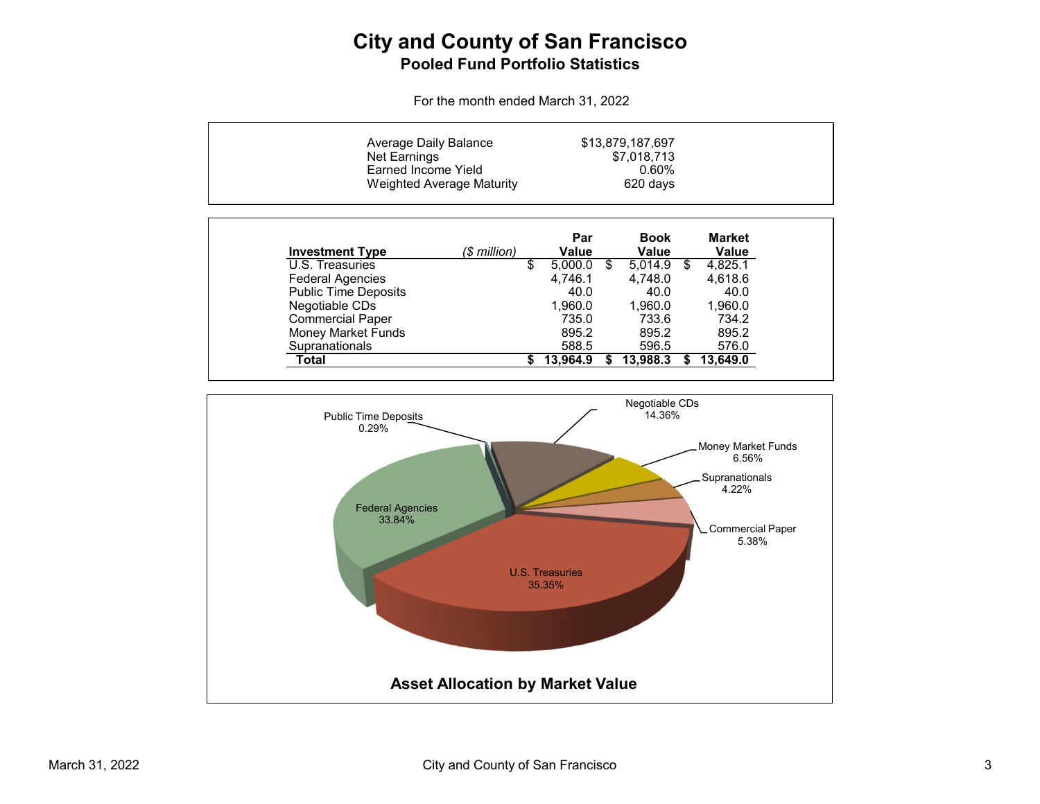# City and County of San Francisco

## Pooled Fund Portfolio Statistics

For the month ended March 31, 2022

| | |
|---|---|
| Average Daily Balance | $13,879,187,697 |
| Net Earnings | $7,018,713 |
| Earned Income Yield | 0.60% |
| Weighted Average Maturity | 620 days |

| Investment Type | *($ million)* | Par Value | Book Value | Market Value |
|---|---|---|---|---|
| U.S. Treasuries | | $ 5,000.0 | $ 5,014.9 | $ 4,825.1 |
| Federal Agencies | | 4,746.1 | 4,748.0 | 4,618.6 |
| Public Time Deposits | | 40.0 | 40.0 | 40.0 |
| Negotiable CDs | | 1,960.0 | 1,960.0 | 1,960.0 |
| Commercial Paper | | 735.0 | 733.6 | 734.2 |
| Money Market Funds | | 895.2 | 895.2 | 895.2 |
| Supranationals | | 588.5 | 596.5 | 576.0 |
| **Total** | | **$ 13,964.9** | **$ 13,988.3** | **$ 13,649.0** |

| Investment Type | Allocation |
|---|---|
| U.S. Treasuries | 35.35% |
| Federal Agencies | 33.84% |
| Public Time Deposits | 0.29% |
| Negotiable CDs | 14.36% |
| Money Market Funds | 6.56% |
| Supranationals | 4.22% |
| Commercial Paper | 5.38% |

**Asset Allocation by Market Value**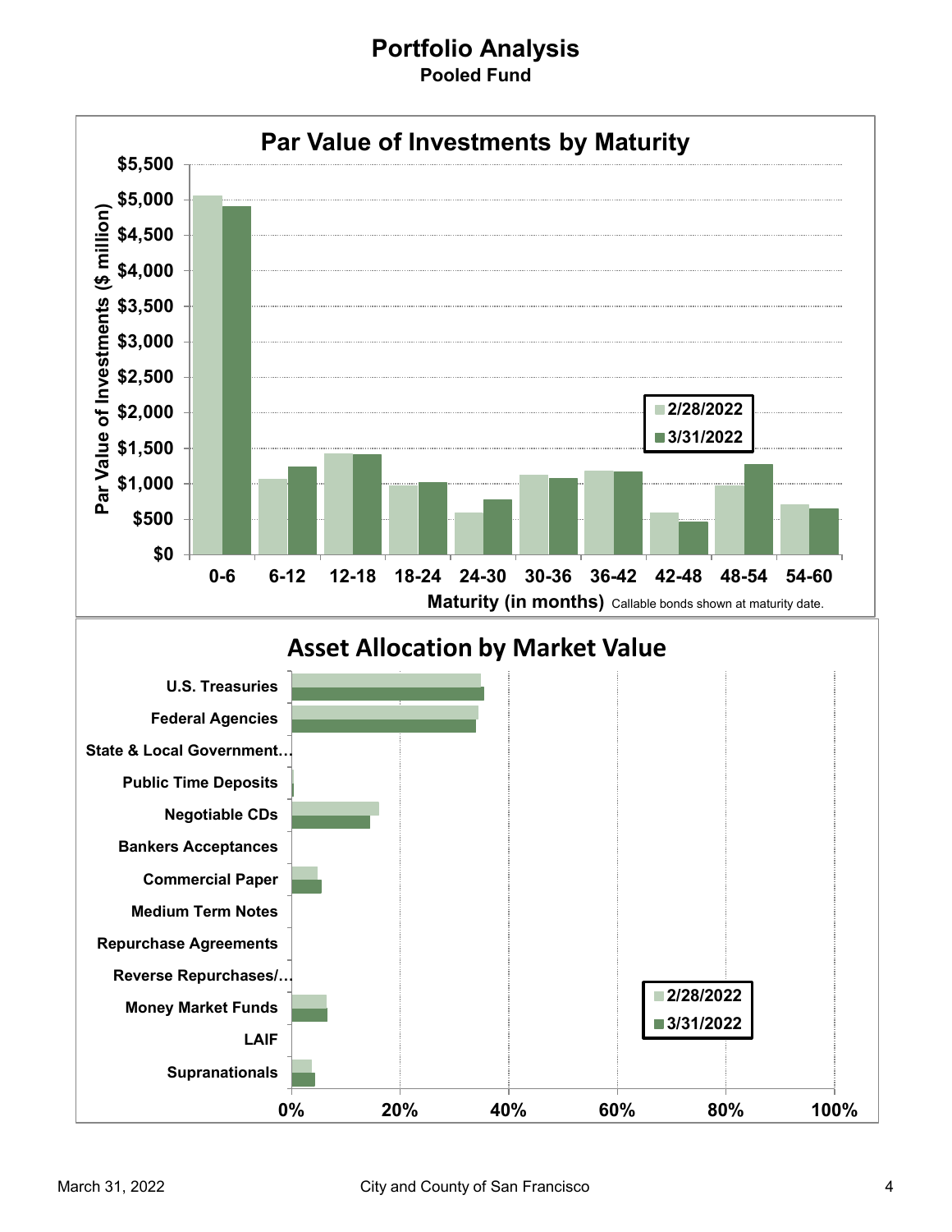# Portfolio Analysis

## Pooled Fund

### Par Value of Investments by Maturity

Par Value of Investments ($ million)

$5,500
$5,000
$4,500
$4,000
$3,500
$3,000
$2,500
$2,000
$1,500
$1,000
$500
$0

0-6 | 6-12 | 12-18 | 18-24 | 24-30 | 30-36 | 36-42 | 42-48 | 48-54 | 54-60

2/28/2022
3/31/2022

**Maturity (in months)** Callable bonds shown at maturity date.

### Asset Allocation by Market Value

U.S. Treasuries
Federal Agencies
State & Local Government…
Public Time Deposits
Negotiable CDs
Bankers Acceptances
Commercial Paper
Medium Term Notes
Repurchase Agreements
Reverse Repurchases/…
Money Market Funds
LAIF
Supranationals

0% | 20% | 40% | 60% | 80% | 100%

2/28/2022
3/31/2022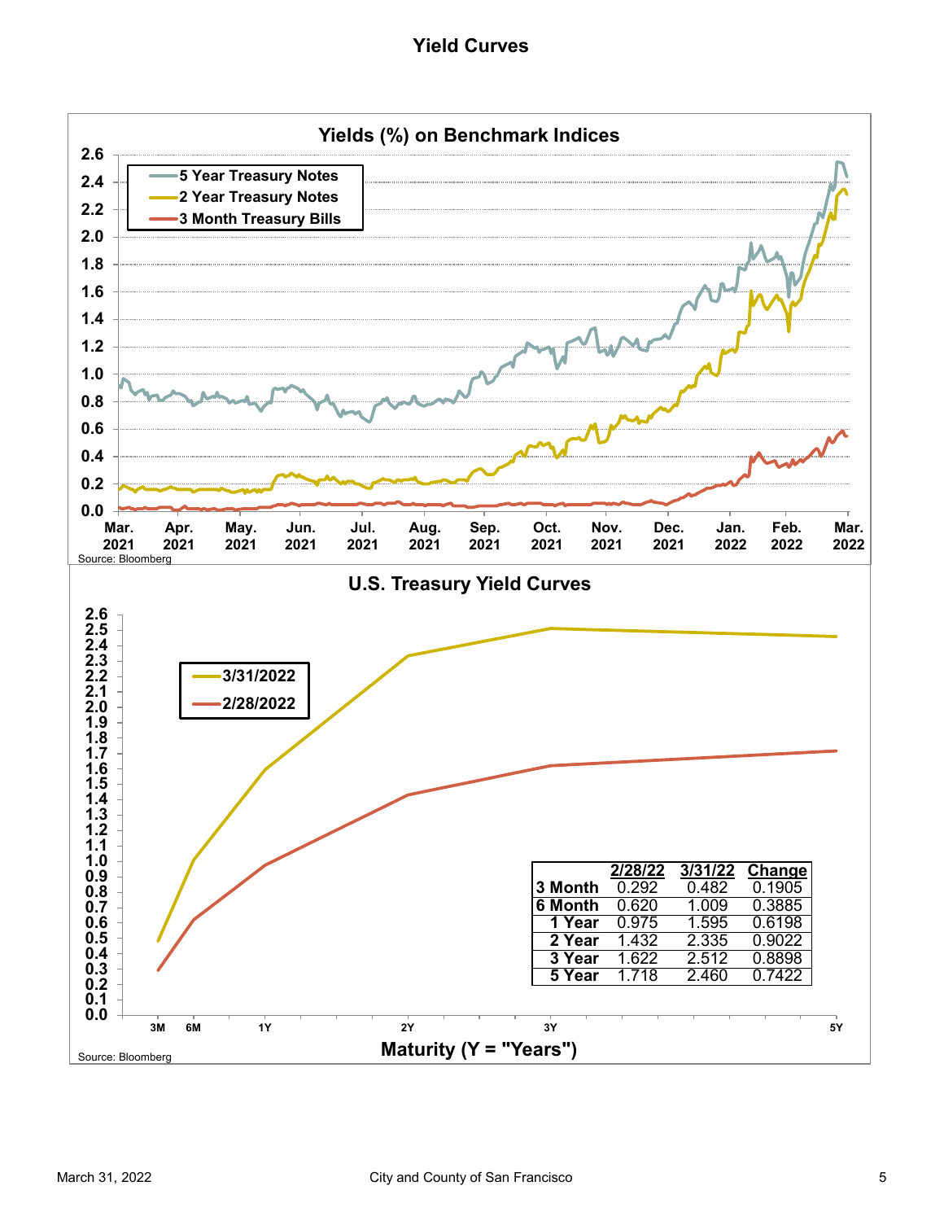# Yield Curves

## Yields (%) on Benchmark Indices

- 5 Year Treasury Notes
- 2 Year Treasury Notes
- 3 Month Treasury Bills

Source: Bloomberg

## U.S. Treasury Yield Curves

- 3/31/2022
- 2/28/2022

| | 2/28/22 | 3/31/22 | Change |
|---|---|---|---|
| 3 Month | 0.292 | 0.482 | 0.1905 |
| 6 Month | 0.620 | 1.009 | 0.3885 |
| 1 Year | 0.975 | 1.595 | 0.6198 |
| 2 Year | 1.432 | 2.335 | 0.9022 |
| 3 Year | 1.622 | 2.512 | 0.8898 |
| 5 Year | 1.718 | 2.460 | 0.7422 |

Maturity (Y = "Years")

Source: Bloomberg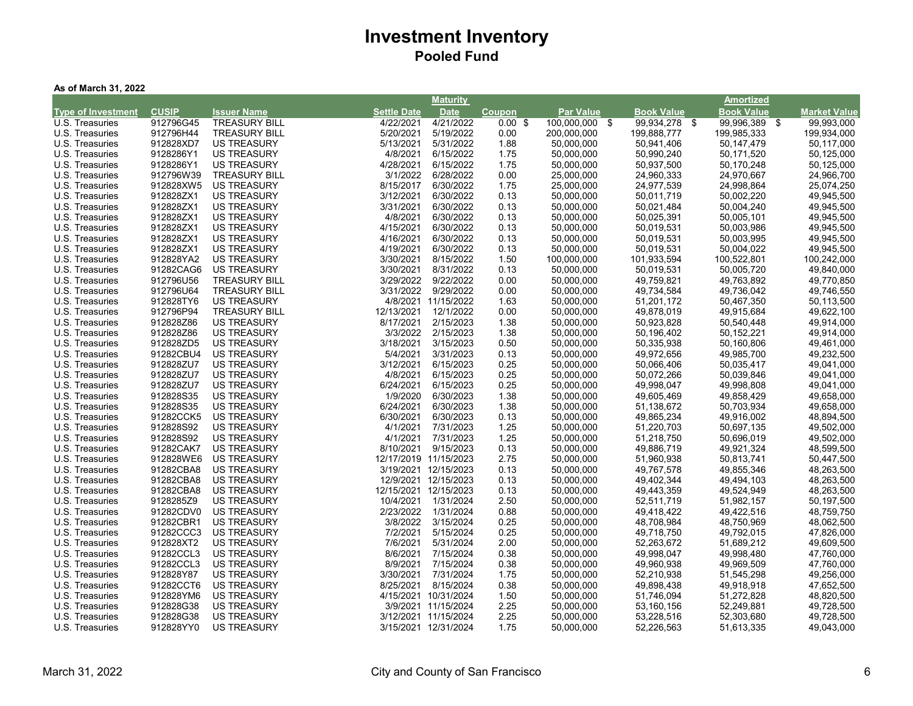# Investment Inventory

## Pooled Fund

**As of March 31, 2022**

| Type of Investment | CUSIP | Issuer Name | Settle Date | Maturity Date | Coupon | Par Value | Book Value | Amortized Book Value | Market Value |
|---|---|---|---|---|---|---|---|---|---|
| U.S. Treasuries | 912796G45 | TREASURY BILL | 4/22/2021 | 4/21/2022 | 0.00 | $ 100,000,000 | $ 99,934,278 | $ 99,996,389 | $ 99,993,000 |
| U.S. Treasuries | 912796H44 | TREASURY BILL | 5/20/2021 | 5/19/2022 | 0.00 | 200,000,000 | 199,888,777 | 199,985,333 | 199,934,000 |
| U.S. Treasuries | 912828XD7 | US TREASURY | 5/13/2021 | 5/31/2022 | 1.88 | 50,000,000 | 50,941,406 | 50,147,479 | 50,117,000 |
| U.S. Treasuries | 9128286Y1 | US TREASURY | 4/8/2021 | 6/15/2022 | 1.75 | 50,000,000 | 50,990,240 | 50,171,520 | 50,125,000 |
| U.S. Treasuries | 9128286Y1 | US TREASURY | 4/28/2021 | 6/15/2022 | 1.75 | 50,000,000 | 50,937,500 | 50,170,248 | 50,125,000 |
| U.S. Treasuries | 912796W39 | TREASURY BILL | 3/1/2022 | 6/28/2022 | 0.00 | 25,000,000 | 24,960,333 | 24,970,667 | 24,966,700 |
| U.S. Treasuries | 912828XW5 | US TREASURY | 8/15/2017 | 6/30/2022 | 1.75 | 25,000,000 | 24,977,539 | 24,998,864 | 25,074,250 |
| U.S. Treasuries | 912828ZX1 | US TREASURY | 3/12/2021 | 6/30/2022 | 0.13 | 50,000,000 | 50,011,719 | 50,002,220 | 49,945,500 |
| U.S. Treasuries | 912828ZX1 | US TREASURY | 3/31/2021 | 6/30/2022 | 0.13 | 50,000,000 | 50,021,484 | 50,004,240 | 49,945,500 |
| U.S. Treasuries | 912828ZX1 | US TREASURY | 4/8/2021 | 6/30/2022 | 0.13 | 50,000,000 | 50,025,391 | 50,005,101 | 49,945,500 |
| U.S. Treasuries | 912828ZX1 | US TREASURY | 4/15/2021 | 6/30/2022 | 0.13 | 50,000,000 | 50,019,531 | 50,003,986 | 49,945,500 |
| U.S. Treasuries | 912828ZX1 | US TREASURY | 4/16/2021 | 6/30/2022 | 0.13 | 50,000,000 | 50,019,531 | 50,003,995 | 49,945,500 |
| U.S. Treasuries | 912828ZX1 | US TREASURY | 4/19/2021 | 6/30/2022 | 0.13 | 50,000,000 | 50,019,531 | 50,004,022 | 49,945,500 |
| U.S. Treasuries | 912828YA2 | US TREASURY | 3/30/2021 | 8/15/2022 | 1.50 | 100,000,000 | 101,933,594 | 100,522,801 | 100,242,000 |
| U.S. Treasuries | 91282CAG6 | US TREASURY | 3/30/2021 | 8/31/2022 | 0.13 | 50,000,000 | 50,019,531 | 50,005,720 | 49,840,000 |
| U.S. Treasuries | 912796U56 | TREASURY BILL | 3/29/2022 | 9/22/2022 | 0.00 | 50,000,000 | 49,759,821 | 49,763,892 | 49,770,850 |
| U.S. Treasuries | 912796U64 | TREASURY BILL | 3/31/2022 | 9/29/2022 | 0.00 | 50,000,000 | 49,734,584 | 49,736,042 | 49,746,550 |
| U.S. Treasuries | 912828TY6 | US TREASURY | 4/8/2021 | 11/15/2022 | 1.63 | 50,000,000 | 51,201,172 | 50,467,350 | 50,113,500 |
| U.S. Treasuries | 912796P94 | TREASURY BILL | 12/13/2021 | 12/1/2022 | 0.00 | 50,000,000 | 49,878,019 | 49,915,684 | 49,622,100 |
| U.S. Treasuries | 912828Z86 | US TREASURY | 8/17/2021 | 2/15/2023 | 1.38 | 50,000,000 | 50,923,828 | 50,540,448 | 49,914,000 |
| U.S. Treasuries | 912828Z86 | US TREASURY | 3/3/2022 | 2/15/2023 | 1.38 | 50,000,000 | 50,196,402 | 50,152,221 | 49,914,000 |
| U.S. Treasuries | 912828ZD5 | US TREASURY | 3/18/2021 | 3/15/2023 | 0.50 | 50,000,000 | 50,335,938 | 50,160,806 | 49,461,000 |
| U.S. Treasuries | 91282CBU4 | US TREASURY | 5/4/2021 | 3/31/2023 | 0.13 | 50,000,000 | 49,972,656 | 49,985,700 | 49,232,500 |
| U.S. Treasuries | 912828ZU7 | US TREASURY | 3/12/2021 | 6/15/2023 | 0.25 | 50,000,000 | 50,066,406 | 50,035,417 | 49,041,000 |
| U.S. Treasuries | 912828ZU7 | US TREASURY | 4/8/2021 | 6/15/2023 | 0.25 | 50,000,000 | 50,072,266 | 50,039,846 | 49,041,000 |
| U.S. Treasuries | 912828ZU7 | US TREASURY | 6/24/2021 | 6/15/2023 | 0.25 | 50,000,000 | 49,998,047 | 49,998,808 | 49,041,000 |
| U.S. Treasuries | 912828S35 | US TREASURY | 1/9/2020 | 6/30/2023 | 1.38 | 50,000,000 | 49,605,469 | 49,858,429 | 49,658,000 |
| U.S. Treasuries | 912828S35 | US TREASURY | 6/24/2021 | 6/30/2023 | 1.38 | 50,000,000 | 51,138,672 | 50,703,934 | 49,658,000 |
| U.S. Treasuries | 91282CCK5 | US TREASURY | 6/30/2021 | 6/30/2023 | 0.13 | 50,000,000 | 49,865,234 | 49,916,002 | 48,894,500 |
| U.S. Treasuries | 912828S92 | US TREASURY | 4/1/2021 | 7/31/2023 | 1.25 | 50,000,000 | 51,220,703 | 50,697,135 | 49,502,000 |
| U.S. Treasuries | 912828S92 | US TREASURY | 4/1/2021 | 7/31/2023 | 1.25 | 50,000,000 | 51,218,750 | 50,696,019 | 49,502,000 |
| U.S. Treasuries | 91282CAK7 | US TREASURY | 8/10/2021 | 9/15/2023 | 0.13 | 50,000,000 | 49,886,719 | 49,921,324 | 48,599,500 |
| U.S. Treasuries | 912828WE6 | US TREASURY | 12/17/2019 | 11/15/2023 | 2.75 | 50,000,000 | 51,960,938 | 50,813,741 | 50,447,500 |
| U.S. Treasuries | 91282CBA8 | US TREASURY | 3/19/2021 | 12/15/2023 | 0.13 | 50,000,000 | 49,767,578 | 49,855,346 | 48,263,500 |
| U.S. Treasuries | 91282CBA8 | US TREASURY | 12/9/2021 | 12/15/2023 | 0.13 | 50,000,000 | 49,402,344 | 49,494,103 | 48,263,500 |
| U.S. Treasuries | 91282CBA8 | US TREASURY | 12/15/2021 | 12/15/2023 | 0.13 | 50,000,000 | 49,443,359 | 49,524,949 | 48,263,500 |
| U.S. Treasuries | 9128285Z9 | US TREASURY | 10/4/2021 | 1/31/2024 | 2.50 | 50,000,000 | 52,511,719 | 51,982,157 | 50,197,500 |
| U.S. Treasuries | 91282CDV0 | US TREASURY | 2/23/2022 | 1/31/2024 | 0.88 | 50,000,000 | 49,418,422 | 49,422,516 | 48,759,750 |
| U.S. Treasuries | 91282CBR1 | US TREASURY | 3/8/2022 | 3/15/2024 | 0.25 | 50,000,000 | 48,708,984 | 48,750,969 | 48,062,500 |
| U.S. Treasuries | 91282CCC3 | US TREASURY | 7/2/2021 | 5/15/2024 | 0.25 | 50,000,000 | 49,718,750 | 49,792,015 | 47,826,000 |
| U.S. Treasuries | 912828XT2 | US TREASURY | 7/6/2021 | 5/31/2024 | 2.00 | 50,000,000 | 52,263,672 | 51,689,212 | 49,609,500 |
| U.S. Treasuries | 91282CCL3 | US TREASURY | 8/6/2021 | 7/15/2024 | 0.38 | 50,000,000 | 49,998,047 | 49,998,480 | 47,760,000 |
| U.S. Treasuries | 91282CCL3 | US TREASURY | 8/9/2021 | 7/15/2024 | 0.38 | 50,000,000 | 49,960,938 | 49,969,509 | 47,760,000 |
| U.S. Treasuries | 912828Y87 | US TREASURY | 3/30/2021 | 7/31/2024 | 1.75 | 50,000,000 | 52,210,938 | 51,545,298 | 49,256,000 |
| U.S. Treasuries | 91282CCT6 | US TREASURY | 8/25/2021 | 8/15/2024 | 0.38 | 50,000,000 | 49,898,438 | 49,918,918 | 47,652,500 |
| U.S. Treasuries | 912828YM6 | US TREASURY | 4/15/2021 | 10/31/2024 | 1.50 | 50,000,000 | 51,746,094 | 51,272,828 | 48,820,500 |
| U.S. Treasuries | 912828G38 | US TREASURY | 3/9/2021 | 11/15/2024 | 2.25 | 50,000,000 | 53,160,156 | 52,249,881 | 49,728,500 |
| U.S. Treasuries | 912828G38 | US TREASURY | 3/12/2021 | 11/15/2024 | 2.25 | 50,000,000 | 53,228,516 | 52,303,680 | 49,728,500 |
| U.S. Treasuries | 912828YY0 | US TREASURY | 3/15/2021 | 12/31/2024 | 1.75 | 50,000,000 | 52,226,563 | 51,613,335 | 49,043,000 |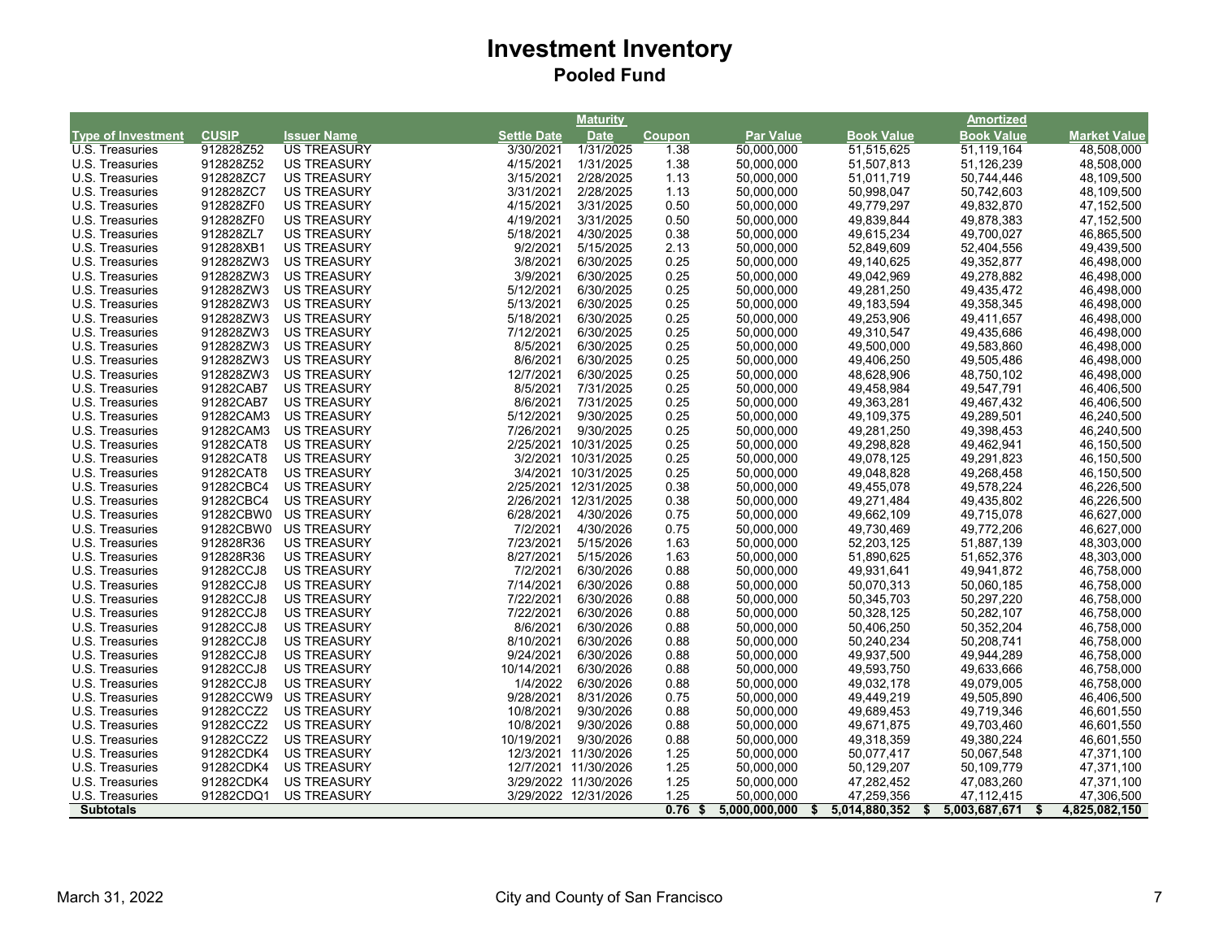# Investment Inventory

## Pooled Fund

| Type of Investment | CUSIP | Issuer Name | Settle Date | Maturity Date | Coupon | Par Value | Book Value | Amortized Book Value | Market Value |
|---|---|---|---|---|---|---|---|---|---|
| U.S. Treasuries | 912828Z52 | US TREASURY | 3/30/2021 | 1/31/2025 | 1.38 | 50,000,000 | 51,515,625 | 51,119,164 | 48,508,000 |
| U.S. Treasuries | 912828Z52 | US TREASURY | 4/15/2021 | 1/31/2025 | 1.38 | 50,000,000 | 51,507,813 | 51,126,239 | 48,508,000 |
| U.S. Treasuries | 912828ZC7 | US TREASURY | 3/15/2021 | 2/28/2025 | 1.13 | 50,000,000 | 51,011,719 | 50,744,446 | 48,109,500 |
| U.S. Treasuries | 912828ZC7 | US TREASURY | 3/31/2021 | 2/28/2025 | 1.13 | 50,000,000 | 50,998,047 | 50,742,603 | 48,109,500 |
| U.S. Treasuries | 912828ZF0 | US TREASURY | 4/15/2021 | 3/31/2025 | 0.50 | 50,000,000 | 49,779,297 | 49,832,870 | 47,152,500 |
| U.S. Treasuries | 912828ZF0 | US TREASURY | 4/19/2021 | 3/31/2025 | 0.50 | 50,000,000 | 49,839,844 | 49,878,383 | 47,152,500 |
| U.S. Treasuries | 912828ZL7 | US TREASURY | 5/18/2021 | 4/30/2025 | 0.38 | 50,000,000 | 49,615,234 | 49,700,027 | 46,865,500 |
| U.S. Treasuries | 912828XB1 | US TREASURY | 9/2/2021 | 5/15/2025 | 2.13 | 50,000,000 | 52,849,609 | 52,404,556 | 49,439,500 |
| U.S. Treasuries | 912828ZW3 | US TREASURY | 3/8/2021 | 6/30/2025 | 0.25 | 50,000,000 | 49,140,625 | 49,352,877 | 46,498,000 |
| U.S. Treasuries | 912828ZW3 | US TREASURY | 3/9/2021 | 6/30/2025 | 0.25 | 50,000,000 | 49,042,969 | 49,278,882 | 46,498,000 |
| U.S. Treasuries | 912828ZW3 | US TREASURY | 5/12/2021 | 6/30/2025 | 0.25 | 50,000,000 | 49,281,250 | 49,435,472 | 46,498,000 |
| U.S. Treasuries | 912828ZW3 | US TREASURY | 5/13/2021 | 6/30/2025 | 0.25 | 50,000,000 | 49,183,594 | 49,358,345 | 46,498,000 |
| U.S. Treasuries | 912828ZW3 | US TREASURY | 5/18/2021 | 6/30/2025 | 0.25 | 50,000,000 | 49,253,906 | 49,411,657 | 46,498,000 |
| U.S. Treasuries | 912828ZW3 | US TREASURY | 7/12/2021 | 6/30/2025 | 0.25 | 50,000,000 | 49,310,547 | 49,435,686 | 46,498,000 |
| U.S. Treasuries | 912828ZW3 | US TREASURY | 8/5/2021 | 6/30/2025 | 0.25 | 50,000,000 | 49,500,000 | 49,583,860 | 46,498,000 |
| U.S. Treasuries | 912828ZW3 | US TREASURY | 8/6/2021 | 6/30/2025 | 0.25 | 50,000,000 | 49,406,250 | 49,505,486 | 46,498,000 |
| U.S. Treasuries | 912828ZW3 | US TREASURY | 12/7/2021 | 6/30/2025 | 0.25 | 50,000,000 | 48,628,906 | 48,750,102 | 46,498,000 |
| U.S. Treasuries | 91282CAB7 | US TREASURY | 8/5/2021 | 7/31/2025 | 0.25 | 50,000,000 | 49,458,984 | 49,547,791 | 46,406,500 |
| U.S. Treasuries | 91282CAB7 | US TREASURY | 8/6/2021 | 7/31/2025 | 0.25 | 50,000,000 | 49,363,281 | 49,467,432 | 46,406,500 |
| U.S. Treasuries | 91282CAM3 | US TREASURY | 5/12/2021 | 9/30/2025 | 0.25 | 50,000,000 | 49,109,375 | 49,289,501 | 46,240,500 |
| U.S. Treasuries | 91282CAM3 | US TREASURY | 7/26/2021 | 9/30/2025 | 0.25 | 50,000,000 | 49,281,250 | 49,398,453 | 46,240,500 |
| U.S. Treasuries | 91282CAT8 | US TREASURY | 2/25/2021 | 10/31/2025 | 0.25 | 50,000,000 | 49,298,828 | 49,462,941 | 46,150,500 |
| U.S. Treasuries | 91282CAT8 | US TREASURY | 3/2/2021 | 10/31/2025 | 0.25 | 50,000,000 | 49,078,125 | 49,291,823 | 46,150,500 |
| U.S. Treasuries | 91282CAT8 | US TREASURY | 3/4/2021 | 10/31/2025 | 0.25 | 50,000,000 | 49,048,828 | 49,268,458 | 46,150,500 |
| U.S. Treasuries | 91282CBC4 | US TREASURY | 2/25/2021 | 12/31/2025 | 0.38 | 50,000,000 | 49,455,078 | 49,578,224 | 46,226,500 |
| U.S. Treasuries | 91282CBC4 | US TREASURY | 2/26/2021 | 12/31/2025 | 0.38 | 50,000,000 | 49,271,484 | 49,435,802 | 46,226,500 |
| U.S. Treasuries | 91282CBW0 | US TREASURY | 6/28/2021 | 4/30/2026 | 0.75 | 50,000,000 | 49,662,109 | 49,715,078 | 46,627,000 |
| U.S. Treasuries | 91282CBW0 | US TREASURY | 7/2/2021 | 4/30/2026 | 0.75 | 50,000,000 | 49,730,469 | 49,772,206 | 46,627,000 |
| U.S. Treasuries | 912828R36 | US TREASURY | 7/23/2021 | 5/15/2026 | 1.63 | 50,000,000 | 52,203,125 | 51,887,139 | 48,303,000 |
| U.S. Treasuries | 912828R36 | US TREASURY | 8/27/2021 | 5/15/2026 | 1.63 | 50,000,000 | 51,890,625 | 51,652,376 | 48,303,000 |
| U.S. Treasuries | 91282CCJ8 | US TREASURY | 7/2/2021 | 6/30/2026 | 0.88 | 50,000,000 | 49,931,641 | 49,941,872 | 46,758,000 |
| U.S. Treasuries | 91282CCJ8 | US TREASURY | 7/14/2021 | 6/30/2026 | 0.88 | 50,000,000 | 50,070,313 | 50,060,185 | 46,758,000 |
| U.S. Treasuries | 91282CCJ8 | US TREASURY | 7/22/2021 | 6/30/2026 | 0.88 | 50,000,000 | 50,345,703 | 50,297,220 | 46,758,000 |
| U.S. Treasuries | 91282CCJ8 | US TREASURY | 7/22/2021 | 6/30/2026 | 0.88 | 50,000,000 | 50,328,125 | 50,282,107 | 46,758,000 |
| U.S. Treasuries | 91282CCJ8 | US TREASURY | 8/6/2021 | 6/30/2026 | 0.88 | 50,000,000 | 50,406,250 | 50,352,204 | 46,758,000 |
| U.S. Treasuries | 91282CCJ8 | US TREASURY | 8/10/2021 | 6/30/2026 | 0.88 | 50,000,000 | 50,240,234 | 50,208,741 | 46,758,000 |
| U.S. Treasuries | 91282CCJ8 | US TREASURY | 9/24/2021 | 6/30/2026 | 0.88 | 50,000,000 | 49,937,500 | 49,944,289 | 46,758,000 |
| U.S. Treasuries | 91282CCJ8 | US TREASURY | 10/14/2021 | 6/30/2026 | 0.88 | 50,000,000 | 49,593,750 | 49,633,666 | 46,758,000 |
| U.S. Treasuries | 91282CCJ8 | US TREASURY | 1/4/2022 | 6/30/2026 | 0.88 | 50,000,000 | 49,032,178 | 49,079,005 | 46,758,000 |
| U.S. Treasuries | 91282CCW9 | US TREASURY | 9/28/2021 | 8/31/2026 | 0.75 | 50,000,000 | 49,449,219 | 49,505,890 | 46,406,500 |
| U.S. Treasuries | 91282CCZ2 | US TREASURY | 10/8/2021 | 9/30/2026 | 0.88 | 50,000,000 | 49,689,453 | 49,719,346 | 46,601,550 |
| U.S. Treasuries | 91282CCZ2 | US TREASURY | 10/8/2021 | 9/30/2026 | 0.88 | 50,000,000 | 49,671,875 | 49,703,460 | 46,601,550 |
| U.S. Treasuries | 91282CCZ2 | US TREASURY | 10/19/2021 | 9/30/2026 | 0.88 | 50,000,000 | 49,318,359 | 49,380,224 | 46,601,550 |
| U.S. Treasuries | 91282CDK4 | US TREASURY | 12/3/2021 | 11/30/2026 | 1.25 | 50,000,000 | 50,077,417 | 50,067,548 | 47,371,100 |
| U.S. Treasuries | 91282CDK4 | US TREASURY | 12/7/2021 | 11/30/2026 | 1.25 | 50,000,000 | 50,129,207 | 50,109,779 | 47,371,100 |
| U.S. Treasuries | 91282CDK4 | US TREASURY | 3/29/2022 | 11/30/2026 | 1.25 | 50,000,000 | 47,282,452 | 47,083,260 | 47,371,100 |
| U.S. Treasuries | 91282CDQ1 | US TREASURY | 3/29/2022 | 12/31/2026 | 1.25 | 50,000,000 | 47,259,356 | 47,112,415 | 47,306,500 |
| **Subtotals** | | | | | **0.76** | **$ 5,000,000,000** | **$ 5,014,880,352** | **$ 5,003,687,671** | **$ 4,825,082,150** |

March 31, 2022 — City and County of San Francisco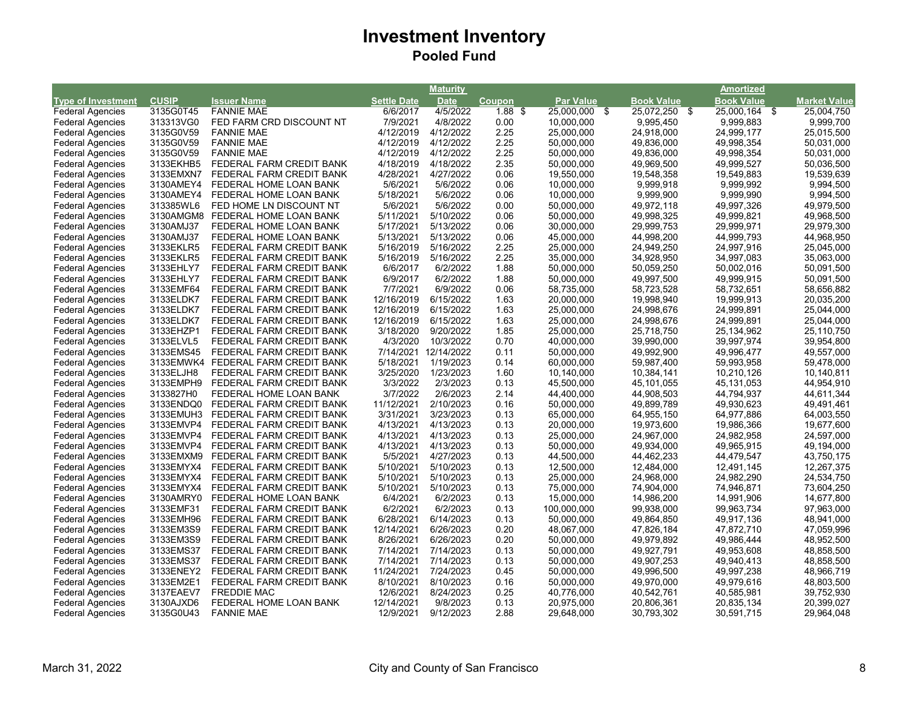# Investment Inventory

## Pooled Fund

| Type of Investment | CUSIP | Issuer Name | Settle Date | Maturity Date | Coupon | Par Value | Book Value | Amortized Book Value | Market Value |
|---|---|---|---|---|---|---|---|---|---|
| Federal Agencies | 3135G0T45 | FANNIE MAE | 6/6/2017 | 4/5/2022 | 1.88 | $ 25,000,000 | $ 25,072,250 | $ 25,000,164 | $ 25,004,750 |
| Federal Agencies | 313313VG0 | FED FARM CRD DISCOUNT NT | 7/9/2021 | 4/8/2022 | 0.00 | 10,000,000 | 9,995,450 | 9,999,883 | 9,999,700 |
| Federal Agencies | 3135G0V59 | FANNIE MAE | 4/12/2019 | 4/12/2022 | 2.25 | 25,000,000 | 24,918,000 | 24,999,177 | 25,015,500 |
| Federal Agencies | 3135G0V59 | FANNIE MAE | 4/12/2019 | 4/12/2022 | 2.25 | 50,000,000 | 49,836,000 | 49,998,354 | 50,031,000 |
| Federal Agencies | 3135G0V59 | FANNIE MAE | 4/12/2019 | 4/12/2022 | 2.25 | 50,000,000 | 49,836,000 | 49,998,354 | 50,031,000 |
| Federal Agencies | 3133EKHB5 | FEDERAL FARM CREDIT BANK | 4/18/2019 | 4/18/2022 | 2.35 | 50,000,000 | 49,969,500 | 49,999,527 | 50,036,500 |
| Federal Agencies | 3133EMXN7 | FEDERAL FARM CREDIT BANK | 4/28/2021 | 4/27/2022 | 0.06 | 19,550,000 | 19,548,358 | 19,549,883 | 19,539,639 |
| Federal Agencies | 3130AMEY4 | FEDERAL HOME LOAN BANK | 5/6/2021 | 5/6/2022 | 0.06 | 10,000,000 | 9,999,918 | 9,999,992 | 9,994,500 |
| Federal Agencies | 3130AMEY4 | FEDERAL HOME LOAN BANK | 5/18/2021 | 5/6/2022 | 0.06 | 10,000,000 | 9,999,900 | 9,999,990 | 9,994,500 |
| Federal Agencies | 313385WL6 | FED HOME LN DISCOUNT NT | 5/6/2021 | 5/6/2022 | 0.00 | 50,000,000 | 49,972,118 | 49,997,326 | 49,979,500 |
| Federal Agencies | 3130AMGM8 | FEDERAL HOME LOAN BANK | 5/11/2021 | 5/10/2022 | 0.06 | 50,000,000 | 49,998,325 | 49,999,821 | 49,968,500 |
| Federal Agencies | 3130AMJ37 | FEDERAL HOME LOAN BANK | 5/17/2021 | 5/13/2022 | 0.06 | 30,000,000 | 29,999,753 | 29,999,971 | 29,979,300 |
| Federal Agencies | 3130AMJ37 | FEDERAL HOME LOAN BANK | 5/13/2021 | 5/13/2022 | 0.06 | 45,000,000 | 44,998,200 | 44,999,793 | 44,968,950 |
| Federal Agencies | 3133EKLR5 | FEDERAL FARM CREDIT BANK | 5/16/2019 | 5/16/2022 | 2.25 | 25,000,000 | 24,949,250 | 24,997,916 | 25,045,000 |
| Federal Agencies | 3133EKLR5 | FEDERAL FARM CREDIT BANK | 5/16/2019 | 5/16/2022 | 2.25 | 35,000,000 | 34,928,950 | 34,997,083 | 35,063,000 |
| Federal Agencies | 3133EHLY7 | FEDERAL FARM CREDIT BANK | 6/6/2017 | 6/2/2022 | 1.88 | 50,000,000 | 50,059,250 | 50,002,016 | 50,091,500 |
| Federal Agencies | 3133EHLY7 | FEDERAL FARM CREDIT BANK | 6/9/2017 | 6/2/2022 | 1.88 | 50,000,000 | 49,997,500 | 49,999,915 | 50,091,500 |
| Federal Agencies | 3133EMF64 | FEDERAL FARM CREDIT BANK | 7/7/2021 | 6/9/2022 | 0.06 | 58,735,000 | 58,723,528 | 58,732,651 | 58,656,882 |
| Federal Agencies | 3133ELDK7 | FEDERAL FARM CREDIT BANK | 12/16/2019 | 6/15/2022 | 1.63 | 20,000,000 | 19,998,940 | 19,999,913 | 20,035,200 |
| Federal Agencies | 3133ELDK7 | FEDERAL FARM CREDIT BANK | 12/16/2019 | 6/15/2022 | 1.63 | 25,000,000 | 24,998,676 | 24,999,891 | 25,044,000 |
| Federal Agencies | 3133ELDK7 | FEDERAL FARM CREDIT BANK | 12/16/2019 | 6/15/2022 | 1.63 | 25,000,000 | 24,998,676 | 24,999,891 | 25,044,000 |
| Federal Agencies | 3133EHZP1 | FEDERAL FARM CREDIT BANK | 3/18/2020 | 9/20/2022 | 1.85 | 25,000,000 | 25,718,750 | 25,134,962 | 25,110,750 |
| Federal Agencies | 3133ELVL5 | FEDERAL FARM CREDIT BANK | 4/3/2020 | 10/3/2022 | 0.70 | 40,000,000 | 39,990,000 | 39,997,974 | 39,954,800 |
| Federal Agencies | 3133EMS45 | FEDERAL FARM CREDIT BANK | 7/14/2021 | 12/14/2022 | 0.11 | 50,000,000 | 49,992,900 | 49,996,477 | 49,557,000 |
| Federal Agencies | 3133EMWK4 | FEDERAL FARM CREDIT BANK | 5/18/2021 | 1/19/2023 | 0.14 | 60,000,000 | 59,987,400 | 59,993,958 | 59,478,000 |
| Federal Agencies | 3133ELJH8 | FEDERAL FARM CREDIT BANK | 3/25/2020 | 1/23/2023 | 1.60 | 10,140,000 | 10,384,141 | 10,210,126 | 10,140,811 |
| Federal Agencies | 3133EMPH9 | FEDERAL FARM CREDIT BANK | 3/3/2022 | 2/3/2023 | 0.13 | 45,500,000 | 45,101,055 | 45,131,053 | 44,954,910 |
| Federal Agencies | 3133827H0 | FEDERAL HOME LOAN BANK | 3/7/2022 | 2/6/2023 | 2.14 | 44,400,000 | 44,908,503 | 44,794,937 | 44,611,344 |
| Federal Agencies | 3133ENDQ0 | FEDERAL FARM CREDIT BANK | 11/12/2021 | 2/10/2023 | 0.16 | 50,000,000 | 49,899,789 | 49,930,623 | 49,491,461 |
| Federal Agencies | 3133EMUH3 | FEDERAL FARM CREDIT BANK | 3/31/2021 | 3/23/2023 | 0.13 | 65,000,000 | 64,955,150 | 64,977,886 | 64,003,550 |
| Federal Agencies | 3133EMVP4 | FEDERAL FARM CREDIT BANK | 4/13/2021 | 4/13/2023 | 0.13 | 20,000,000 | 19,973,600 | 19,986,366 | 19,677,600 |
| Federal Agencies | 3133EMVP4 | FEDERAL FARM CREDIT BANK | 4/13/2021 | 4/13/2023 | 0.13 | 25,000,000 | 24,967,000 | 24,982,958 | 24,597,000 |
| Federal Agencies | 3133EMVP4 | FEDERAL FARM CREDIT BANK | 4/13/2021 | 4/13/2023 | 0.13 | 50,000,000 | 49,934,000 | 49,965,915 | 49,194,000 |
| Federal Agencies | 3133EMXM9 | FEDERAL FARM CREDIT BANK | 5/5/2021 | 4/27/2023 | 0.13 | 44,500,000 | 44,462,233 | 44,479,547 | 43,750,175 |
| Federal Agencies | 3133EMYX4 | FEDERAL FARM CREDIT BANK | 5/10/2021 | 5/10/2023 | 0.13 | 12,500,000 | 12,484,000 | 12,491,145 | 12,267,375 |
| Federal Agencies | 3133EMYX4 | FEDERAL FARM CREDIT BANK | 5/10/2021 | 5/10/2023 | 0.13 | 25,000,000 | 24,968,000 | 24,982,290 | 24,534,750 |
| Federal Agencies | 3133EMYX4 | FEDERAL FARM CREDIT BANK | 5/10/2021 | 5/10/2023 | 0.13 | 75,000,000 | 74,904,000 | 74,946,871 | 73,604,250 |
| Federal Agencies | 3130AMRY0 | FEDERAL HOME LOAN BANK | 6/4/2021 | 6/2/2023 | 0.13 | 15,000,000 | 14,986,200 | 14,991,906 | 14,677,800 |
| Federal Agencies | 3133EMF31 | FEDERAL FARM CREDIT BANK | 6/2/2021 | 6/2/2023 | 0.13 | 100,000,000 | 99,938,000 | 99,963,734 | 97,963,000 |
| Federal Agencies | 3133EMH96 | FEDERAL FARM CREDIT BANK | 6/28/2021 | 6/14/2023 | 0.13 | 50,000,000 | 49,864,850 | 49,917,136 | 48,941,000 |
| Federal Agencies | 3133EM3S9 | FEDERAL FARM CREDIT BANK | 12/14/2021 | 6/26/2023 | 0.20 | 48,067,000 | 47,826,184 | 47,872,710 | 47,059,996 |
| Federal Agencies | 3133EM3S9 | FEDERAL FARM CREDIT BANK | 8/26/2021 | 6/26/2023 | 0.20 | 50,000,000 | 49,979,892 | 49,986,444 | 48,952,500 |
| Federal Agencies | 3133EMS37 | FEDERAL FARM CREDIT BANK | 7/14/2021 | 7/14/2023 | 0.13 | 50,000,000 | 49,927,791 | 49,953,608 | 48,858,500 |
| Federal Agencies | 3133EMS37 | FEDERAL FARM CREDIT BANK | 7/14/2021 | 7/14/2023 | 0.13 | 50,000,000 | 49,907,253 | 49,940,413 | 48,858,500 |
| Federal Agencies | 3133ENEY2 | FEDERAL FARM CREDIT BANK | 11/24/2021 | 7/24/2023 | 0.45 | 50,000,000 | 49,996,500 | 49,997,238 | 48,966,719 |
| Federal Agencies | 3133EM2E1 | FEDERAL FARM CREDIT BANK | 8/10/2021 | 8/10/2023 | 0.16 | 50,000,000 | 49,970,000 | 49,979,616 | 48,803,500 |
| Federal Agencies | 3137EAEV7 | FREDDIE MAC | 12/6/2021 | 8/24/2023 | 0.25 | 40,776,000 | 40,542,761 | 40,585,981 | 39,752,930 |
| Federal Agencies | 3130AJXD6 | FEDERAL HOME LOAN BANK | 12/14/2021 | 9/8/2023 | 0.13 | 20,975,000 | 20,806,361 | 20,835,134 | 20,399,027 |
| Federal Agencies | 3135G0U43 | FANNIE MAE | 12/9/2021 | 9/12/2023 | 2.88 | 29,648,000 | 30,793,302 | 30,591,715 | 29,964,048 |

March 31, 2022 — City and County of San Francisco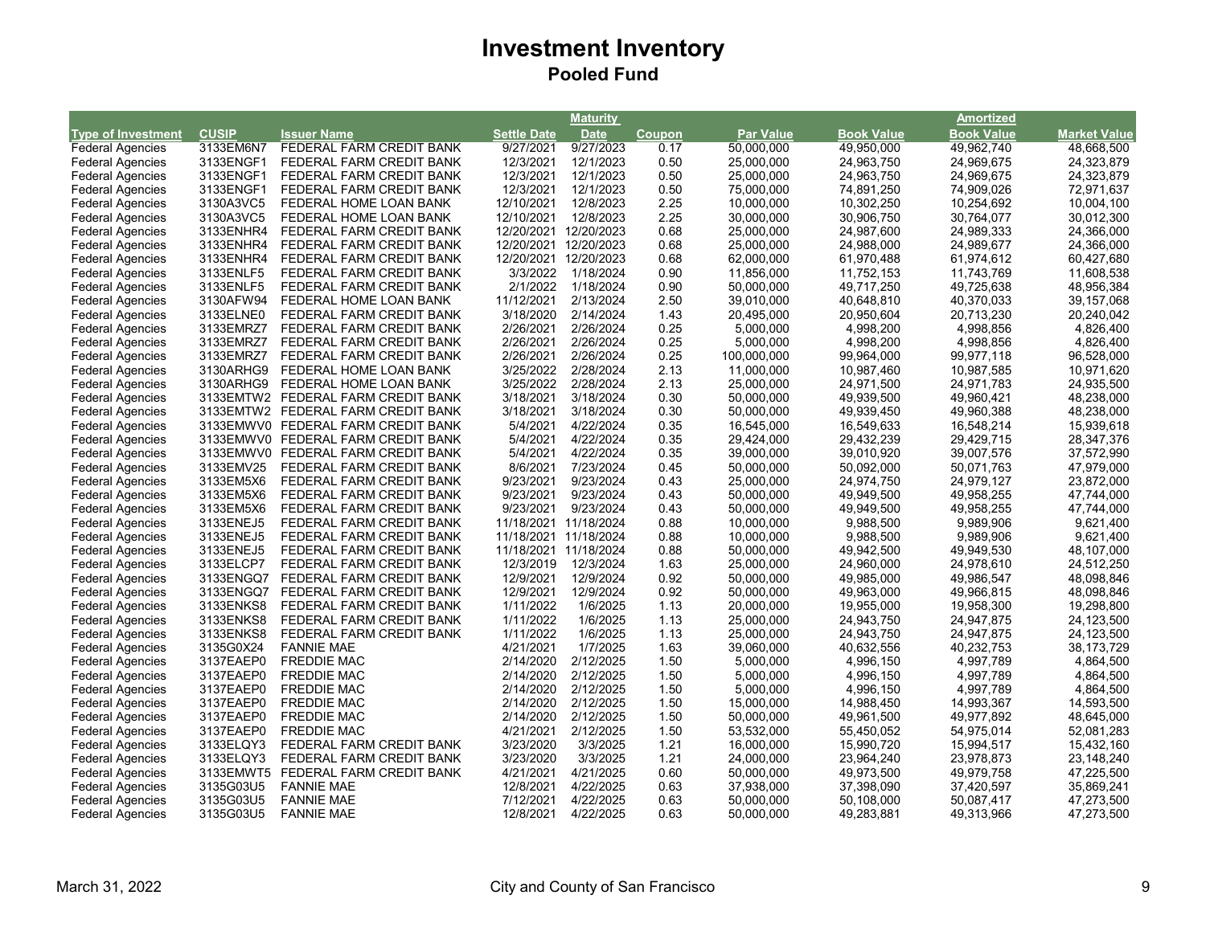# Investment Inventory

## Pooled Fund

| Type of Investment | CUSIP | Issuer Name | Settle Date | Maturity Date | Coupon | Par Value | Book Value | Amortized Book Value | Market Value |
|---|---|---|---|---|---|---|---|---|---|
| Federal Agencies | 3133EM6N7 | FEDERAL FARM CREDIT BANK | 9/27/2021 | 9/27/2023 | 0.17 | 50,000,000 | 49,950,000 | 49,962,740 | 48,668,500 |
| Federal Agencies | 3133ENGF1 | FEDERAL FARM CREDIT BANK | 12/3/2021 | 12/1/2023 | 0.50 | 25,000,000 | 24,963,750 | 24,969,675 | 24,323,879 |
| Federal Agencies | 3133ENGF1 | FEDERAL FARM CREDIT BANK | 12/3/2021 | 12/1/2023 | 0.50 | 25,000,000 | 24,963,750 | 24,969,675 | 24,323,879 |
| Federal Agencies | 3133ENGF1 | FEDERAL FARM CREDIT BANK | 12/3/2021 | 12/1/2023 | 0.50 | 75,000,000 | 74,891,250 | 74,909,026 | 72,971,637 |
| Federal Agencies | 3130A3VC5 | FEDERAL HOME LOAN BANK | 12/10/2021 | 12/8/2023 | 2.25 | 10,000,000 | 10,302,250 | 10,254,692 | 10,004,100 |
| Federal Agencies | 3130A3VC5 | FEDERAL HOME LOAN BANK | 12/10/2021 | 12/8/2023 | 2.25 | 30,000,000 | 30,906,750 | 30,764,077 | 30,012,300 |
| Federal Agencies | 3133ENHR4 | FEDERAL FARM CREDIT BANK | 12/20/2021 | 12/20/2023 | 0.68 | 25,000,000 | 24,987,600 | 24,989,333 | 24,366,000 |
| Federal Agencies | 3133ENHR4 | FEDERAL FARM CREDIT BANK | 12/20/2021 | 12/20/2023 | 0.68 | 25,000,000 | 24,988,000 | 24,989,677 | 24,366,000 |
| Federal Agencies | 3133ENHR4 | FEDERAL FARM CREDIT BANK | 12/20/2021 | 12/20/2023 | 0.68 | 62,000,000 | 61,970,488 | 61,974,612 | 60,427,680 |
| Federal Agencies | 3133ENLF5 | FEDERAL FARM CREDIT BANK | 3/3/2022 | 1/18/2024 | 0.90 | 11,856,000 | 11,752,153 | 11,743,769 | 11,608,538 |
| Federal Agencies | 3133ENLF5 | FEDERAL FARM CREDIT BANK | 2/1/2022 | 1/18/2024 | 0.90 | 50,000,000 | 49,717,250 | 49,725,638 | 48,956,384 |
| Federal Agencies | 3130AFW94 | FEDERAL HOME LOAN BANK | 11/12/2021 | 2/13/2024 | 2.50 | 39,010,000 | 40,648,810 | 40,370,033 | 39,157,068 |
| Federal Agencies | 3133ELNE0 | FEDERAL FARM CREDIT BANK | 3/18/2020 | 2/14/2024 | 1.43 | 20,495,000 | 20,950,604 | 20,713,230 | 20,240,042 |
| Federal Agencies | 3133EMRZ7 | FEDERAL FARM CREDIT BANK | 2/26/2021 | 2/26/2024 | 0.25 | 5,000,000 | 4,998,200 | 4,998,856 | 4,826,400 |
| Federal Agencies | 3133EMRZ7 | FEDERAL FARM CREDIT BANK | 2/26/2021 | 2/26/2024 | 0.25 | 5,000,000 | 4,998,200 | 4,998,856 | 4,826,400 |
| Federal Agencies | 3133EMRZ7 | FEDERAL FARM CREDIT BANK | 2/26/2021 | 2/26/2024 | 0.25 | 100,000,000 | 99,964,000 | 99,977,118 | 96,528,000 |
| Federal Agencies | 3130ARHG9 | FEDERAL HOME LOAN BANK | 3/25/2022 | 2/28/2024 | 2.13 | 11,000,000 | 10,987,460 | 10,987,585 | 10,971,620 |
| Federal Agencies | 3130ARHG9 | FEDERAL HOME LOAN BANK | 3/25/2022 | 2/28/2024 | 2.13 | 25,000,000 | 24,971,500 | 24,971,783 | 24,935,500 |
| Federal Agencies | 3133EMTW2 | FEDERAL FARM CREDIT BANK | 3/18/2021 | 3/18/2024 | 0.30 | 50,000,000 | 49,939,500 | 49,960,421 | 48,238,000 |
| Federal Agencies | 3133EMTW2 | FEDERAL FARM CREDIT BANK | 3/18/2021 | 3/18/2024 | 0.30 | 50,000,000 | 49,939,450 | 49,960,388 | 48,238,000 |
| Federal Agencies | 3133EMWV0 | FEDERAL FARM CREDIT BANK | 5/4/2021 | 4/22/2024 | 0.35 | 16,545,000 | 16,549,633 | 16,548,214 | 15,939,618 |
| Federal Agencies | 3133EMWV0 | FEDERAL FARM CREDIT BANK | 5/4/2021 | 4/22/2024 | 0.35 | 29,424,000 | 29,432,239 | 29,429,715 | 28,347,376 |
| Federal Agencies | 3133EMWV0 | FEDERAL FARM CREDIT BANK | 5/4/2021 | 4/22/2024 | 0.35 | 39,000,000 | 39,010,920 | 39,007,576 | 37,572,990 |
| Federal Agencies | 3133EMV25 | FEDERAL FARM CREDIT BANK | 8/6/2021 | 7/23/2024 | 0.45 | 50,000,000 | 50,092,000 | 50,071,763 | 47,979,000 |
| Federal Agencies | 3133EM5X6 | FEDERAL FARM CREDIT BANK | 9/23/2021 | 9/23/2024 | 0.43 | 25,000,000 | 24,974,750 | 24,979,127 | 23,872,000 |
| Federal Agencies | 3133EM5X6 | FEDERAL FARM CREDIT BANK | 9/23/2021 | 9/23/2024 | 0.43 | 50,000,000 | 49,949,500 | 49,958,255 | 47,744,000 |
| Federal Agencies | 3133EM5X6 | FEDERAL FARM CREDIT BANK | 9/23/2021 | 9/23/2024 | 0.43 | 50,000,000 | 49,949,500 | 49,958,255 | 47,744,000 |
| Federal Agencies | 3133ENEJ5 | FEDERAL FARM CREDIT BANK | 11/18/2021 | 11/18/2024 | 0.88 | 10,000,000 | 9,988,500 | 9,989,906 | 9,621,400 |
| Federal Agencies | 3133ENEJ5 | FEDERAL FARM CREDIT BANK | 11/18/2021 | 11/18/2024 | 0.88 | 10,000,000 | 9,988,500 | 9,989,906 | 9,621,400 |
| Federal Agencies | 3133ENEJ5 | FEDERAL FARM CREDIT BANK | 11/18/2021 | 11/18/2024 | 0.88 | 50,000,000 | 49,942,500 | 49,949,530 | 48,107,000 |
| Federal Agencies | 3133ELCP7 | FEDERAL FARM CREDIT BANK | 12/3/2019 | 12/3/2024 | 1.63 | 25,000,000 | 24,960,000 | 24,978,610 | 24,512,250 |
| Federal Agencies | 3133ENGQ7 | FEDERAL FARM CREDIT BANK | 12/9/2021 | 12/9/2024 | 0.92 | 50,000,000 | 49,985,000 | 49,986,547 | 48,098,846 |
| Federal Agencies | 3133ENGQ7 | FEDERAL FARM CREDIT BANK | 12/9/2021 | 12/9/2024 | 0.92 | 50,000,000 | 49,963,000 | 49,966,815 | 48,098,846 |
| Federal Agencies | 3133ENKS8 | FEDERAL FARM CREDIT BANK | 1/11/2022 | 1/6/2025 | 1.13 | 20,000,000 | 19,955,000 | 19,958,300 | 19,298,800 |
| Federal Agencies | 3133ENKS8 | FEDERAL FARM CREDIT BANK | 1/11/2022 | 1/6/2025 | 1.13 | 25,000,000 | 24,943,750 | 24,947,875 | 24,123,500 |
| Federal Agencies | 3133ENKS8 | FEDERAL FARM CREDIT BANK | 1/11/2022 | 1/6/2025 | 1.13 | 25,000,000 | 24,943,750 | 24,947,875 | 24,123,500 |
| Federal Agencies | 3135G0X24 | FANNIE MAE | 4/21/2021 | 1/7/2025 | 1.63 | 39,060,000 | 40,632,556 | 40,232,753 | 38,173,729 |
| Federal Agencies | 3137EAEP0 | FREDDIE MAC | 2/14/2020 | 2/12/2025 | 1.50 | 5,000,000 | 4,996,150 | 4,997,789 | 4,864,500 |
| Federal Agencies | 3137EAEP0 | FREDDIE MAC | 2/14/2020 | 2/12/2025 | 1.50 | 5,000,000 | 4,996,150 | 4,997,789 | 4,864,500 |
| Federal Agencies | 3137EAEP0 | FREDDIE MAC | 2/14/2020 | 2/12/2025 | 1.50 | 5,000,000 | 4,996,150 | 4,997,789 | 4,864,500 |
| Federal Agencies | 3137EAEP0 | FREDDIE MAC | 2/14/2020 | 2/12/2025 | 1.50 | 15,000,000 | 14,988,450 | 14,993,367 | 14,593,500 |
| Federal Agencies | 3137EAEP0 | FREDDIE MAC | 2/14/2020 | 2/12/2025 | 1.50 | 50,000,000 | 49,961,500 | 49,977,892 | 48,645,000 |
| Federal Agencies | 3137EAEP0 | FREDDIE MAC | 4/21/2021 | 2/12/2025 | 1.50 | 53,532,000 | 55,450,052 | 54,975,014 | 52,081,283 |
| Federal Agencies | 3133ELQY3 | FEDERAL FARM CREDIT BANK | 3/23/2020 | 3/3/2025 | 1.21 | 16,000,000 | 15,990,720 | 15,994,517 | 15,432,160 |
| Federal Agencies | 3133ELQY3 | FEDERAL FARM CREDIT BANK | 3/23/2020 | 3/3/2025 | 1.21 | 24,000,000 | 23,964,240 | 23,978,873 | 23,148,240 |
| Federal Agencies | 3133EMWT5 | FEDERAL FARM CREDIT BANK | 4/21/2021 | 4/21/2025 | 0.60 | 50,000,000 | 49,973,500 | 49,979,758 | 47,225,500 |
| Federal Agencies | 3135G03U5 | FANNIE MAE | 12/8/2021 | 4/22/2025 | 0.63 | 37,938,000 | 37,398,090 | 37,420,597 | 35,869,241 |
| Federal Agencies | 3135G03U5 | FANNIE MAE | 7/12/2021 | 4/22/2025 | 0.63 | 50,000,000 | 50,108,000 | 50,087,417 | 47,273,500 |
| Federal Agencies | 3135G03U5 | FANNIE MAE | 12/8/2021 | 4/22/2025 | 0.63 | 50,000,000 | 49,283,881 | 49,313,966 | 47,273,500 |

March 31, 2022 City and County of San Francisco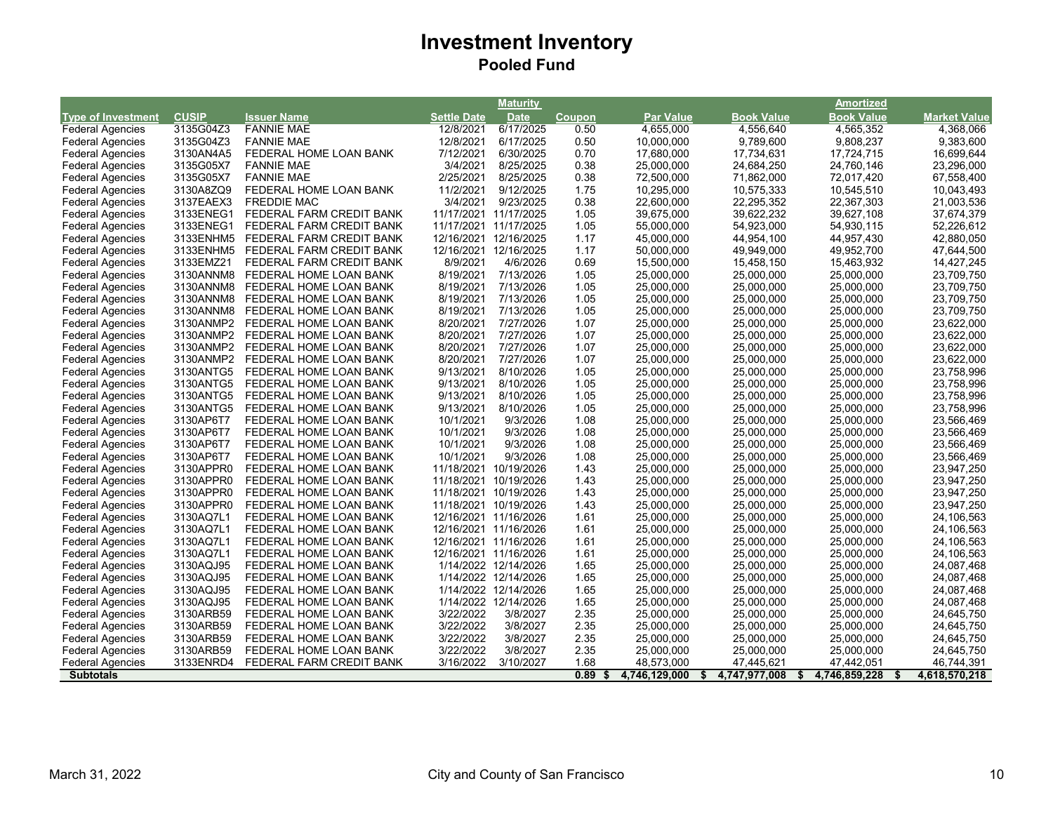# Investment Inventory

## Pooled Fund

| Type of Investment | CUSIP | Issuer Name | Settle Date | Maturity Date | Coupon | Par Value | Book Value | Amortized Book Value | Market Value |
|---|---|---|---|---|---|---|---|---|---|
| Federal Agencies | 3135G04Z3 | FANNIE MAE | 12/8/2021 | 6/17/2025 | 0.50 | 4,655,000 | 4,556,640 | 4,565,352 | 4,368,066 |
| Federal Agencies | 3135G04Z3 | FANNIE MAE | 12/8/2021 | 6/17/2025 | 0.50 | 10,000,000 | 9,789,600 | 9,808,237 | 9,383,600 |
| Federal Agencies | 3130AN4A5 | FEDERAL HOME LOAN BANK | 7/12/2021 | 6/30/2025 | 0.70 | 17,680,000 | 17,734,631 | 17,724,715 | 16,699,644 |
| Federal Agencies | 3135G05X7 | FANNIE MAE | 3/4/2021 | 8/25/2025 | 0.38 | 25,000,000 | 24,684,250 | 24,760,146 | 23,296,000 |
| Federal Agencies | 3135G05X7 | FANNIE MAE | 2/25/2021 | 8/25/2025 | 0.38 | 72,500,000 | 71,862,000 | 72,017,420 | 67,558,400 |
| Federal Agencies | 3130A8ZQ9 | FEDERAL HOME LOAN BANK | 11/2/2021 | 9/12/2025 | 1.75 | 10,295,000 | 10,575,333 | 10,545,510 | 10,043,493 |
| Federal Agencies | 3137EAEX3 | FREDDIE MAC | 3/4/2021 | 9/23/2025 | 0.38 | 22,600,000 | 22,295,352 | 22,367,303 | 21,003,536 |
| Federal Agencies | 3133ENEG1 | FEDERAL FARM CREDIT BANK | 11/17/2021 | 11/17/2025 | 1.05 | 39,675,000 | 39,622,232 | 39,627,108 | 37,674,379 |
| Federal Agencies | 3133ENEG1 | FEDERAL FARM CREDIT BANK | 11/17/2021 | 11/17/2025 | 1.05 | 55,000,000 | 54,923,000 | 54,930,115 | 52,226,612 |
| Federal Agencies | 3133ENHM5 | FEDERAL FARM CREDIT BANK | 12/16/2021 | 12/16/2025 | 1.17 | 45,000,000 | 44,954,100 | 44,957,430 | 42,880,050 |
| Federal Agencies | 3133ENHM5 | FEDERAL FARM CREDIT BANK | 12/16/2021 | 12/16/2025 | 1.17 | 50,000,000 | 49,949,000 | 49,952,700 | 47,644,500 |
| Federal Agencies | 3133EMZ21 | FEDERAL FARM CREDIT BANK | 8/9/2021 | 4/6/2026 | 0.69 | 15,500,000 | 15,458,150 | 15,463,932 | 14,427,245 |
| Federal Agencies | 3130ANNM8 | FEDERAL HOME LOAN BANK | 8/19/2021 | 7/13/2026 | 1.05 | 25,000,000 | 25,000,000 | 25,000,000 | 23,709,750 |
| Federal Agencies | 3130ANNM8 | FEDERAL HOME LOAN BANK | 8/19/2021 | 7/13/2026 | 1.05 | 25,000,000 | 25,000,000 | 25,000,000 | 23,709,750 |
| Federal Agencies | 3130ANNM8 | FEDERAL HOME LOAN BANK | 8/19/2021 | 7/13/2026 | 1.05 | 25,000,000 | 25,000,000 | 25,000,000 | 23,709,750 |
| Federal Agencies | 3130ANNM8 | FEDERAL HOME LOAN BANK | 8/19/2021 | 7/13/2026 | 1.05 | 25,000,000 | 25,000,000 | 25,000,000 | 23,709,750 |
| Federal Agencies | 3130ANMP2 | FEDERAL HOME LOAN BANK | 8/20/2021 | 7/27/2026 | 1.07 | 25,000,000 | 25,000,000 | 25,000,000 | 23,622,000 |
| Federal Agencies | 3130ANMP2 | FEDERAL HOME LOAN BANK | 8/20/2021 | 7/27/2026 | 1.07 | 25,000,000 | 25,000,000 | 25,000,000 | 23,622,000 |
| Federal Agencies | 3130ANMP2 | FEDERAL HOME LOAN BANK | 8/20/2021 | 7/27/2026 | 1.07 | 25,000,000 | 25,000,000 | 25,000,000 | 23,622,000 |
| Federal Agencies | 3130ANMP2 | FEDERAL HOME LOAN BANK | 8/20/2021 | 7/27/2026 | 1.07 | 25,000,000 | 25,000,000 | 25,000,000 | 23,622,000 |
| Federal Agencies | 3130ANTG5 | FEDERAL HOME LOAN BANK | 9/13/2021 | 8/10/2026 | 1.05 | 25,000,000 | 25,000,000 | 25,000,000 | 23,758,996 |
| Federal Agencies | 3130ANTG5 | FEDERAL HOME LOAN BANK | 9/13/2021 | 8/10/2026 | 1.05 | 25,000,000 | 25,000,000 | 25,000,000 | 23,758,996 |
| Federal Agencies | 3130ANTG5 | FEDERAL HOME LOAN BANK | 9/13/2021 | 8/10/2026 | 1.05 | 25,000,000 | 25,000,000 | 25,000,000 | 23,758,996 |
| Federal Agencies | 3130ANTG5 | FEDERAL HOME LOAN BANK | 9/13/2021 | 8/10/2026 | 1.05 | 25,000,000 | 25,000,000 | 25,000,000 | 23,758,996 |
| Federal Agencies | 3130AP6T7 | FEDERAL HOME LOAN BANK | 10/1/2021 | 9/3/2026 | 1.08 | 25,000,000 | 25,000,000 | 25,000,000 | 23,566,469 |
| Federal Agencies | 3130AP6T7 | FEDERAL HOME LOAN BANK | 10/1/2021 | 9/3/2026 | 1.08 | 25,000,000 | 25,000,000 | 25,000,000 | 23,566,469 |
| Federal Agencies | 3130AP6T7 | FEDERAL HOME LOAN BANK | 10/1/2021 | 9/3/2026 | 1.08 | 25,000,000 | 25,000,000 | 25,000,000 | 23,566,469 |
| Federal Agencies | 3130AP6T7 | FEDERAL HOME LOAN BANK | 10/1/2021 | 9/3/2026 | 1.08 | 25,000,000 | 25,000,000 | 25,000,000 | 23,566,469 |
| Federal Agencies | 3130APPR0 | FEDERAL HOME LOAN BANK | 11/18/2021 | 10/19/2026 | 1.43 | 25,000,000 | 25,000,000 | 25,000,000 | 23,947,250 |
| Federal Agencies | 3130APPR0 | FEDERAL HOME LOAN BANK | 11/18/2021 | 10/19/2026 | 1.43 | 25,000,000 | 25,000,000 | 25,000,000 | 23,947,250 |
| Federal Agencies | 3130APPR0 | FEDERAL HOME LOAN BANK | 11/18/2021 | 10/19/2026 | 1.43 | 25,000,000 | 25,000,000 | 25,000,000 | 23,947,250 |
| Federal Agencies | 3130APPR0 | FEDERAL HOME LOAN BANK | 11/18/2021 | 10/19/2026 | 1.43 | 25,000,000 | 25,000,000 | 25,000,000 | 23,947,250 |
| Federal Agencies | 3130AQ7L1 | FEDERAL HOME LOAN BANK | 12/16/2021 | 11/16/2026 | 1.61 | 25,000,000 | 25,000,000 | 25,000,000 | 24,106,563 |
| Federal Agencies | 3130AQ7L1 | FEDERAL HOME LOAN BANK | 12/16/2021 | 11/16/2026 | 1.61 | 25,000,000 | 25,000,000 | 25,000,000 | 24,106,563 |
| Federal Agencies | 3130AQ7L1 | FEDERAL HOME LOAN BANK | 12/16/2021 | 11/16/2026 | 1.61 | 25,000,000 | 25,000,000 | 25,000,000 | 24,106,563 |
| Federal Agencies | 3130AQ7L1 | FEDERAL HOME LOAN BANK | 12/16/2021 | 11/16/2026 | 1.61 | 25,000,000 | 25,000,000 | 25,000,000 | 24,106,563 |
| Federal Agencies | 3130AQJ95 | FEDERAL HOME LOAN BANK | 1/14/2022 | 12/14/2026 | 1.65 | 25,000,000 | 25,000,000 | 25,000,000 | 24,087,468 |
| Federal Agencies | 3130AQJ95 | FEDERAL HOME LOAN BANK | 1/14/2022 | 12/14/2026 | 1.65 | 25,000,000 | 25,000,000 | 25,000,000 | 24,087,468 |
| Federal Agencies | 3130AQJ95 | FEDERAL HOME LOAN BANK | 1/14/2022 | 12/14/2026 | 1.65 | 25,000,000 | 25,000,000 | 25,000,000 | 24,087,468 |
| Federal Agencies | 3130AQJ95 | FEDERAL HOME LOAN BANK | 1/14/2022 | 12/14/2026 | 1.65 | 25,000,000 | 25,000,000 | 25,000,000 | 24,087,468 |
| Federal Agencies | 3130ARB59 | FEDERAL HOME LOAN BANK | 3/22/2022 | 3/8/2027 | 2.35 | 25,000,000 | 25,000,000 | 25,000,000 | 24,645,750 |
| Federal Agencies | 3130ARB59 | FEDERAL HOME LOAN BANK | 3/22/2022 | 3/8/2027 | 2.35 | 25,000,000 | 25,000,000 | 25,000,000 | 24,645,750 |
| Federal Agencies | 3130ARB59 | FEDERAL HOME LOAN BANK | 3/22/2022 | 3/8/2027 | 2.35 | 25,000,000 | 25,000,000 | 25,000,000 | 24,645,750 |
| Federal Agencies | 3130ARB59 | FEDERAL HOME LOAN BANK | 3/22/2022 | 3/8/2027 | 2.35 | 25,000,000 | 25,000,000 | 25,000,000 | 24,645,750 |
| Federal Agencies | 3133ENRD4 | FEDERAL FARM CREDIT BANK | 3/16/2022 | 3/10/2027 | 1.68 | 48,573,000 | 47,445,621 | 47,442,051 | 46,744,391 |
| **Subtotals** | | | | | **0.89** | **$ 4,746,129,000** | **$ 4,747,977,008** | **$ 4,746,859,228** | **$ 4,618,570,218** |

March 31, 2022 City and County of San Francisco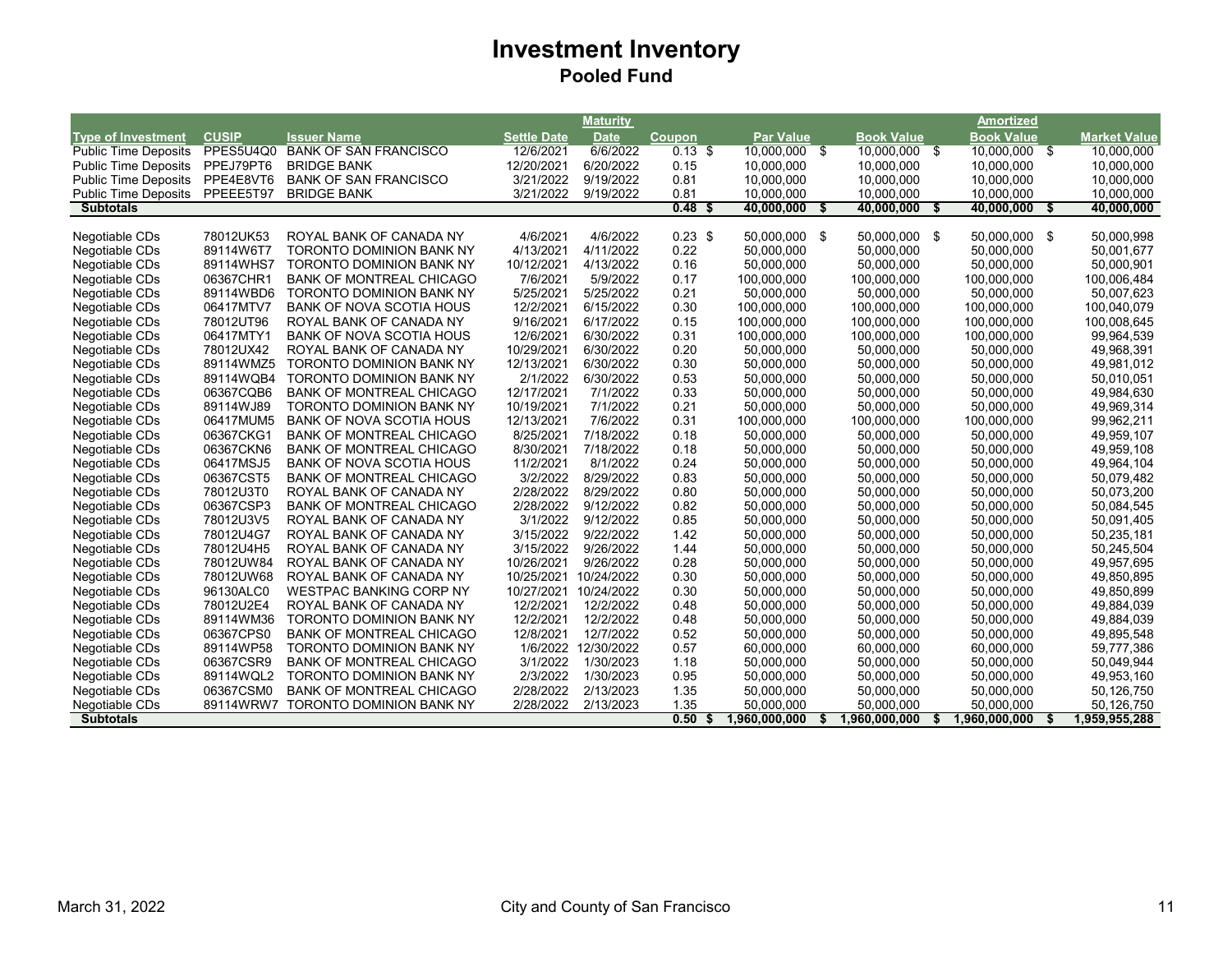# Investment Inventory

## Pooled Fund

| Type of Investment | CUSIP | Issuer Name | Settle Date | Maturity Date | Coupon | Par Value | Book Value | Amortized Book Value | Market Value |
|---|---|---|---|---|---|---|---|---|---|
| Public Time Deposits | PPES5U4Q0 | BANK OF SAN FRANCISCO | 12/6/2021 | 6/6/2022 | 0.13 | $ 10,000,000 | $ 10,000,000 | $ 10,000,000 | $ 10,000,000 |
| Public Time Deposits | PPEJ79PT6 | BRIDGE BANK | 12/20/2021 | 6/20/2022 | 0.15 | 10,000,000 | 10,000,000 | 10,000,000 | 10,000,000 |
| Public Time Deposits | PPE4E8VT6 | BANK OF SAN FRANCISCO | 3/21/2022 | 9/19/2022 | 0.81 | 10,000,000 | 10,000,000 | 10,000,000 | 10,000,000 |
| Public Time Deposits | PPEEE5T97 | BRIDGE BANK | 3/21/2022 | 9/19/2022 | 0.81 | 10,000,000 | 10,000,000 | 10,000,000 | 10,000,000 |
| **Subtotals** | | | | | **0.48** | **$ 40,000,000** | **$ 40,000,000** | **$ 40,000,000** | **$ 40,000,000** |
| | | | | | | | | | |
| Negotiable CDs | 78012UK53 | ROYAL BANK OF CANADA NY | 4/6/2021 | 4/6/2022 | 0.23 | $ 50,000,000 | $ 50,000,000 | $ 50,000,000 | $ 50,000,998 |
| Negotiable CDs | 89114W6T7 | TORONTO DOMINION BANK NY | 4/13/2021 | 4/11/2022 | 0.22 | 50,000,000 | 50,000,000 | 50,000,000 | 50,001,677 |
| Negotiable CDs | 89114WHS7 | TORONTO DOMINION BANK NY | 10/12/2021 | 4/13/2022 | 0.16 | 50,000,000 | 50,000,000 | 50,000,000 | 50,000,901 |
| Negotiable CDs | 06367CHR1 | BANK OF MONTREAL CHICAGO | 7/6/2021 | 5/9/2022 | 0.17 | 100,000,000 | 100,000,000 | 100,000,000 | 100,006,484 |
| Negotiable CDs | 89114WBD6 | TORONTO DOMINION BANK NY | 5/25/2021 | 5/25/2022 | 0.21 | 50,000,000 | 50,000,000 | 50,000,000 | 50,007,623 |
| Negotiable CDs | 06417MTV7 | BANK OF NOVA SCOTIA HOUS | 12/2/2021 | 6/15/2022 | 0.30 | 100,000,000 | 100,000,000 | 100,000,000 | 100,040,079 |
| Negotiable CDs | 78012UT96 | ROYAL BANK OF CANADA NY | 9/16/2021 | 6/17/2022 | 0.15 | 100,000,000 | 100,000,000 | 100,000,000 | 100,008,645 |
| Negotiable CDs | 06417MTY1 | BANK OF NOVA SCOTIA HOUS | 12/6/2021 | 6/30/2022 | 0.31 | 100,000,000 | 100,000,000 | 100,000,000 | 99,964,539 |
| Negotiable CDs | 78012UX42 | ROYAL BANK OF CANADA NY | 10/29/2021 | 6/30/2022 | 0.20 | 50,000,000 | 50,000,000 | 50,000,000 | 49,968,391 |
| Negotiable CDs | 89114WMZ5 | TORONTO DOMINION BANK NY | 12/13/2021 | 6/30/2022 | 0.30 | 50,000,000 | 50,000,000 | 50,000,000 | 49,981,012 |
| Negotiable CDs | 89114WQB4 | TORONTO DOMINION BANK NY | 2/1/2022 | 6/30/2022 | 0.53 | 50,000,000 | 50,000,000 | 50,000,000 | 50,010,051 |
| Negotiable CDs | 06367CQB6 | BANK OF MONTREAL CHICAGO | 12/17/2021 | 7/1/2022 | 0.33 | 50,000,000 | 50,000,000 | 50,000,000 | 49,984,630 |
| Negotiable CDs | 89114WJ89 | TORONTO DOMINION BANK NY | 10/19/2021 | 7/1/2022 | 0.21 | 50,000,000 | 50,000,000 | 50,000,000 | 49,969,314 |
| Negotiable CDs | 06417MUM5 | BANK OF NOVA SCOTIA HOUS | 12/13/2021 | 7/6/2022 | 0.31 | 100,000,000 | 100,000,000 | 100,000,000 | 99,962,211 |
| Negotiable CDs | 06367CKG1 | BANK OF MONTREAL CHICAGO | 8/25/2021 | 7/18/2022 | 0.18 | 50,000,000 | 50,000,000 | 50,000,000 | 49,959,107 |
| Negotiable CDs | 06367CKN6 | BANK OF MONTREAL CHICAGO | 8/30/2021 | 7/18/2022 | 0.18 | 50,000,000 | 50,000,000 | 50,000,000 | 49,959,108 |
| Negotiable CDs | 06417MSJ5 | BANK OF NOVA SCOTIA HOUS | 11/2/2021 | 8/1/2022 | 0.24 | 50,000,000 | 50,000,000 | 50,000,000 | 49,964,104 |
| Negotiable CDs | 06367CST5 | BANK OF MONTREAL CHICAGO | 3/2/2022 | 8/29/2022 | 0.83 | 50,000,000 | 50,000,000 | 50,000,000 | 50,079,482 |
| Negotiable CDs | 78012U3T0 | ROYAL BANK OF CANADA NY | 2/28/2022 | 8/29/2022 | 0.80 | 50,000,000 | 50,000,000 | 50,000,000 | 50,073,200 |
| Negotiable CDs | 06367CSP3 | BANK OF MONTREAL CHICAGO | 2/28/2022 | 9/12/2022 | 0.82 | 50,000,000 | 50,000,000 | 50,000,000 | 50,084,545 |
| Negotiable CDs | 78012U3V5 | ROYAL BANK OF CANADA NY | 3/1/2022 | 9/12/2022 | 0.85 | 50,000,000 | 50,000,000 | 50,000,000 | 50,091,405 |
| Negotiable CDs | 78012U4G7 | ROYAL BANK OF CANADA NY | 3/15/2022 | 9/22/2022 | 1.42 | 50,000,000 | 50,000,000 | 50,000,000 | 50,235,181 |
| Negotiable CDs | 78012U4H5 | ROYAL BANK OF CANADA NY | 3/15/2022 | 9/26/2022 | 1.44 | 50,000,000 | 50,000,000 | 50,000,000 | 50,245,504 |
| Negotiable CDs | 78012UW84 | ROYAL BANK OF CANADA NY | 10/26/2021 | 9/26/2022 | 0.28 | 50,000,000 | 50,000,000 | 50,000,000 | 49,957,695 |
| Negotiable CDs | 78012UW68 | ROYAL BANK OF CANADA NY | 10/25/2021 | 10/24/2022 | 0.30 | 50,000,000 | 50,000,000 | 50,000,000 | 49,850,895 |
| Negotiable CDs | 96130ALC0 | WESTPAC BANKING CORP NY | 10/27/2021 | 10/24/2022 | 0.30 | 50,000,000 | 50,000,000 | 50,000,000 | 49,850,899 |
| Negotiable CDs | 78012U2E4 | ROYAL BANK OF CANADA NY | 12/2/2021 | 12/2/2022 | 0.48 | 50,000,000 | 50,000,000 | 50,000,000 | 49,884,039 |
| Negotiable CDs | 89114WM36 | TORONTO DOMINION BANK NY | 12/2/2021 | 12/2/2022 | 0.48 | 50,000,000 | 50,000,000 | 50,000,000 | 49,884,039 |
| Negotiable CDs | 06367CPS0 | BANK OF MONTREAL CHICAGO | 12/8/2021 | 12/7/2022 | 0.52 | 50,000,000 | 50,000,000 | 50,000,000 | 49,895,548 |
| Negotiable CDs | 89114WP58 | TORONTO DOMINION BANK NY | 1/6/2022 | 12/30/2022 | 0.57 | 60,000,000 | 60,000,000 | 60,000,000 | 59,777,386 |
| Negotiable CDs | 06367CSR9 | BANK OF MONTREAL CHICAGO | 3/1/2022 | 1/30/2023 | 1.18 | 50,000,000 | 50,000,000 | 50,000,000 | 50,049,944 |
| Negotiable CDs | 89114WQL2 | TORONTO DOMINION BANK NY | 2/3/2022 | 1/30/2023 | 0.95 | 50,000,000 | 50,000,000 | 50,000,000 | 49,953,160 |
| Negotiable CDs | 06367CSM0 | BANK OF MONTREAL CHICAGO | 2/28/2022 | 2/13/2023 | 1.35 | 50,000,000 | 50,000,000 | 50,000,000 | 50,126,750 |
| Negotiable CDs | 89114WRW7 | TORONTO DOMINION BANK NY | 2/28/2022 | 2/13/2023 | 1.35 | 50,000,000 | 50,000,000 | 50,000,000 | 50,126,750 |
| **Subtotals** | | | | | **0.50** | **$ 1,960,000,000** | **$ 1,960,000,000** | **$ 1,960,000,000** | **$ 1,959,955,288** |

March 31, 2022 City and County of San Francisco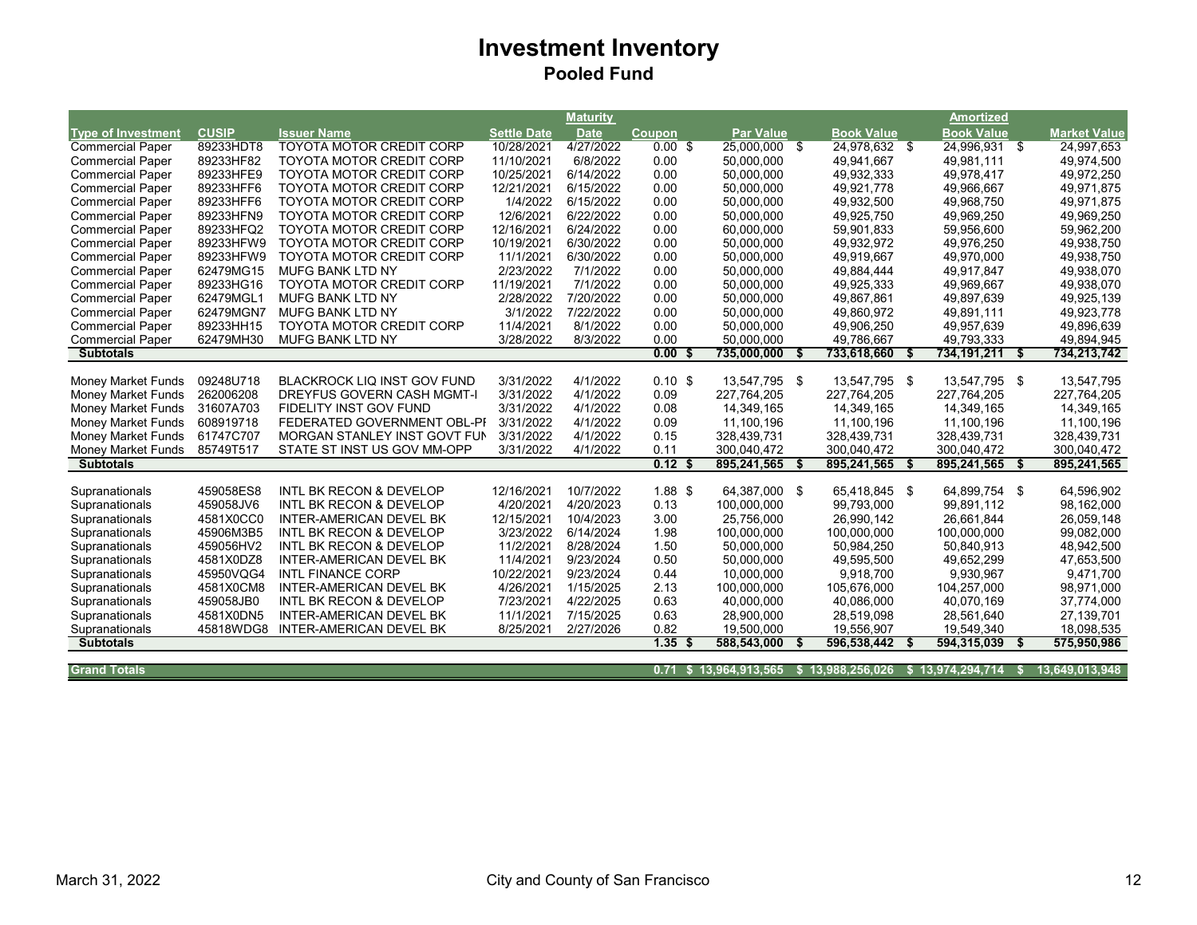# Investment Inventory

## Pooled Fund

| Type of Investment | CUSIP | Issuer Name | Settle Date | Maturity Date | Coupon | Par Value | Book Value | Amortized Book Value | Market Value |
|---|---|---|---|---|---|---|---|---|---|
| Commercial Paper | 89233HDT8 | TOYOTA MOTOR CREDIT CORP | 10/28/2021 | 4/27/2022 | 0.00 | $ 25,000,000 | $ 24,978,632 | $ 24,996,931 | $ 24,997,653 |
| Commercial Paper | 89233HF82 | TOYOTA MOTOR CREDIT CORP | 11/10/2021 | 6/8/2022 | 0.00 | 50,000,000 | 49,941,667 | 49,981,111 | 49,974,500 |
| Commercial Paper | 89233HFE9 | TOYOTA MOTOR CREDIT CORP | 10/25/2021 | 6/14/2022 | 0.00 | 50,000,000 | 49,932,333 | 49,978,417 | 49,972,250 |
| Commercial Paper | 89233HFF6 | TOYOTA MOTOR CREDIT CORP | 12/21/2021 | 6/15/2022 | 0.00 | 50,000,000 | 49,921,778 | 49,966,667 | 49,971,875 |
| Commercial Paper | 89233HFF6 | TOYOTA MOTOR CREDIT CORP | 1/4/2022 | 6/15/2022 | 0.00 | 50,000,000 | 49,932,500 | 49,968,750 | 49,971,875 |
| Commercial Paper | 89233HFN9 | TOYOTA MOTOR CREDIT CORP | 12/6/2021 | 6/22/2022 | 0.00 | 50,000,000 | 49,925,750 | 49,969,250 | 49,969,250 |
| Commercial Paper | 89233HFQ2 | TOYOTA MOTOR CREDIT CORP | 12/16/2021 | 6/24/2022 | 0.00 | 60,000,000 | 59,901,833 | 59,956,600 | 59,962,200 |
| Commercial Paper | 89233HFW9 | TOYOTA MOTOR CREDIT CORP | 10/19/2021 | 6/30/2022 | 0.00 | 50,000,000 | 49,932,972 | 49,976,250 | 49,938,750 |
| Commercial Paper | 89233HFW9 | TOYOTA MOTOR CREDIT CORP | 11/1/2021 | 6/30/2022 | 0.00 | 50,000,000 | 49,919,667 | 49,970,000 | 49,938,750 |
| Commercial Paper | 62479MG15 | MUFG BANK LTD NY | 2/23/2022 | 7/1/2022 | 0.00 | 50,000,000 | 49,884,444 | 49,917,847 | 49,938,070 |
| Commercial Paper | 89233HG16 | TOYOTA MOTOR CREDIT CORP | 11/19/2021 | 7/1/2022 | 0.00 | 50,000,000 | 49,925,333 | 49,969,667 | 49,938,070 |
| Commercial Paper | 62479MGL1 | MUFG BANK LTD NY | 2/28/2022 | 7/20/2022 | 0.00 | 50,000,000 | 49,867,861 | 49,897,639 | 49,925,139 |
| Commercial Paper | 62479MGN7 | MUFG BANK LTD NY | 3/1/2022 | 7/22/2022 | 0.00 | 50,000,000 | 49,860,972 | 49,891,111 | 49,923,778 |
| Commercial Paper | 89233HH15 | TOYOTA MOTOR CREDIT CORP | 11/4/2021 | 8/1/2022 | 0.00 | 50,000,000 | 49,906,250 | 49,957,639 | 49,896,639 |
| Commercial Paper | 62479MH30 | MUFG BANK LTD NY | 3/28/2022 | 8/3/2022 | 0.00 | 50,000,000 | 49,786,667 | 49,793,333 | 49,894,945 |
| **Subtotals** | | | | | **0.00** | **$ 735,000,000** | **$ 733,618,660** | **$ 734,191,211** | **$ 734,213,742** |
| | | | | | | | | | |
| Money Market Funds | 09248U718 | BLACKROCK LIQ INST GOV FUND | 3/31/2022 | 4/1/2022 | 0.10 | $ 13,547,795 | $ 13,547,795 | $ 13,547,795 | $ 13,547,795 |
| Money Market Funds | 262006208 | DREYFUS GOVERN CASH MGMT-I | 3/31/2022 | 4/1/2022 | 0.09 | 227,764,205 | 227,764,205 | 227,764,205 | 227,764,205 |
| Money Market Funds | 31607A703 | FIDELITY INST GOV FUND | 3/31/2022 | 4/1/2022 | 0.08 | 14,349,165 | 14,349,165 | 14,349,165 | 14,349,165 |
| Money Market Funds | 608919718 | FEDERATED GOVERNMENT OBL-PI | 3/31/2022 | 4/1/2022 | 0.09 | 11,100,196 | 11,100,196 | 11,100,196 | 11,100,196 |
| Money Market Funds | 61747C707 | MORGAN STANLEY INST GOVT FUN | 3/31/2022 | 4/1/2022 | 0.15 | 328,439,731 | 328,439,731 | 328,439,731 | 328,439,731 |
| Money Market Funds | 85749T517 | STATE ST INST US GOV MM-OPP | 3/31/2022 | 4/1/2022 | 0.11 | 300,040,472 | 300,040,472 | 300,040,472 | 300,040,472 |
| **Subtotals** | | | | | **0.12** | **$ 895,241,565** | **$ 895,241,565** | **$ 895,241,565** | **$ 895,241,565** |
| | | | | | | | | | |
| Supranationals | 459058ES8 | INTL BK RECON & DEVELOP | 12/16/2021 | 10/7/2022 | 1.88 | $ 64,387,000 | $ 65,418,845 | $ 64,899,754 | $ 64,596,902 |
| Supranationals | 459058JV6 | INTL BK RECON & DEVELOP | 4/20/2021 | 4/20/2023 | 0.13 | 100,000,000 | 99,793,000 | 99,891,112 | 98,162,000 |
| Supranationals | 4581X0CC0 | INTER-AMERICAN DEVEL BK | 12/15/2021 | 10/4/2023 | 3.00 | 25,756,000 | 26,990,142 | 26,661,844 | 26,059,148 |
| Supranationals | 45906M3B5 | INTL BK RECON & DEVELOP | 3/23/2022 | 6/14/2024 | 1.98 | 100,000,000 | 100,000,000 | 100,000,000 | 99,082,000 |
| Supranationals | 459056HV2 | INTL BK RECON & DEVELOP | 11/2/2021 | 8/28/2024 | 1.50 | 50,000,000 | 50,984,250 | 50,840,913 | 48,942,500 |
| Supranationals | 4581X0DZ8 | INTER-AMERICAN DEVEL BK | 11/4/2021 | 9/23/2024 | 0.50 | 50,000,000 | 49,595,500 | 49,652,299 | 47,653,500 |
| Supranationals | 45950VQG4 | INTL FINANCE CORP | 10/22/2021 | 9/23/2024 | 0.44 | 10,000,000 | 9,918,700 | 9,930,967 | 9,471,700 |
| Supranationals | 4581X0CM8 | INTER-AMERICAN DEVEL BK | 4/26/2021 | 1/15/2025 | 2.13 | 100,000,000 | 105,676,000 | 104,257,000 | 98,971,000 |
| Supranationals | 459058JB0 | INTL BK RECON & DEVELOP | 7/23/2021 | 4/22/2025 | 0.63 | 40,000,000 | 40,086,000 | 40,070,169 | 37,774,000 |
| Supranationals | 4581X0DN5 | INTER-AMERICAN DEVEL BK | 11/1/2021 | 7/15/2025 | 0.63 | 28,900,000 | 28,519,098 | 28,561,640 | 27,139,701 |
| Supranationals | 45818WDG8 | INTER-AMERICAN DEVEL BK | 8/25/2021 | 2/27/2026 | 0.82 | 19,500,000 | 19,556,907 | 19,549,340 | 18,098,535 |
| **Subtotals** | | | | | **1.35** | **$ 588,543,000** | **$ 596,538,442** | **$ 594,315,039** | **$ 575,950,986** |
| | | | | | | | | | |
| **Grand Totals** | | | | | **0.71** | **$ 13,964,913,565** | **$ 13,988,256,026** | **$ 13,974,294,714** | **$ 13,649,013,948** |

March 31, 2022 City and County of San Francisco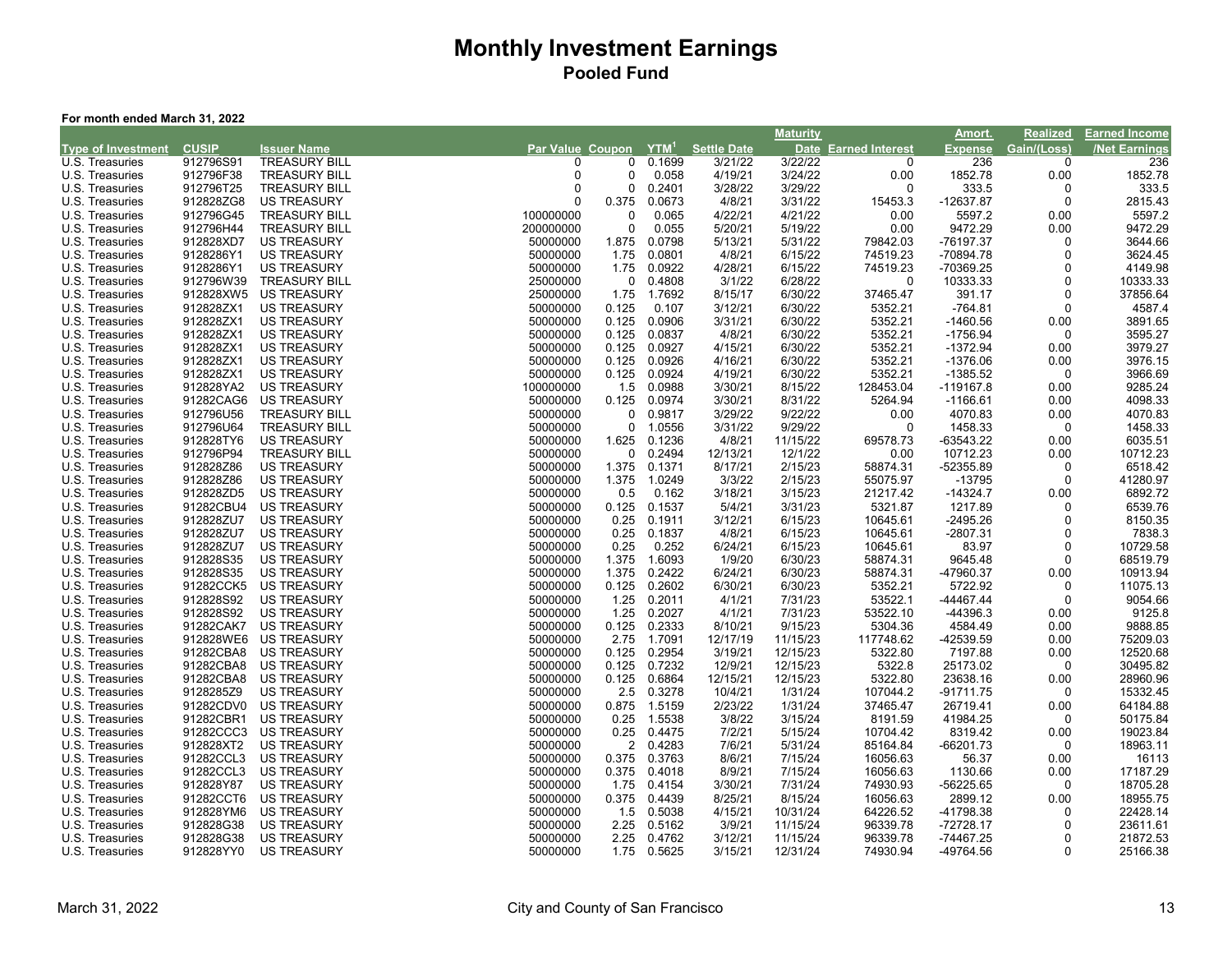# Monthly Investment Earnings

## Pooled Fund

**For month ended March 31, 2022**

| Type of Investment | CUSIP | Issuer Name | Par Value | Coupon | YTM[1] | Settle Date | Maturity Date | Earned Interest | Amort. Expense | Realized Gain/(Loss) | Earned Income /Net Earnings |
|---|---|---|---|---|---|---|---|---|---|---|---|
| U.S. Treasuries | 912796S91 | TREASURY BILL | 0 | 0 | 0.1699 | 3/21/22 | 3/22/22 | 0 | 236 | 0 | 236 |
| U.S. Treasuries | 912796F38 | TREASURY BILL | 0 | 0 | 0.058 | 4/19/21 | 3/24/22 | 0.00 | 1852.78 | 0.00 | 1852.78 |
| U.S. Treasuries | 912796T25 | TREASURY BILL | 0 | 0 | 0.2401 | 3/28/22 | 3/29/22 | 0 | 333.5 | 0 | 333.5 |
| U.S. Treasuries | 912828ZG8 | US TREASURY | 0 | 0.375 | 0.0673 | 4/8/21 | 3/31/22 | 15453.3 | -12637.87 | 0 | 2815.43 |
| U.S. Treasuries | 912796G45 | TREASURY BILL | 100000000 | 0 | 0.065 | 4/22/21 | 4/21/22 | 0.00 | 5597.2 | 0.00 | 5597.2 |
| U.S. Treasuries | 912796H44 | TREASURY BILL | 200000000 | 0 | 0.055 | 5/20/21 | 5/19/22 | 0.00 | 9472.29 | 0.00 | 9472.29 |
| U.S. Treasuries | 912828XD7 | US TREASURY | 50000000 | 1.875 | 0.0798 | 5/13/21 | 5/31/22 | 79842.03 | -76197.37 | 0 | 3644.66 |
| U.S. Treasuries | 9128286Y1 | US TREASURY | 50000000 | 1.75 | 0.0801 | 4/8/21 | 6/15/22 | 74519.23 | -70894.78 | 0 | 3624.45 |
| U.S. Treasuries | 9128286Y1 | US TREASURY | 50000000 | 1.75 | 0.0922 | 4/28/21 | 6/15/22 | 74519.23 | -70369.25 | 0 | 4149.98 |
| U.S. Treasuries | 912796W39 | TREASURY BILL | 25000000 | 0 | 0.4808 | 3/1/22 | 6/28/22 | 0 | 10333.33 | 0 | 10333.33 |
| U.S. Treasuries | 912828XW5 | US TREASURY | 25000000 | 1.75 | 1.7692 | 8/15/17 | 6/30/22 | 37465.47 | 391.17 | 0 | 37856.64 |
| U.S. Treasuries | 912828ZX1 | US TREASURY | 50000000 | 0.125 | 0.107 | 3/12/21 | 6/30/22 | 5352.21 | -764.81 | 0 | 4587.4 |
| U.S. Treasuries | 912828ZX1 | US TREASURY | 50000000 | 0.125 | 0.0906 | 3/31/21 | 6/30/22 | 5352.21 | -1460.56 | 0.00 | 3891.65 |
| U.S. Treasuries | 912828ZX1 | US TREASURY | 50000000 | 0.125 | 0.0837 | 4/8/21 | 6/30/22 | 5352.21 | -1756.94 | 0 | 3595.27 |
| U.S. Treasuries | 912828ZX1 | US TREASURY | 50000000 | 0.125 | 0.0927 | 4/15/21 | 6/30/22 | 5352.21 | -1372.94 | 0.00 | 3979.27 |
| U.S. Treasuries | 912828ZX1 | US TREASURY | 50000000 | 0.125 | 0.0926 | 4/16/21 | 6/30/22 | 5352.21 | -1376.06 | 0.00 | 3976.15 |
| U.S. Treasuries | 912828ZX1 | US TREASURY | 50000000 | 0.125 | 0.0924 | 4/19/21 | 6/30/22 | 5352.21 | -1385.52 | 0 | 3966.69 |
| U.S. Treasuries | 912828YA2 | US TREASURY | 100000000 | 1.5 | 0.0988 | 3/30/21 | 8/15/22 | 128453.04 | -119167.8 | 0.00 | 9285.24 |
| U.S. Treasuries | 91282CAG6 | US TREASURY | 50000000 | 0.125 | 0.0974 | 3/30/21 | 8/31/22 | 5264.94 | -1166.61 | 0.00 | 4098.33 |
| U.S. Treasuries | 912796U56 | TREASURY BILL | 50000000 | 0 | 0.9817 | 3/29/22 | 9/22/22 | 0.00 | 4070.83 | 0.00 | 4070.83 |
| U.S. Treasuries | 912796U64 | TREASURY BILL | 50000000 | 0 | 1.0556 | 3/31/22 | 9/29/22 | 0 | 1458.33 | 0 | 1458.33 |
| U.S. Treasuries | 912828TY6 | US TREASURY | 50000000 | 1.625 | 0.1236 | 4/8/21 | 11/15/22 | 69578.73 | -63543.22 | 0.00 | 6035.51 |
| U.S. Treasuries | 912796P94 | TREASURY BILL | 50000000 | 0 | 0.2494 | 12/13/21 | 12/1/22 | 0.00 | 10712.23 | 0.00 | 10712.23 |
| U.S. Treasuries | 912828Z86 | US TREASURY | 50000000 | 1.375 | 0.1371 | 8/17/21 | 2/15/23 | 58874.31 | -52355.89 | 0 | 6518.42 |
| U.S. Treasuries | 912828Z86 | US TREASURY | 50000000 | 1.375 | 1.0249 | 3/3/22 | 2/15/23 | 55075.97 | -13795 | 0 | 41280.97 |
| U.S. Treasuries | 912828ZD5 | US TREASURY | 50000000 | 0.5 | 0.162 | 3/18/21 | 3/15/23 | 21217.42 | -14324.7 | 0.00 | 6892.72 |
| U.S. Treasuries | 91282CBU4 | US TREASURY | 50000000 | 0.125 | 0.1537 | 5/4/21 | 3/31/23 | 5321.87 | 1217.89 | 0 | 6539.76 |
| U.S. Treasuries | 912828ZU7 | US TREASURY | 50000000 | 0.25 | 0.1911 | 3/12/21 | 6/15/23 | 10645.61 | -2495.26 | 0 | 8150.35 |
| U.S. Treasuries | 912828ZU7 | US TREASURY | 50000000 | 0.25 | 0.1837 | 4/8/21 | 6/15/23 | 10645.61 | -2807.31 | 0 | 7838.3 |
| U.S. Treasuries | 912828ZU7 | US TREASURY | 50000000 | 0.25 | 0.252 | 6/24/21 | 6/15/23 | 10645.61 | 83.97 | 0 | 10729.58 |
| U.S. Treasuries | 912828S35 | US TREASURY | 50000000 | 1.375 | 1.6093 | 1/9/20 | 6/30/23 | 58874.31 | 9645.48 | 0 | 68519.79 |
| U.S. Treasuries | 912828S35 | US TREASURY | 50000000 | 1.375 | 0.2422 | 6/24/21 | 6/30/23 | 58874.31 | -47960.37 | 0.00 | 10913.94 |
| U.S. Treasuries | 91282CCK5 | US TREASURY | 50000000 | 0.125 | 0.2602 | 6/30/21 | 6/30/23 | 5352.21 | 5722.92 | 0 | 11075.13 |
| U.S. Treasuries | 912828S92 | US TREASURY | 50000000 | 1.25 | 0.2011 | 4/1/21 | 7/31/23 | 53522.1 | -44467.44 | 0 | 9054.66 |
| U.S. Treasuries | 912828S92 | US TREASURY | 50000000 | 1.25 | 0.2027 | 4/1/21 | 7/31/23 | 53522.10 | -44396.3 | 0.00 | 9125.8 |
| U.S. Treasuries | 91282CAK7 | US TREASURY | 50000000 | 0.125 | 0.2333 | 8/10/21 | 9/15/23 | 5304.36 | 4584.49 | 0.00 | 9888.85 |
| U.S. Treasuries | 912828WE6 | US TREASURY | 50000000 | 2.75 | 1.7091 | 12/17/19 | 11/15/23 | 117748.62 | -42539.59 | 0.00 | 75209.03 |
| U.S. Treasuries | 91282CBA8 | US TREASURY | 50000000 | 0.125 | 0.2954 | 3/19/21 | 12/15/23 | 5322.80 | 7197.88 | 0.00 | 12520.68 |
| U.S. Treasuries | 91282CBA8 | US TREASURY | 50000000 | 0.125 | 0.7232 | 12/9/21 | 12/15/23 | 5322.8 | 25173.02 | 0 | 30495.82 |
| U.S. Treasuries | 91282CBA8 | US TREASURY | 50000000 | 0.125 | 0.6864 | 12/15/21 | 12/15/23 | 5322.80 | 23638.16 | 0.00 | 28960.96 |
| U.S. Treasuries | 9128285Z9 | US TREASURY | 50000000 | 2.5 | 0.3278 | 10/4/21 | 1/31/24 | 107044.2 | -91711.75 | 0 | 15332.45 |
| U.S. Treasuries | 91282CDV0 | US TREASURY | 50000000 | 0.875 | 1.5159 | 2/23/22 | 1/31/24 | 37465.47 | 26719.41 | 0.00 | 64184.88 |
| U.S. Treasuries | 91282CBR1 | US TREASURY | 50000000 | 0.25 | 1.5538 | 3/8/22 | 3/15/24 | 8191.59 | 41984.25 | 0 | 50175.84 |
| U.S. Treasuries | 91282CCC3 | US TREASURY | 50000000 | 0.25 | 0.4475 | 7/2/21 | 5/15/24 | 10704.42 | 8319.42 | 0.00 | 19023.84 |
| U.S. Treasuries | 912828XT2 | US TREASURY | 50000000 | 2 | 0.4283 | 7/6/21 | 5/31/24 | 85164.84 | -66201.73 | 0 | 18963.11 |
| U.S. Treasuries | 91282CCL3 | US TREASURY | 50000000 | 0.375 | 0.3763 | 8/6/21 | 7/15/24 | 16056.63 | 56.37 | 0.00 | 16113 |
| U.S. Treasuries | 91282CCL3 | US TREASURY | 50000000 | 0.375 | 0.4018 | 8/9/21 | 7/15/24 | 16056.63 | 1130.66 | 0.00 | 17187.29 |
| U.S. Treasuries | 912828Y87 | US TREASURY | 50000000 | 1.75 | 0.4154 | 3/30/21 | 7/31/24 | 74930.93 | -56225.65 | 0 | 18705.28 |
| U.S. Treasuries | 91282CCT6 | US TREASURY | 50000000 | 0.375 | 0.4439 | 8/25/21 | 8/15/24 | 16056.63 | 2899.12 | 0.00 | 18955.75 |
| U.S. Treasuries | 912828YM6 | US TREASURY | 50000000 | 1.5 | 0.5038 | 4/15/21 | 10/31/24 | 64226.52 | -41798.38 | 0 | 22428.14 |
| U.S. Treasuries | 912828G38 | US TREASURY | 50000000 | 2.25 | 0.5162 | 3/9/21 | 11/15/24 | 96339.78 | -72728.17 | 0 | 23611.61 |
| U.S. Treasuries | 912828G38 | US TREASURY | 50000000 | 2.25 | 0.4762 | 3/12/21 | 11/15/24 | 96339.78 | -74467.25 | 0 | 21872.53 |
| U.S. Treasuries | 912828YY0 | US TREASURY | 50000000 | 1.75 | 0.5625 | 3/15/21 | 12/31/24 | 74930.94 | -49764.56 | 0 | 25166.38 |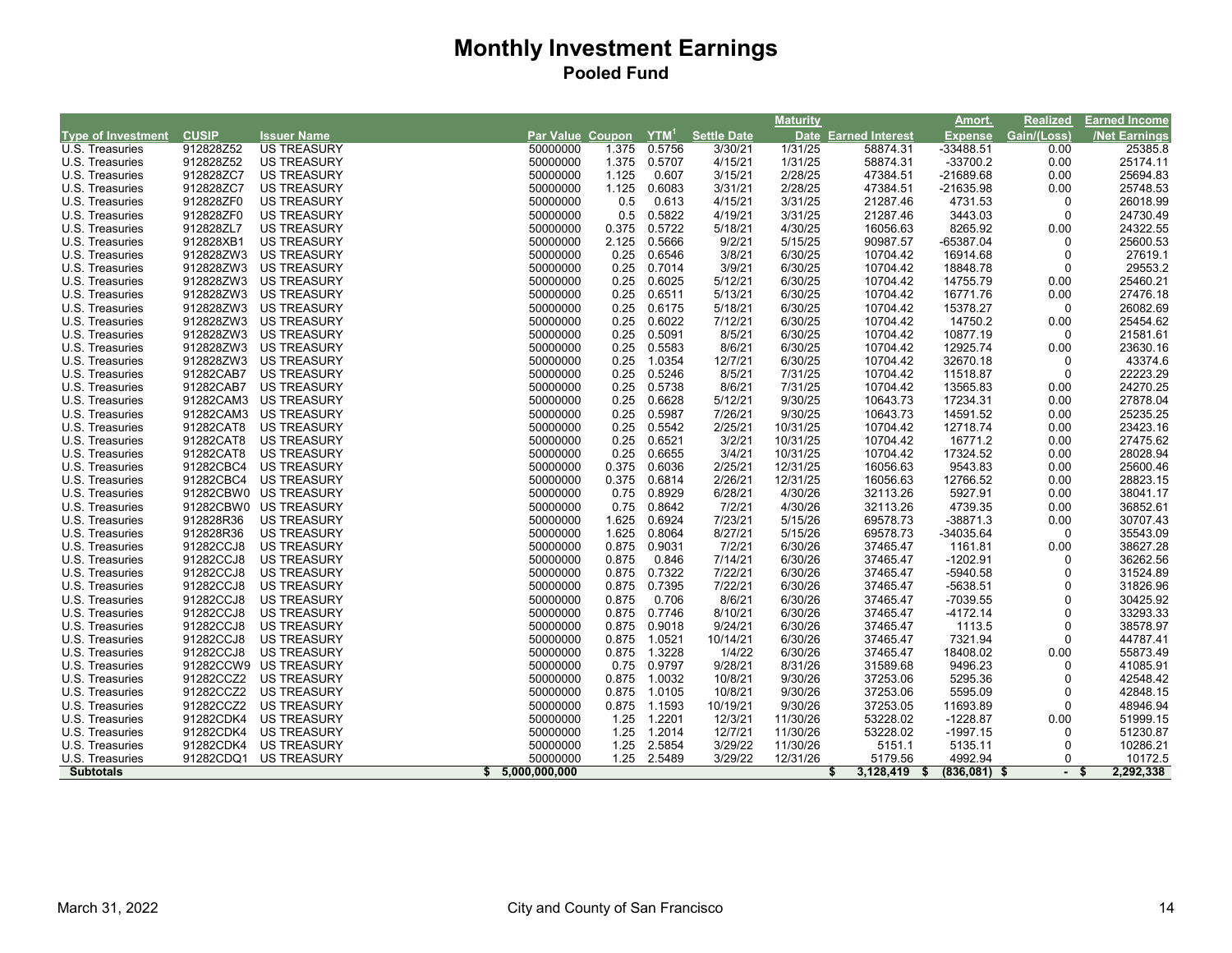# Monthly Investment Earnings

## Pooled Fund

| Type of Investment | CUSIP | Issuer Name | Par Value | Coupon | YTM[1] | Settle Date | Maturity Date | Earned Interest | Amort. Expense | Realized Gain/(Loss) | Earned Income /Net Earnings |
|---|---|---|---|---|---|---|---|---|---|---|---|
| U.S. Treasuries | 912828Z52 | US TREASURY | 50000000 | 1.375 | 0.5756 | 3/30/21 | 1/31/25 | 58874.31 | -33488.51 | 0.00 | 25385.8 |
| U.S. Treasuries | 912828Z52 | US TREASURY | 50000000 | 1.375 | 0.5707 | 4/15/21 | 1/31/25 | 58874.31 | -33700.2 | 0.00 | 25174.11 |
| U.S. Treasuries | 912828ZC7 | US TREASURY | 50000000 | 1.125 | 0.607 | 3/15/21 | 2/28/25 | 47384.51 | -21689.68 | 0.00 | 25694.83 |
| U.S. Treasuries | 912828ZC7 | US TREASURY | 50000000 | 1.125 | 0.6083 | 3/31/21 | 2/28/25 | 47384.51 | -21635.98 | 0.00 | 25748.53 |
| U.S. Treasuries | 912828ZF0 | US TREASURY | 50000000 | 0.5 | 0.613 | 4/15/21 | 3/31/25 | 21287.46 | 4731.53 | 0 | 26018.99 |
| U.S. Treasuries | 912828ZF0 | US TREASURY | 50000000 | 0.5 | 0.5822 | 4/19/21 | 3/31/25 | 21287.46 | 3443.03 | 0 | 24730.49 |
| U.S. Treasuries | 912828ZL7 | US TREASURY | 50000000 | 0.375 | 0.5722 | 5/18/21 | 4/30/25 | 16056.63 | 8265.92 | 0.00 | 24322.55 |
| U.S. Treasuries | 912828XB1 | US TREASURY | 50000000 | 2.125 | 0.5666 | 9/2/21 | 5/15/25 | 90987.57 | -65387.04 | 0 | 25600.53 |
| U.S. Treasuries | 912828ZW3 | US TREASURY | 50000000 | 0.25 | 0.6546 | 3/8/21 | 6/30/25 | 10704.42 | 16914.68 | 0 | 27619.1 |
| U.S. Treasuries | 912828ZW3 | US TREASURY | 50000000 | 0.25 | 0.7014 | 3/9/21 | 6/30/25 | 10704.42 | 18848.78 | 0 | 29553.2 |
| U.S. Treasuries | 912828ZW3 | US TREASURY | 50000000 | 0.25 | 0.6025 | 5/12/21 | 6/30/25 | 10704.42 | 14755.79 | 0.00 | 25460.21 |
| U.S. Treasuries | 912828ZW3 | US TREASURY | 50000000 | 0.25 | 0.6511 | 5/13/21 | 6/30/25 | 10704.42 | 16771.76 | 0.00 | 27476.18 |
| U.S. Treasuries | 912828ZW3 | US TREASURY | 50000000 | 0.25 | 0.6175 | 5/18/21 | 6/30/25 | 10704.42 | 15378.27 | 0 | 26082.69 |
| U.S. Treasuries | 912828ZW3 | US TREASURY | 50000000 | 0.25 | 0.6022 | 7/12/21 | 6/30/25 | 10704.42 | 14750.2 | 0.00 | 25454.62 |
| U.S. Treasuries | 912828ZW3 | US TREASURY | 50000000 | 0.25 | 0.5091 | 8/5/21 | 6/30/25 | 10704.42 | 10877.19 | 0 | 21581.61 |
| U.S. Treasuries | 912828ZW3 | US TREASURY | 50000000 | 0.25 | 0.5583 | 8/6/21 | 6/30/25 | 10704.42 | 12925.74 | 0.00 | 23630.16 |
| U.S. Treasuries | 912828ZW3 | US TREASURY | 50000000 | 0.25 | 1.0354 | 12/7/21 | 6/30/25 | 10704.42 | 32670.18 | 0 | 43374.6 |
| U.S. Treasuries | 91282CAB7 | US TREASURY | 50000000 | 0.25 | 0.5246 | 8/5/21 | 7/31/25 | 10704.42 | 11518.87 | 0 | 22223.29 |
| U.S. Treasuries | 91282CAB7 | US TREASURY | 50000000 | 0.25 | 0.5738 | 8/6/21 | 7/31/25 | 10704.42 | 13565.83 | 0.00 | 24270.25 |
| U.S. Treasuries | 91282CAM3 | US TREASURY | 50000000 | 0.25 | 0.6628 | 5/12/21 | 9/30/25 | 10643.73 | 17234.31 | 0.00 | 27878.04 |
| U.S. Treasuries | 91282CAM3 | US TREASURY | 50000000 | 0.25 | 0.5987 | 7/26/21 | 9/30/25 | 10643.73 | 14591.52 | 0.00 | 25235.25 |
| U.S. Treasuries | 91282CAT8 | US TREASURY | 50000000 | 0.25 | 0.5542 | 2/25/21 | 10/31/25 | 10704.42 | 12718.74 | 0.00 | 23423.16 |
| U.S. Treasuries | 91282CAT8 | US TREASURY | 50000000 | 0.25 | 0.6521 | 3/2/21 | 10/31/25 | 10704.42 | 16771.2 | 0.00 | 27475.62 |
| U.S. Treasuries | 91282CAT8 | US TREASURY | 50000000 | 0.25 | 0.6655 | 3/4/21 | 10/31/25 | 10704.42 | 17324.52 | 0.00 | 28028.94 |
| U.S. Treasuries | 91282CBC4 | US TREASURY | 50000000 | 0.375 | 0.6036 | 2/25/21 | 12/31/25 | 16056.63 | 9543.83 | 0.00 | 25600.46 |
| U.S. Treasuries | 91282CBC4 | US TREASURY | 50000000 | 0.375 | 0.6814 | 2/26/21 | 12/31/25 | 16056.63 | 12766.52 | 0.00 | 28823.15 |
| U.S. Treasuries | 91282CBW0 | US TREASURY | 50000000 | 0.75 | 0.8929 | 6/28/21 | 4/30/26 | 32113.26 | 5927.91 | 0.00 | 38041.17 |
| U.S. Treasuries | 91282CBW0 | US TREASURY | 50000000 | 0.75 | 0.8642 | 7/2/21 | 4/30/26 | 32113.26 | 4739.35 | 0.00 | 36852.61 |
| U.S. Treasuries | 912828R36 | US TREASURY | 50000000 | 1.625 | 0.6924 | 7/23/21 | 5/15/26 | 69578.73 | -38871.3 | 0.00 | 30707.43 |
| U.S. Treasuries | 912828R36 | US TREASURY | 50000000 | 1.625 | 0.8064 | 8/27/21 | 5/15/26 | 69578.73 | -34035.64 | 0 | 35543.09 |
| U.S. Treasuries | 91282CCJ8 | US TREASURY | 50000000 | 0.875 | 0.9031 | 7/2/21 | 6/30/26 | 37465.47 | 1161.81 | 0.00 | 38627.28 |
| U.S. Treasuries | 91282CCJ8 | US TREASURY | 50000000 | 0.875 | 0.846 | 7/14/21 | 6/30/26 | 37465.47 | -1202.91 | 0 | 36262.56 |
| U.S. Treasuries | 91282CCJ8 | US TREASURY | 50000000 | 0.875 | 0.7322 | 7/22/21 | 6/30/26 | 37465.47 | -5940.58 | 0 | 31524.89 |
| U.S. Treasuries | 91282CCJ8 | US TREASURY | 50000000 | 0.875 | 0.7395 | 7/22/21 | 6/30/26 | 37465.47 | -5638.51 | 0 | 31826.96 |
| U.S. Treasuries | 91282CCJ8 | US TREASURY | 50000000 | 0.875 | 0.706 | 8/6/21 | 6/30/26 | 37465.47 | -7039.55 | 0 | 30425.92 |
| U.S. Treasuries | 91282CCJ8 | US TREASURY | 50000000 | 0.875 | 0.7746 | 8/10/21 | 6/30/26 | 37465.47 | -4172.14 | 0 | 33293.33 |
| U.S. Treasuries | 91282CCJ8 | US TREASURY | 50000000 | 0.875 | 0.9018 | 9/24/21 | 6/30/26 | 37465.47 | 1113.5 | 0 | 38578.97 |
| U.S. Treasuries | 91282CCJ8 | US TREASURY | 50000000 | 0.875 | 1.0521 | 10/14/21 | 6/30/26 | 37465.47 | 7321.94 | 0 | 44787.41 |
| U.S. Treasuries | 91282CCJ8 | US TREASURY | 50000000 | 0.875 | 1.3228 | 1/4/22 | 6/30/26 | 37465.47 | 18408.02 | 0.00 | 55873.49 |
| U.S. Treasuries | 91282CCW9 | US TREASURY | 50000000 | 0.75 | 0.9797 | 9/28/21 | 8/31/26 | 31589.68 | 9496.23 | 0 | 41085.91 |
| U.S. Treasuries | 91282CCZ2 | US TREASURY | 50000000 | 0.875 | 1.0032 | 10/8/21 | 9/30/26 | 37253.06 | 5295.36 | 0 | 42548.42 |
| U.S. Treasuries | 91282CCZ2 | US TREASURY | 50000000 | 0.875 | 1.0105 | 10/8/21 | 9/30/26 | 37253.06 | 5595.09 | 0 | 42848.15 |
| U.S. Treasuries | 91282CCZ2 | US TREASURY | 50000000 | 0.875 | 1.1593 | 10/19/21 | 9/30/26 | 37253.05 | 11693.89 | 0 | 48946.94 |
| U.S. Treasuries | 91282CDK4 | US TREASURY | 50000000 | 1.25 | 1.2201 | 12/3/21 | 11/30/26 | 53228.02 | -1228.87 | 0.00 | 51999.15 |
| U.S. Treasuries | 91282CDK4 | US TREASURY | 50000000 | 1.25 | 1.2014 | 12/7/21 | 11/30/26 | 53228.02 | -1997.15 | 0 | 51230.87 |
| U.S. Treasuries | 91282CDK4 | US TREASURY | 50000000 | 1.25 | 2.5854 | 3/29/22 | 11/30/26 | 5151.1 | 5135.11 | 0 | 10286.21 |
| U.S. Treasuries | 91282CDQ1 | US TREASURY | 50000000 | 1.25 | 2.5489 | 3/29/22 | 12/31/26 | 5179.56 | 4992.94 | 0 | 10172.5 |
| **Subtotals** | | | **$ 5,000,000,000** | | | | | **$ 3,128,419** | **$ (836,081)** | **$ -** | **$ 2,292,338** |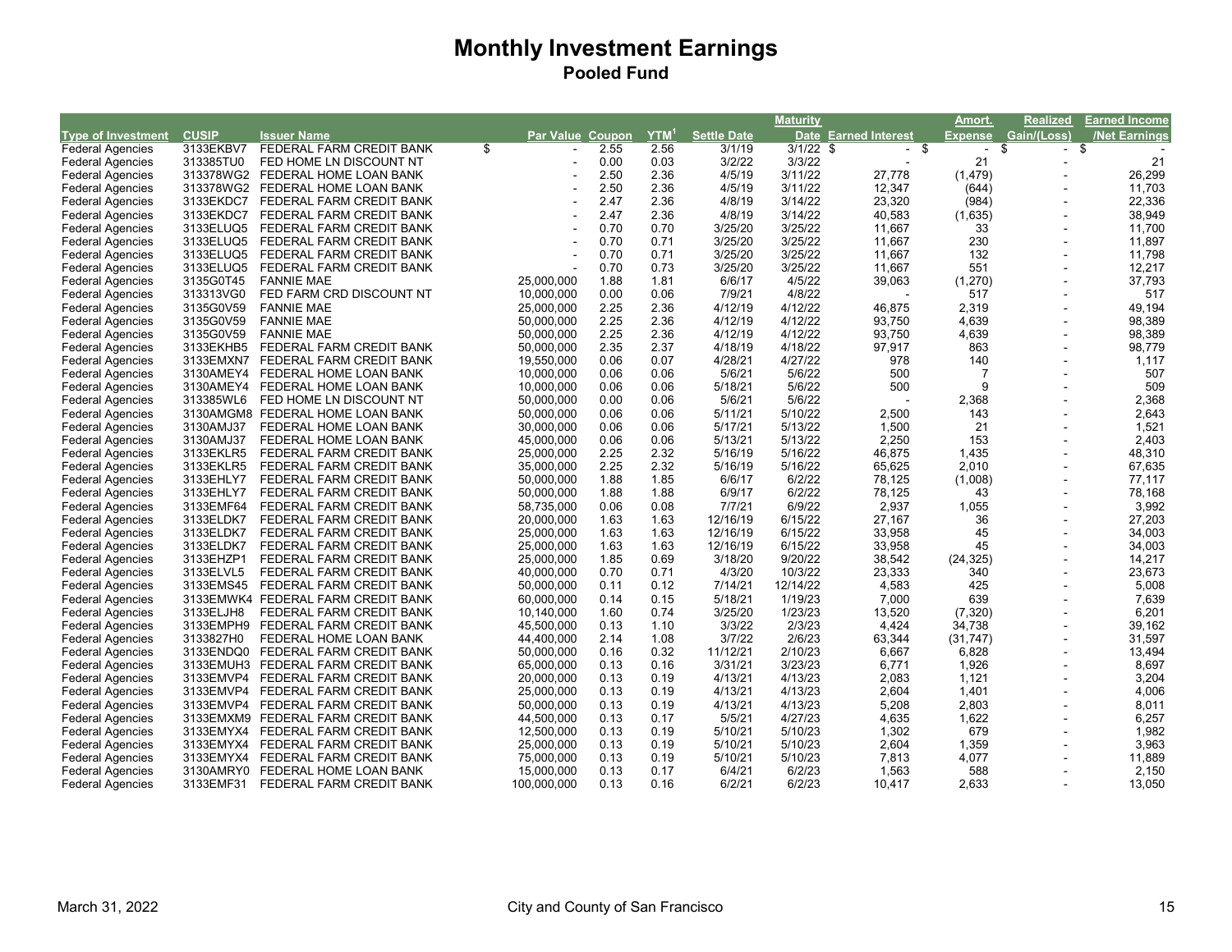# Monthly Investment Earnings

## Pooled Fund

| Type of Investment | CUSIP | Issuer Name | Par Value | Coupon | YTM[1] | Settle Date | Maturity Date | Earned Interest | Amort. Expense | Realized Gain/(Loss) | Earned Income /Net Earnings |
|---|---|---|---|---|---|---|---|---|---|---|---|
| Federal Agencies | 3133EKBV7 | FEDERAL FARM CREDIT BANK | $ - | 2.55 | 2.56 | 3/1/19 | 3/1/22 | $ - | $ - | $ - | $ - |
| Federal Agencies | 313385TU0 | FED HOME LN DISCOUNT NT | - | 0.00 | 0.03 | 3/2/22 | 3/3/22 | - | 21 | - | 21 |
| Federal Agencies | 313378WG2 | FEDERAL HOME LOAN BANK | - | 2.50 | 2.36 | 4/5/19 | 3/11/22 | 27,778 | (1,479) | - | 26,299 |
| Federal Agencies | 313378WG2 | FEDERAL HOME LOAN BANK | - | 2.50 | 2.36 | 4/5/19 | 3/11/22 | 12,347 | (644) | - | 11,703 |
| Federal Agencies | 3133EKDC7 | FEDERAL FARM CREDIT BANK | - | 2.47 | 2.36 | 4/8/19 | 3/14/22 | 23,320 | (984) | - | 22,336 |
| Federal Agencies | 3133EKDC7 | FEDERAL FARM CREDIT BANK | - | 2.47 | 2.36 | 4/8/19 | 3/14/22 | 40,583 | (1,635) | - | 38,949 |
| Federal Agencies | 3133ELUQ5 | FEDERAL FARM CREDIT BANK | - | 0.70 | 0.70 | 3/25/20 | 3/25/22 | 11,667 | 33 | - | 11,700 |
| Federal Agencies | 3133ELUQ5 | FEDERAL FARM CREDIT BANK | - | 0.70 | 0.71 | 3/25/20 | 3/25/22 | 11,667 | 230 | - | 11,897 |
| Federal Agencies | 3133ELUQ5 | FEDERAL FARM CREDIT BANK | - | 0.70 | 0.71 | 3/25/20 | 3/25/22 | 11,667 | 132 | - | 11,798 |
| Federal Agencies | 3133ELUQ5 | FEDERAL FARM CREDIT BANK | - | 0.70 | 0.73 | 3/25/20 | 3/25/22 | 11,667 | 551 | - | 12,217 |
| Federal Agencies | 3135G0T45 | FANNIE MAE | 25,000,000 | 1.88 | 1.81 | 6/6/17 | 4/5/22 | 39,063 | (1,270) | - | 37,793 |
| Federal Agencies | 313313VG0 | FED FARM CRD DISCOUNT NT | 10,000,000 | 0.00 | 0.06 | 7/9/21 | 4/8/22 | - | 517 | - | 517 |
| Federal Agencies | 3135G0V59 | FANNIE MAE | 25,000,000 | 2.25 | 2.36 | 4/12/19 | 4/12/22 | 46,875 | 2,319 | - | 49,194 |
| Federal Agencies | 3135G0V59 | FANNIE MAE | 50,000,000 | 2.25 | 2.36 | 4/12/19 | 4/12/22 | 93,750 | 4,639 | - | 98,389 |
| Federal Agencies | 3135G0V59 | FANNIE MAE | 50,000,000 | 2.25 | 2.36 | 4/12/19 | 4/12/22 | 93,750 | 4,639 | - | 98,389 |
| Federal Agencies | 3133EKHB5 | FEDERAL FARM CREDIT BANK | 50,000,000 | 2.35 | 2.37 | 4/18/19 | 4/18/22 | 97,917 | 863 | - | 98,779 |
| Federal Agencies | 3133EMXN7 | FEDERAL FARM CREDIT BANK | 19,550,000 | 0.06 | 0.07 | 4/28/21 | 4/27/22 | 978 | 140 | - | 1,117 |
| Federal Agencies | 3130AMEY4 | FEDERAL HOME LOAN BANK | 10,000,000 | 0.06 | 0.06 | 5/6/21 | 5/6/22 | 500 | 7 | - | 507 |
| Federal Agencies | 3130AMEY4 | FEDERAL HOME LOAN BANK | 10,000,000 | 0.06 | 0.06 | 5/18/21 | 5/6/22 | 500 | 9 | - | 509 |
| Federal Agencies | 313385WL6 | FED HOME LN DISCOUNT NT | 50,000,000 | 0.00 | 0.06 | 5/6/21 | 5/6/22 | - | 2,368 | - | 2,368 |
| Federal Agencies | 3130AMGM8 | FEDERAL HOME LOAN BANK | 50,000,000 | 0.06 | 0.06 | 5/11/21 | 5/10/22 | 2,500 | 143 | - | 2,643 |
| Federal Agencies | 3130AMJ37 | FEDERAL HOME LOAN BANK | 30,000,000 | 0.06 | 0.06 | 5/17/21 | 5/13/22 | 1,500 | 21 | - | 1,521 |
| Federal Agencies | 3130AMJ37 | FEDERAL HOME LOAN BANK | 45,000,000 | 0.06 | 0.06 | 5/13/21 | 5/13/22 | 2,250 | 153 | - | 2,403 |
| Federal Agencies | 3133EKLR5 | FEDERAL FARM CREDIT BANK | 25,000,000 | 2.25 | 2.32 | 5/16/19 | 5/16/22 | 46,875 | 1,435 | - | 48,310 |
| Federal Agencies | 3133EKLR5 | FEDERAL FARM CREDIT BANK | 35,000,000 | 2.25 | 2.32 | 5/16/19 | 5/16/22 | 65,625 | 2,010 | - | 67,635 |
| Federal Agencies | 3133EHLY7 | FEDERAL FARM CREDIT BANK | 50,000,000 | 1.88 | 1.85 | 6/6/17 | 6/2/22 | 78,125 | (1,008) | - | 77,117 |
| Federal Agencies | 3133EHLY7 | FEDERAL FARM CREDIT BANK | 50,000,000 | 1.88 | 1.88 | 6/9/17 | 6/2/22 | 78,125 | 43 | - | 78,168 |
| Federal Agencies | 3133EMF64 | FEDERAL FARM CREDIT BANK | 58,735,000 | 0.06 | 0.08 | 7/7/21 | 6/9/22 | 2,937 | 1,055 | - | 3,992 |
| Federal Agencies | 3133ELDK7 | FEDERAL FARM CREDIT BANK | 20,000,000 | 1.63 | 1.63 | 12/16/19 | 6/15/22 | 27,167 | 36 | - | 27,203 |
| Federal Agencies | 3133ELDK7 | FEDERAL FARM CREDIT BANK | 25,000,000 | 1.63 | 1.63 | 12/16/19 | 6/15/22 | 33,958 | 45 | - | 34,003 |
| Federal Agencies | 3133ELDK7 | FEDERAL FARM CREDIT BANK | 25,000,000 | 1.63 | 1.63 | 12/16/19 | 6/15/22 | 33,958 | 45 | - | 34,003 |
| Federal Agencies | 3133EHZP1 | FEDERAL FARM CREDIT BANK | 25,000,000 | 1.85 | 0.69 | 3/18/20 | 9/20/22 | 38,542 | (24,325) | - | 14,217 |
| Federal Agencies | 3133ELVL5 | FEDERAL FARM CREDIT BANK | 40,000,000 | 0.70 | 0.71 | 4/3/20 | 10/3/22 | 23,333 | 340 | - | 23,673 |
| Federal Agencies | 3133EMS45 | FEDERAL FARM CREDIT BANK | 50,000,000 | 0.11 | 0.12 | 7/14/21 | 12/14/22 | 4,583 | 425 | - | 5,008 |
| Federal Agencies | 3133EMWK4 | FEDERAL FARM CREDIT BANK | 60,000,000 | 0.14 | 0.15 | 5/18/21 | 1/19/23 | 7,000 | 639 | - | 7,639 |
| Federal Agencies | 3133ELJH8 | FEDERAL FARM CREDIT BANK | 10,140,000 | 1.60 | 0.74 | 3/25/20 | 1/23/23 | 13,520 | (7,320) | - | 6,201 |
| Federal Agencies | 3133EMPH9 | FEDERAL FARM CREDIT BANK | 45,500,000 | 0.13 | 1.10 | 3/3/22 | 2/3/23 | 4,424 | 34,738 | - | 39,162 |
| Federal Agencies | 3133827H0 | FEDERAL HOME LOAN BANK | 44,400,000 | 2.14 | 1.08 | 3/7/22 | 2/6/23 | 63,344 | (31,747) | - | 31,597 |
| Federal Agencies | 3133ENDQ0 | FEDERAL FARM CREDIT BANK | 50,000,000 | 0.16 | 0.32 | 11/12/21 | 2/10/23 | 6,667 | 6,828 | - | 13,494 |
| Federal Agencies | 3133EMUH3 | FEDERAL FARM CREDIT BANK | 65,000,000 | 0.13 | 0.16 | 3/31/21 | 3/23/23 | 6,771 | 1,926 | - | 8,697 |
| Federal Agencies | 3133EMVP4 | FEDERAL FARM CREDIT BANK | 20,000,000 | 0.13 | 0.19 | 4/13/21 | 4/13/23 | 2,083 | 1,121 | - | 3,204 |
| Federal Agencies | 3133EMVP4 | FEDERAL FARM CREDIT BANK | 25,000,000 | 0.13 | 0.19 | 4/13/21 | 4/13/23 | 2,604 | 1,401 | - | 4,006 |
| Federal Agencies | 3133EMVP4 | FEDERAL FARM CREDIT BANK | 50,000,000 | 0.13 | 0.19 | 4/13/21 | 4/13/23 | 5,208 | 2,803 | - | 8,011 |
| Federal Agencies | 3133EMXM9 | FEDERAL FARM CREDIT BANK | 44,500,000 | 0.13 | 0.17 | 5/5/21 | 4/27/23 | 4,635 | 1,622 | - | 6,257 |
| Federal Agencies | 3133EMYX4 | FEDERAL FARM CREDIT BANK | 12,500,000 | 0.13 | 0.19 | 5/10/21 | 5/10/23 | 1,302 | 679 | - | 1,982 |
| Federal Agencies | 3133EMYX4 | FEDERAL FARM CREDIT BANK | 25,000,000 | 0.13 | 0.19 | 5/10/21 | 5/10/23 | 2,604 | 1,359 | - | 3,963 |
| Federal Agencies | 3133EMYX4 | FEDERAL FARM CREDIT BANK | 75,000,000 | 0.13 | 0.19 | 5/10/21 | 5/10/23 | 7,813 | 4,077 | - | 11,889 |
| Federal Agencies | 3130AMRY0 | FEDERAL HOME LOAN BANK | 15,000,000 | 0.13 | 0.17 | 6/4/21 | 6/2/23 | 1,563 | 588 | - | 2,150 |
| Federal Agencies | 3133EMF31 | FEDERAL FARM CREDIT BANK | 100,000,000 | 0.13 | 0.16 | 6/2/21 | 6/2/23 | 10,417 | 2,633 | - | 13,050 |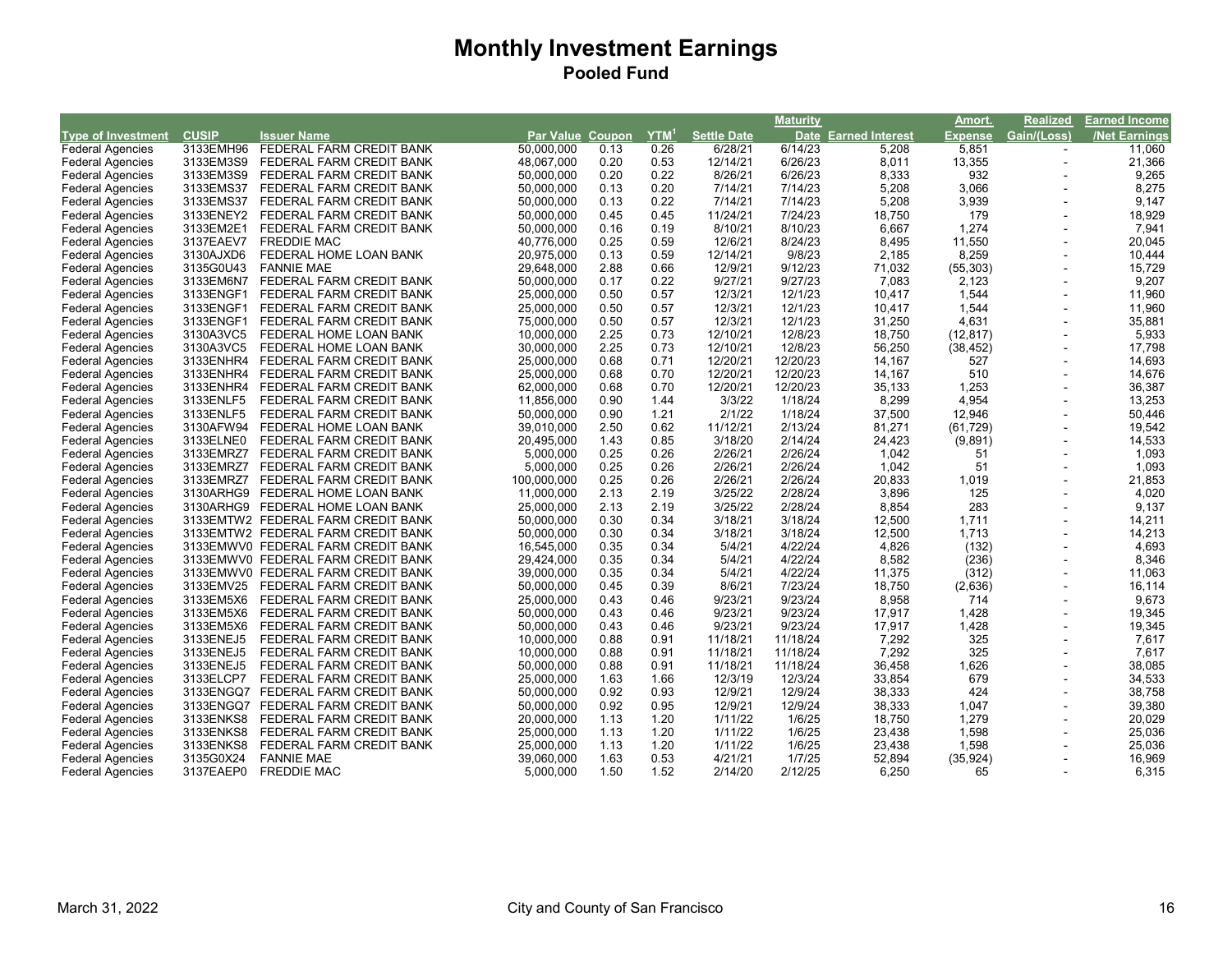# Monthly Investment Earnings

## Pooled Fund

| Type of Investment | CUSIP | Issuer Name | Par Value | Coupon | YTM[1] | Settle Date | Maturity Date | Earned Interest | Amort. Expense | Realized Gain/(Loss) | Earned Income /Net Earnings |
|---|---|---|---|---|---|---|---|---|---|---|---|
| Federal Agencies | 3133EMH96 | FEDERAL FARM CREDIT BANK | 50,000,000 | 0.13 | 0.26 | 6/28/21 | 6/14/23 | 5,208 | 5,851 | - | 11,060 |
| Federal Agencies | 3133EM3S9 | FEDERAL FARM CREDIT BANK | 48,067,000 | 0.20 | 0.53 | 12/14/21 | 6/26/23 | 8,011 | 13,355 | - | 21,366 |
| Federal Agencies | 3133EM3S9 | FEDERAL FARM CREDIT BANK | 50,000,000 | 0.20 | 0.22 | 8/26/21 | 6/26/23 | 8,333 | 932 | - | 9,265 |
| Federal Agencies | 3133EMS37 | FEDERAL FARM CREDIT BANK | 50,000,000 | 0.13 | 0.20 | 7/14/21 | 7/14/23 | 5,208 | 3,066 | - | 8,275 |
| Federal Agencies | 3133EMS37 | FEDERAL FARM CREDIT BANK | 50,000,000 | 0.13 | 0.22 | 7/14/21 | 7/14/23 | 5,208 | 3,939 | - | 9,147 |
| Federal Agencies | 3133ENEY2 | FEDERAL FARM CREDIT BANK | 50,000,000 | 0.45 | 0.45 | 11/24/21 | 7/24/23 | 18,750 | 179 | - | 18,929 |
| Federal Agencies | 3133EM2E1 | FEDERAL FARM CREDIT BANK | 50,000,000 | 0.16 | 0.19 | 8/10/21 | 8/10/23 | 6,667 | 1,274 | - | 7,941 |
| Federal Agencies | 3137EAEV7 | FREDDIE MAC | 40,776,000 | 0.25 | 0.59 | 12/6/21 | 8/24/23 | 8,495 | 11,550 | - | 20,045 |
| Federal Agencies | 3130AJXD6 | FEDERAL HOME LOAN BANK | 20,975,000 | 0.13 | 0.59 | 12/14/21 | 9/8/23 | 2,185 | 8,259 | - | 10,444 |
| Federal Agencies | 3135G0U43 | FANNIE MAE | 29,648,000 | 2.88 | 0.66 | 12/9/21 | 9/12/23 | 71,032 | (55,303) | - | 15,729 |
| Federal Agencies | 3133EM6N7 | FEDERAL FARM CREDIT BANK | 50,000,000 | 0.17 | 0.22 | 9/27/21 | 9/27/23 | 7,083 | 2,123 | - | 9,207 |
| Federal Agencies | 3133ENGF1 | FEDERAL FARM CREDIT BANK | 25,000,000 | 0.50 | 0.57 | 12/3/21 | 12/1/23 | 10,417 | 1,544 | - | 11,960 |
| Federal Agencies | 3133ENGF1 | FEDERAL FARM CREDIT BANK | 25,000,000 | 0.50 | 0.57 | 12/3/21 | 12/1/23 | 10,417 | 1,544 | - | 11,960 |
| Federal Agencies | 3133ENGF1 | FEDERAL FARM CREDIT BANK | 75,000,000 | 0.50 | 0.57 | 12/3/21 | 12/1/23 | 31,250 | 4,631 | - | 35,881 |
| Federal Agencies | 3130A3VC5 | FEDERAL HOME LOAN BANK | 10,000,000 | 2.25 | 0.73 | 12/10/21 | 12/8/23 | 18,750 | (12,817) | - | 5,933 |
| Federal Agencies | 3130A3VC5 | FEDERAL HOME LOAN BANK | 30,000,000 | 2.25 | 0.73 | 12/10/21 | 12/8/23 | 56,250 | (38,452) | - | 17,798 |
| Federal Agencies | 3133ENHR4 | FEDERAL FARM CREDIT BANK | 25,000,000 | 0.68 | 0.71 | 12/20/21 | 12/20/23 | 14,167 | 527 | - | 14,693 |
| Federal Agencies | 3133ENHR4 | FEDERAL FARM CREDIT BANK | 25,000,000 | 0.68 | 0.70 | 12/20/21 | 12/20/23 | 14,167 | 510 | - | 14,676 |
| Federal Agencies | 3133ENHR4 | FEDERAL FARM CREDIT BANK | 62,000,000 | 0.68 | 0.70 | 12/20/21 | 12/20/23 | 35,133 | 1,253 | - | 36,387 |
| Federal Agencies | 3133ENLF5 | FEDERAL FARM CREDIT BANK | 11,856,000 | 0.90 | 1.44 | 3/3/22 | 1/18/24 | 8,299 | 4,954 | - | 13,253 |
| Federal Agencies | 3133ENLF5 | FEDERAL FARM CREDIT BANK | 50,000,000 | 0.90 | 1.21 | 2/1/22 | 1/18/24 | 37,500 | 12,946 | - | 50,446 |
| Federal Agencies | 3130AFW94 | FEDERAL HOME LOAN BANK | 39,010,000 | 2.50 | 0.62 | 11/12/21 | 2/13/24 | 81,271 | (61,729) | - | 19,542 |
| Federal Agencies | 3133ELNE0 | FEDERAL FARM CREDIT BANK | 20,495,000 | 1.43 | 0.85 | 3/18/20 | 2/14/24 | 24,423 | (9,891) | - | 14,533 |
| Federal Agencies | 3133EMRZ7 | FEDERAL FARM CREDIT BANK | 5,000,000 | 0.25 | 0.26 | 2/26/21 | 2/26/24 | 1,042 | 51 | - | 1,093 |
| Federal Agencies | 3133EMRZ7 | FEDERAL FARM CREDIT BANK | 5,000,000 | 0.25 | 0.26 | 2/26/21 | 2/26/24 | 1,042 | 51 | - | 1,093 |
| Federal Agencies | 3133EMRZ7 | FEDERAL FARM CREDIT BANK | 100,000,000 | 0.25 | 0.26 | 2/26/21 | 2/26/24 | 20,833 | 1,019 | - | 21,853 |
| Federal Agencies | 3130ARHG9 | FEDERAL HOME LOAN BANK | 11,000,000 | 2.13 | 2.19 | 3/25/22 | 2/28/24 | 3,896 | 125 | - | 4,020 |
| Federal Agencies | 3130ARHG9 | FEDERAL HOME LOAN BANK | 25,000,000 | 2.13 | 2.19 | 3/25/22 | 2/28/24 | 8,854 | 283 | - | 9,137 |
| Federal Agencies | 3133EMTW2 | FEDERAL FARM CREDIT BANK | 50,000,000 | 0.30 | 0.34 | 3/18/21 | 3/18/24 | 12,500 | 1,711 | - | 14,211 |
| Federal Agencies | 3133EMTW2 | FEDERAL FARM CREDIT BANK | 50,000,000 | 0.30 | 0.34 | 3/18/21 | 3/18/24 | 12,500 | 1,713 | - | 14,213 |
| Federal Agencies | 3133EMWV0 | FEDERAL FARM CREDIT BANK | 16,545,000 | 0.35 | 0.34 | 5/4/21 | 4/22/24 | 4,826 | (132) | - | 4,693 |
| Federal Agencies | 3133EMWV0 | FEDERAL FARM CREDIT BANK | 29,424,000 | 0.35 | 0.34 | 5/4/21 | 4/22/24 | 8,582 | (236) | - | 8,346 |
| Federal Agencies | 3133EMWV0 | FEDERAL FARM CREDIT BANK | 39,000,000 | 0.35 | 0.34 | 5/4/21 | 4/22/24 | 11,375 | (312) | - | 11,063 |
| Federal Agencies | 3133EMV25 | FEDERAL FARM CREDIT BANK | 50,000,000 | 0.45 | 0.39 | 8/6/21 | 7/23/24 | 18,750 | (2,636) | - | 16,114 |
| Federal Agencies | 3133EM5X6 | FEDERAL FARM CREDIT BANK | 25,000,000 | 0.43 | 0.46 | 9/23/21 | 9/23/24 | 8,958 | 714 | - | 9,673 |
| Federal Agencies | 3133EM5X6 | FEDERAL FARM CREDIT BANK | 50,000,000 | 0.43 | 0.46 | 9/23/21 | 9/23/24 | 17,917 | 1,428 | - | 19,345 |
| Federal Agencies | 3133EM5X6 | FEDERAL FARM CREDIT BANK | 50,000,000 | 0.43 | 0.46 | 9/23/21 | 9/23/24 | 17,917 | 1,428 | - | 19,345 |
| Federal Agencies | 3133ENEJ5 | FEDERAL FARM CREDIT BANK | 10,000,000 | 0.88 | 0.91 | 11/18/21 | 11/18/24 | 7,292 | 325 | - | 7,617 |
| Federal Agencies | 3133ENEJ5 | FEDERAL FARM CREDIT BANK | 10,000,000 | 0.88 | 0.91 | 11/18/21 | 11/18/24 | 7,292 | 325 | - | 7,617 |
| Federal Agencies | 3133ENEJ5 | FEDERAL FARM CREDIT BANK | 50,000,000 | 0.88 | 0.91 | 11/18/21 | 11/18/24 | 36,458 | 1,626 | - | 38,085 |
| Federal Agencies | 3133ELCP7 | FEDERAL FARM CREDIT BANK | 25,000,000 | 1.63 | 1.66 | 12/3/19 | 12/3/24 | 33,854 | 679 | - | 34,533 |
| Federal Agencies | 3133ENGQ7 | FEDERAL FARM CREDIT BANK | 50,000,000 | 0.92 | 0.93 | 12/9/21 | 12/9/24 | 38,333 | 424 | - | 38,758 |
| Federal Agencies | 3133ENGQ7 | FEDERAL FARM CREDIT BANK | 50,000,000 | 0.92 | 0.95 | 12/9/21 | 12/9/24 | 38,333 | 1,047 | - | 39,380 |
| Federal Agencies | 3133ENKS8 | FEDERAL FARM CREDIT BANK | 20,000,000 | 1.13 | 1.20 | 1/11/22 | 1/6/25 | 18,750 | 1,279 | - | 20,029 |
| Federal Agencies | 3133ENKS8 | FEDERAL FARM CREDIT BANK | 25,000,000 | 1.13 | 1.20 | 1/11/22 | 1/6/25 | 23,438 | 1,598 | - | 25,036 |
| Federal Agencies | 3133ENKS8 | FEDERAL FARM CREDIT BANK | 25,000,000 | 1.13 | 1.20 | 1/11/22 | 1/6/25 | 23,438 | 1,598 | - | 25,036 |
| Federal Agencies | 3135G0X24 | FANNIE MAE | 39,060,000 | 1.63 | 0.53 | 4/21/21 | 1/7/25 | 52,894 | (35,924) | - | 16,969 |
| Federal Agencies | 3137EAEP0 | FREDDIE MAC | 5,000,000 | 1.50 | 1.52 | 2/14/20 | 2/12/25 | 6,250 | 65 | - | 6,315 |

March 31, 2022 — City and County of San Francisco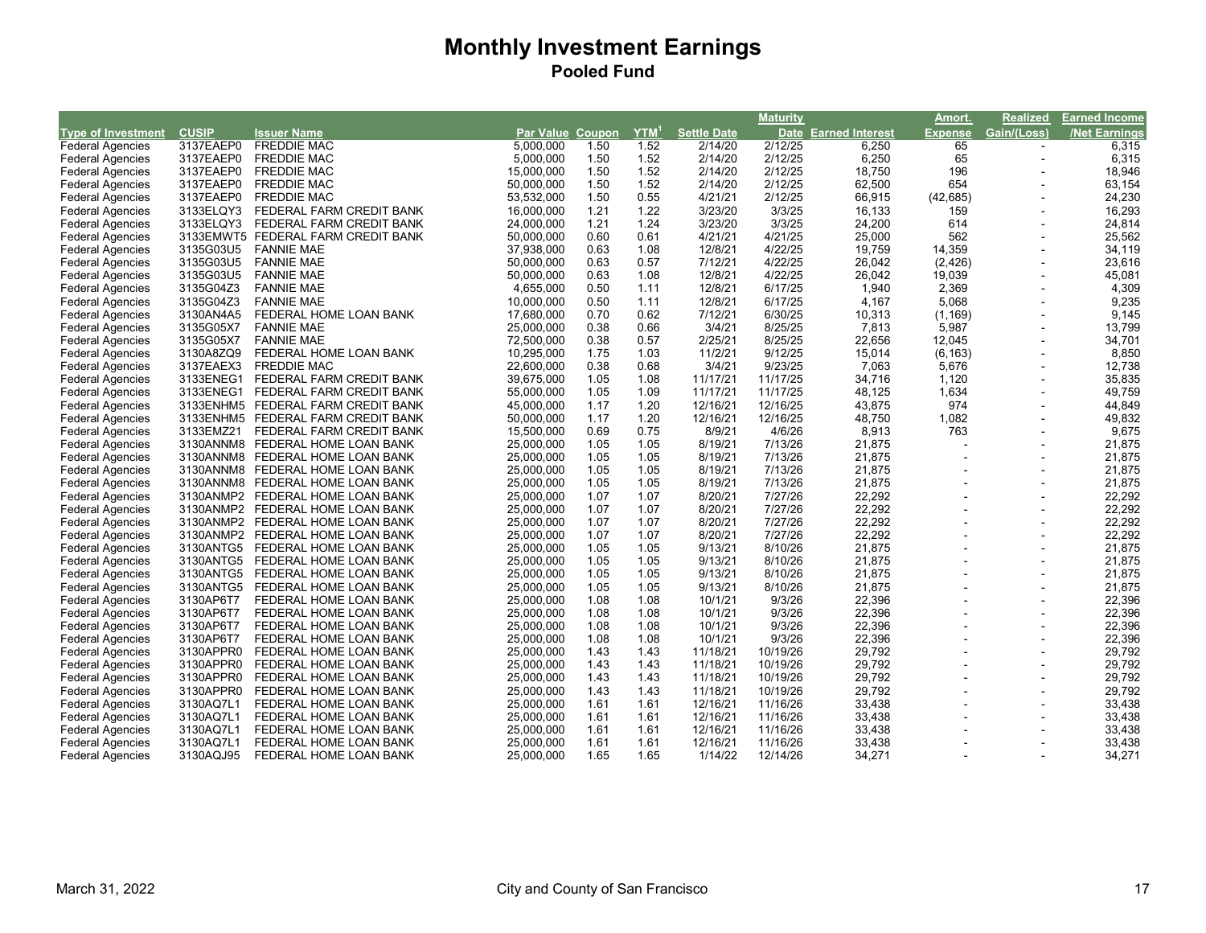# Monthly Investment Earnings

## Pooled Fund

| Type of Investment | CUSIP | Issuer Name | Par Value | Coupon | YTM[1] | Settle Date | Maturity Date | Earned Interest | Amort. Expense | Realized Gain/(Loss) | Earned Income /Net Earnings |
|---|---|---|---|---|---|---|---|---|---|---|---|
| Federal Agencies | 3137EAEP0 | FREDDIE MAC | 5,000,000 | 1.50 | 1.52 | 2/14/20 | 2/12/25 | 6,250 | 65 | - | 6,315 |
| Federal Agencies | 3137EAEP0 | FREDDIE MAC | 5,000,000 | 1.50 | 1.52 | 2/14/20 | 2/12/25 | 6,250 | 65 | - | 6,315 |
| Federal Agencies | 3137EAEP0 | FREDDIE MAC | 15,000,000 | 1.50 | 1.52 | 2/14/20 | 2/12/25 | 18,750 | 196 | - | 18,946 |
| Federal Agencies | 3137EAEP0 | FREDDIE MAC | 50,000,000 | 1.50 | 1.52 | 2/14/20 | 2/12/25 | 62,500 | 654 | - | 63,154 |
| Federal Agencies | 3137EAEP0 | FREDDIE MAC | 53,532,000 | 1.50 | 0.55 | 4/21/21 | 2/12/25 | 66,915 | (42,685) | - | 24,230 |
| Federal Agencies | 3133ELQY3 | FEDERAL FARM CREDIT BANK | 16,000,000 | 1.21 | 1.22 | 3/23/20 | 3/3/25 | 16,133 | 159 | - | 16,293 |
| Federal Agencies | 3133ELQY3 | FEDERAL FARM CREDIT BANK | 24,000,000 | 1.21 | 1.24 | 3/23/20 | 3/3/25 | 24,200 | 614 | - | 24,814 |
| Federal Agencies | 3133EMWT5 | FEDERAL FARM CREDIT BANK | 50,000,000 | 0.60 | 0.61 | 4/21/21 | 4/21/25 | 25,000 | 562 | - | 25,562 |
| Federal Agencies | 3135G03U5 | FANNIE MAE | 37,938,000 | 0.63 | 1.08 | 12/8/21 | 4/22/25 | 19,759 | 14,359 | - | 34,119 |
| Federal Agencies | 3135G03U5 | FANNIE MAE | 50,000,000 | 0.63 | 0.57 | 7/12/21 | 4/22/25 | 26,042 | (2,426) | - | 23,616 |
| Federal Agencies | 3135G03U5 | FANNIE MAE | 50,000,000 | 0.63 | 1.08 | 12/8/21 | 4/22/25 | 26,042 | 19,039 | - | 45,081 |
| Federal Agencies | 3135G04Z3 | FANNIE MAE | 4,655,000 | 0.50 | 1.11 | 12/8/21 | 6/17/25 | 1,940 | 2,369 | - | 4,309 |
| Federal Agencies | 3135G04Z3 | FANNIE MAE | 10,000,000 | 0.50 | 1.11 | 12/8/21 | 6/17/25 | 4,167 | 5,068 | - | 9,235 |
| Federal Agencies | 3130AN4A5 | FEDERAL HOME LOAN BANK | 17,680,000 | 0.70 | 0.62 | 7/12/21 | 6/30/25 | 10,313 | (1,169) | - | 9,145 |
| Federal Agencies | 3135G05X7 | FANNIE MAE | 25,000,000 | 0.38 | 0.66 | 3/4/21 | 8/25/25 | 7,813 | 5,987 | - | 13,799 |
| Federal Agencies | 3135G05X7 | FANNIE MAE | 72,500,000 | 0.38 | 0.57 | 2/25/21 | 8/25/25 | 22,656 | 12,045 | - | 34,701 |
| Federal Agencies | 3130A8ZQ9 | FEDERAL HOME LOAN BANK | 10,295,000 | 1.75 | 1.03 | 11/2/21 | 9/12/25 | 15,014 | (6,163) | - | 8,850 |
| Federal Agencies | 3137EAEX3 | FREDDIE MAC | 22,600,000 | 0.38 | 0.68 | 3/4/21 | 9/23/25 | 7,063 | 5,676 | - | 12,738 |
| Federal Agencies | 3133ENEG1 | FEDERAL FARM CREDIT BANK | 39,675,000 | 1.05 | 1.08 | 11/17/21 | 11/17/25 | 34,716 | 1,120 | - | 35,835 |
| Federal Agencies | 3133ENEG1 | FEDERAL FARM CREDIT BANK | 55,000,000 | 1.05 | 1.09 | 11/17/21 | 11/17/25 | 48,125 | 1,634 | - | 49,759 |
| Federal Agencies | 3133ENHM5 | FEDERAL FARM CREDIT BANK | 45,000,000 | 1.17 | 1.20 | 12/16/21 | 12/16/25 | 43,875 | 974 | - | 44,849 |
| Federal Agencies | 3133ENHM5 | FEDERAL FARM CREDIT BANK | 50,000,000 | 1.17 | 1.20 | 12/16/21 | 12/16/25 | 48,750 | 1,082 | - | 49,832 |
| Federal Agencies | 3133EMZ21 | FEDERAL FARM CREDIT BANK | 15,500,000 | 0.69 | 0.75 | 8/9/21 | 4/6/26 | 8,913 | 763 | - | 9,675 |
| Federal Agencies | 3130ANNM8 | FEDERAL HOME LOAN BANK | 25,000,000 | 1.05 | 1.05 | 8/19/21 | 7/13/26 | 21,875 | - | - | 21,875 |
| Federal Agencies | 3130ANNM8 | FEDERAL HOME LOAN BANK | 25,000,000 | 1.05 | 1.05 | 8/19/21 | 7/13/26 | 21,875 | - | - | 21,875 |
| Federal Agencies | 3130ANNM8 | FEDERAL HOME LOAN BANK | 25,000,000 | 1.05 | 1.05 | 8/19/21 | 7/13/26 | 21,875 | - | - | 21,875 |
| Federal Agencies | 3130ANNM8 | FEDERAL HOME LOAN BANK | 25,000,000 | 1.05 | 1.05 | 8/19/21 | 7/13/26 | 21,875 | - | - | 21,875 |
| Federal Agencies | 3130ANMP2 | FEDERAL HOME LOAN BANK | 25,000,000 | 1.07 | 1.07 | 8/20/21 | 7/27/26 | 22,292 | - | - | 22,292 |
| Federal Agencies | 3130ANMP2 | FEDERAL HOME LOAN BANK | 25,000,000 | 1.07 | 1.07 | 8/20/21 | 7/27/26 | 22,292 | - | - | 22,292 |
| Federal Agencies | 3130ANMP2 | FEDERAL HOME LOAN BANK | 25,000,000 | 1.07 | 1.07 | 8/20/21 | 7/27/26 | 22,292 | - | - | 22,292 |
| Federal Agencies | 3130ANMP2 | FEDERAL HOME LOAN BANK | 25,000,000 | 1.07 | 1.07 | 8/20/21 | 7/27/26 | 22,292 | - | - | 22,292 |
| Federal Agencies | 3130ANTG5 | FEDERAL HOME LOAN BANK | 25,000,000 | 1.05 | 1.05 | 9/13/21 | 8/10/26 | 21,875 | - | - | 21,875 |
| Federal Agencies | 3130ANTG5 | FEDERAL HOME LOAN BANK | 25,000,000 | 1.05 | 1.05 | 9/13/21 | 8/10/26 | 21,875 | - | - | 21,875 |
| Federal Agencies | 3130ANTG5 | FEDERAL HOME LOAN BANK | 25,000,000 | 1.05 | 1.05 | 9/13/21 | 8/10/26 | 21,875 | - | - | 21,875 |
| Federal Agencies | 3130ANTG5 | FEDERAL HOME LOAN BANK | 25,000,000 | 1.05 | 1.05 | 9/13/21 | 8/10/26 | 21,875 | - | - | 21,875 |
| Federal Agencies | 3130AP6T7 | FEDERAL HOME LOAN BANK | 25,000,000 | 1.08 | 1.08 | 10/1/21 | 9/3/26 | 22,396 | - | - | 22,396 |
| Federal Agencies | 3130AP6T7 | FEDERAL HOME LOAN BANK | 25,000,000 | 1.08 | 1.08 | 10/1/21 | 9/3/26 | 22,396 | - | - | 22,396 |
| Federal Agencies | 3130AP6T7 | FEDERAL HOME LOAN BANK | 25,000,000 | 1.08 | 1.08 | 10/1/21 | 9/3/26 | 22,396 | - | - | 22,396 |
| Federal Agencies | 3130AP6T7 | FEDERAL HOME LOAN BANK | 25,000,000 | 1.08 | 1.08 | 10/1/21 | 9/3/26 | 22,396 | - | - | 22,396 |
| Federal Agencies | 3130APPR0 | FEDERAL HOME LOAN BANK | 25,000,000 | 1.43 | 1.43 | 11/18/21 | 10/19/26 | 29,792 | - | - | 29,792 |
| Federal Agencies | 3130APPR0 | FEDERAL HOME LOAN BANK | 25,000,000 | 1.43 | 1.43 | 11/18/21 | 10/19/26 | 29,792 | - | - | 29,792 |
| Federal Agencies | 3130APPR0 | FEDERAL HOME LOAN BANK | 25,000,000 | 1.43 | 1.43 | 11/18/21 | 10/19/26 | 29,792 | - | - | 29,792 |
| Federal Agencies | 3130APPR0 | FEDERAL HOME LOAN BANK | 25,000,000 | 1.43 | 1.43 | 11/18/21 | 10/19/26 | 29,792 | - | - | 29,792 |
| Federal Agencies | 3130AQ7L1 | FEDERAL HOME LOAN BANK | 25,000,000 | 1.61 | 1.61 | 12/16/21 | 11/16/26 | 33,438 | - | - | 33,438 |
| Federal Agencies | 3130AQ7L1 | FEDERAL HOME LOAN BANK | 25,000,000 | 1.61 | 1.61 | 12/16/21 | 11/16/26 | 33,438 | - | - | 33,438 |
| Federal Agencies | 3130AQ7L1 | FEDERAL HOME LOAN BANK | 25,000,000 | 1.61 | 1.61 | 12/16/21 | 11/16/26 | 33,438 | - | - | 33,438 |
| Federal Agencies | 3130AQ7L1 | FEDERAL HOME LOAN BANK | 25,000,000 | 1.61 | 1.61 | 12/16/21 | 11/16/26 | 33,438 | - | - | 33,438 |
| Federal Agencies | 3130AQJ95 | FEDERAL HOME LOAN BANK | 25,000,000 | 1.65 | 1.65 | 1/14/22 | 12/14/26 | 34,271 | - | - | 34,271 |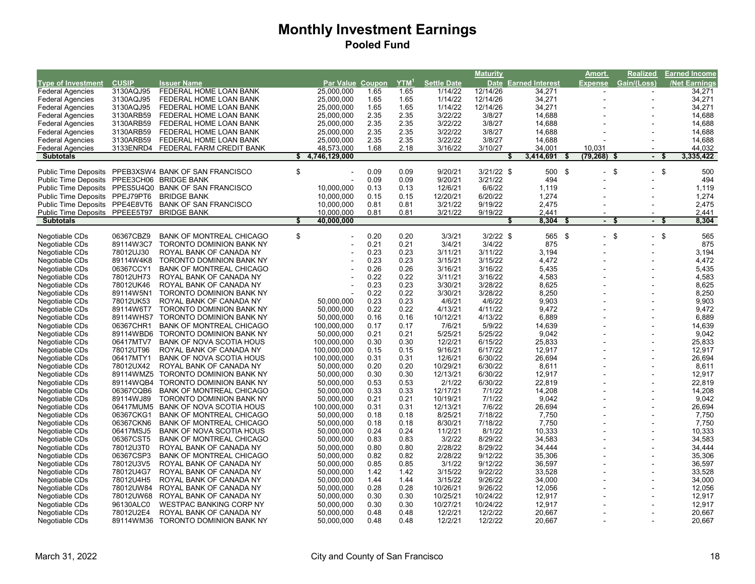# Monthly Investment Earnings

## Pooled Fund

| Type of Investment | CUSIP | Issuer Name | Par Value | Coupon | YTM[1] | Settle Date | Maturity Date | Earned Interest | Amort. Expense | Realized Gain/(Loss) | Earned Income /Net Earnings |
|---|---|---|---|---|---|---|---|---|---|---|---|
| Federal Agencies | 3130AQJ95 | FEDERAL HOME LOAN BANK | 25,000,000 | 1.65 | 1.65 | 1/14/22 | 12/14/26 | 34,271 | - | - | 34,271 |
| Federal Agencies | 3130AQJ95 | FEDERAL HOME LOAN BANK | 25,000,000 | 1.65 | 1.65 | 1/14/22 | 12/14/26 | 34,271 | - | - | 34,271 |
| Federal Agencies | 3130AQJ95 | FEDERAL HOME LOAN BANK | 25,000,000 | 1.65 | 1.65 | 1/14/22 | 12/14/26 | 34,271 | - | - | 34,271 |
| Federal Agencies | 3130ARB59 | FEDERAL HOME LOAN BANK | 25,000,000 | 2.35 | 2.35 | 3/22/22 | 3/8/27 | 14,688 | - | - | 14,688 |
| Federal Agencies | 3130ARB59 | FEDERAL HOME LOAN BANK | 25,000,000 | 2.35 | 2.35 | 3/22/22 | 3/8/27 | 14,688 | - | - | 14,688 |
| Federal Agencies | 3130ARB59 | FEDERAL HOME LOAN BANK | 25,000,000 | 2.35 | 2.35 | 3/22/22 | 3/8/27 | 14,688 | - | - | 14,688 |
| Federal Agencies | 3130ARB59 | FEDERAL HOME LOAN BANK | 25,000,000 | 2.35 | 2.35 | 3/22/22 | 3/8/27 | 14,688 | - | - | 14,688 |
| Federal Agencies | 3133ENRD4 | FEDERAL FARM CREDIT BANK | 48,573,000 | 1.68 | 2.18 | 3/16/22 | 3/10/27 | 34,001 | 10,031 | - | 44,032 |
| **Subtotals** | | | **$ 4,746,129,000** | | | | | **$ 3,414,691** | **$ (79,268)** | **$ -** | **$ 3,335,422** |
| | | | | | | | | | | | |
| Public Time Deposits | PPEB3XSW4 | BANK OF SAN FRANCISCO | $ - | 0.09 | 0.09 | 9/20/21 | 3/21/22 | $ 500 | $ - | $ - | $ 500 |
| Public Time Deposits | PPEE3CH06 | BRIDGE BANK | - | 0.09 | 0.09 | 9/20/21 | 3/21/22 | 494 | - | - | 494 |
| Public Time Deposits | PPES5U4Q0 | BANK OF SAN FRANCISCO | 10,000,000 | 0.13 | 0.13 | 12/6/21 | 6/6/22 | 1,119 | - | - | 1,119 |
| Public Time Deposits | PPEJ79PT6 | BRIDGE BANK | 10,000,000 | 0.15 | 0.15 | 12/20/21 | 6/20/22 | 1,274 | - | - | 1,274 |
| Public Time Deposits | PPE4E8VT6 | BANK OF SAN FRANCISCO | 10,000,000 | 0.81 | 0.81 | 3/21/22 | 9/19/22 | 2,475 | - | - | 2,475 |
| Public Time Deposits | PPEEE5T97 | BRIDGE BANK | 10,000,000 | 0.81 | 0.81 | 3/21/22 | 9/19/22 | 2,441 | - | - | 2,441 |
| **Subtotals** | | | **$ 40,000,000** | | | | | **$ 8,304** | **$ -** | **$ -** | **$ 8,304** |
| | | | | | | | | | | | |
| Negotiable CDs | 06367CBZ9 | BANK OF MONTREAL CHICAGO | $ - | 0.20 | 0.20 | 3/3/21 | 3/2/22 | $ 565 | $ - | $ - | $ 565 |
| Negotiable CDs | 89114W3C7 | TORONTO DOMINION BANK NY | - | 0.21 | 0.21 | 3/4/21 | 3/4/22 | 875 | - | - | 875 |
| Negotiable CDs | 78012UJ30 | ROYAL BANK OF CANADA NY | - | 0.23 | 0.23 | 3/11/21 | 3/11/22 | 3,194 | - | - | 3,194 |
| Negotiable CDs | 89114W4K8 | TORONTO DOMINION BANK NY | - | 0.23 | 0.23 | 3/15/21 | 3/15/22 | 4,472 | - | - | 4,472 |
| Negotiable CDs | 06367CCY1 | BANK OF MONTREAL CHICAGO | - | 0.26 | 0.26 | 3/16/21 | 3/16/22 | 5,435 | - | - | 5,435 |
| Negotiable CDs | 78012UH73 | ROYAL BANK OF CANADA NY | - | 0.22 | 0.22 | 3/11/21 | 3/16/22 | 4,583 | - | - | 4,583 |
| Negotiable CDs | 78012UK46 | ROYAL BANK OF CANADA NY | - | 0.23 | 0.23 | 3/30/21 | 3/28/22 | 8,625 | - | - | 8,625 |
| Negotiable CDs | 89114W5N1 | TORONTO DOMINION BANK NY | - | 0.22 | 0.22 | 3/30/21 | 3/28/22 | 8,250 | - | - | 8,250 |
| Negotiable CDs | 78012UK53 | ROYAL BANK OF CANADA NY | 50,000,000 | 0.23 | 0.23 | 4/6/21 | 4/6/22 | 9,903 | - | - | 9,903 |
| Negotiable CDs | 89114W6T7 | TORONTO DOMINION BANK NY | 50,000,000 | 0.22 | 0.22 | 4/13/21 | 4/11/22 | 9,472 | - | - | 9,472 |
| Negotiable CDs | 89114WHS7 | TORONTO DOMINION BANK NY | 50,000,000 | 0.16 | 0.16 | 10/12/21 | 4/13/22 | 6,889 | - | - | 6,889 |
| Negotiable CDs | 06367CHR1 | BANK OF MONTREAL CHICAGO | 100,000,000 | 0.17 | 0.17 | 7/6/21 | 5/9/22 | 14,639 | - | - | 14,639 |
| Negotiable CDs | 89114WBD6 | TORONTO DOMINION BANK NY | 50,000,000 | 0.21 | 0.21 | 5/25/21 | 5/25/22 | 9,042 | - | - | 9,042 |
| Negotiable CDs | 06417MTV7 | BANK OF NOVA SCOTIA HOUS | 100,000,000 | 0.30 | 0.30 | 12/2/21 | 6/15/22 | 25,833 | - | - | 25,833 |
| Negotiable CDs | 78012UT96 | ROYAL BANK OF CANADA NY | 100,000,000 | 0.15 | 0.15 | 9/16/21 | 6/17/22 | 12,917 | - | - | 12,917 |
| Negotiable CDs | 06417MTY1 | BANK OF NOVA SCOTIA HOUS | 100,000,000 | 0.31 | 0.31 | 12/6/21 | 6/30/22 | 26,694 | - | - | 26,694 |
| Negotiable CDs | 78012UX42 | ROYAL BANK OF CANADA NY | 50,000,000 | 0.20 | 0.20 | 10/29/21 | 6/30/22 | 8,611 | - | - | 8,611 |
| Negotiable CDs | 89114WMZ5 | TORONTO DOMINION BANK NY | 50,000,000 | 0.30 | 0.30 | 12/13/21 | 6/30/22 | 12,917 | - | - | 12,917 |
| Negotiable CDs | 89114WQB4 | TORONTO DOMINION BANK NY | 50,000,000 | 0.53 | 0.53 | 2/1/22 | 6/30/22 | 22,819 | - | - | 22,819 |
| Negotiable CDs | 06367CQB6 | BANK OF MONTREAL CHICAGO | 50,000,000 | 0.33 | 0.33 | 12/17/21 | 7/1/22 | 14,208 | - | - | 14,208 |
| Negotiable CDs | 89114WJ89 | TORONTO DOMINION BANK NY | 50,000,000 | 0.21 | 0.21 | 10/19/21 | 7/1/22 | 9,042 | - | - | 9,042 |
| Negotiable CDs | 06417MUM5 | BANK OF NOVA SCOTIA HOUS | 100,000,000 | 0.31 | 0.31 | 12/13/21 | 7/6/22 | 26,694 | - | - | 26,694 |
| Negotiable CDs | 06367CKG1 | BANK OF MONTREAL CHICAGO | 50,000,000 | 0.18 | 0.18 | 8/25/21 | 7/18/22 | 7,750 | - | - | 7,750 |
| Negotiable CDs | 06367CKN6 | BANK OF MONTREAL CHICAGO | 50,000,000 | 0.18 | 0.18 | 8/30/21 | 7/18/22 | 7,750 | - | - | 7,750 |
| Negotiable CDs | 06417MSJ5 | BANK OF NOVA SCOTIA HOUS | 50,000,000 | 0.24 | 0.24 | 11/2/21 | 8/1/22 | 10,333 | - | - | 10,333 |
| Negotiable CDs | 06367CST5 | BANK OF MONTREAL CHICAGO | 50,000,000 | 0.83 | 0.83 | 3/2/22 | 8/29/22 | 34,583 | - | - | 34,583 |
| Negotiable CDs | 78012U3T0 | ROYAL BANK OF CANADA NY | 50,000,000 | 0.80 | 0.80 | 2/28/22 | 8/29/22 | 34,444 | - | - | 34,444 |
| Negotiable CDs | 06367CSP3 | BANK OF MONTREAL CHICAGO | 50,000,000 | 0.82 | 0.82 | 2/28/22 | 9/12/22 | 35,306 | - | - | 35,306 |
| Negotiable CDs | 78012U3V5 | ROYAL BANK OF CANADA NY | 50,000,000 | 0.85 | 0.85 | 3/1/22 | 9/12/22 | 36,597 | - | - | 36,597 |
| Negotiable CDs | 78012U4G7 | ROYAL BANK OF CANADA NY | 50,000,000 | 1.42 | 1.42 | 3/15/22 | 9/22/22 | 33,528 | - | - | 33,528 |
| Negotiable CDs | 78012U4H5 | ROYAL BANK OF CANADA NY | 50,000,000 | 1.44 | 1.44 | 3/15/22 | 9/26/22 | 34,000 | - | - | 34,000 |
| Negotiable CDs | 78012UW84 | ROYAL BANK OF CANADA NY | 50,000,000 | 0.28 | 0.28 | 10/26/21 | 9/26/22 | 12,056 | - | - | 12,056 |
| Negotiable CDs | 78012UW68 | ROYAL BANK OF CANADA NY | 50,000,000 | 0.30 | 0.30 | 10/25/21 | 10/24/22 | 12,917 | - | - | 12,917 |
| Negotiable CDs | 96130ALC0 | WESTPAC BANKING CORP NY | 50,000,000 | 0.30 | 0.30 | 10/27/21 | 10/24/22 | 12,917 | - | - | 12,917 |
| Negotiable CDs | 78012U2E4 | ROYAL BANK OF CANADA NY | 50,000,000 | 0.48 | 0.48 | 12/2/21 | 12/2/22 | 20,667 | - | - | 20,667 |
| Negotiable CDs | 89114WM36 | TORONTO DOMINION BANK NY | 50,000,000 | 0.48 | 0.48 | 12/2/21 | 12/2/22 | 20,667 | - | - | 20,667 |

March 31, 2022 | City and County of San Francisco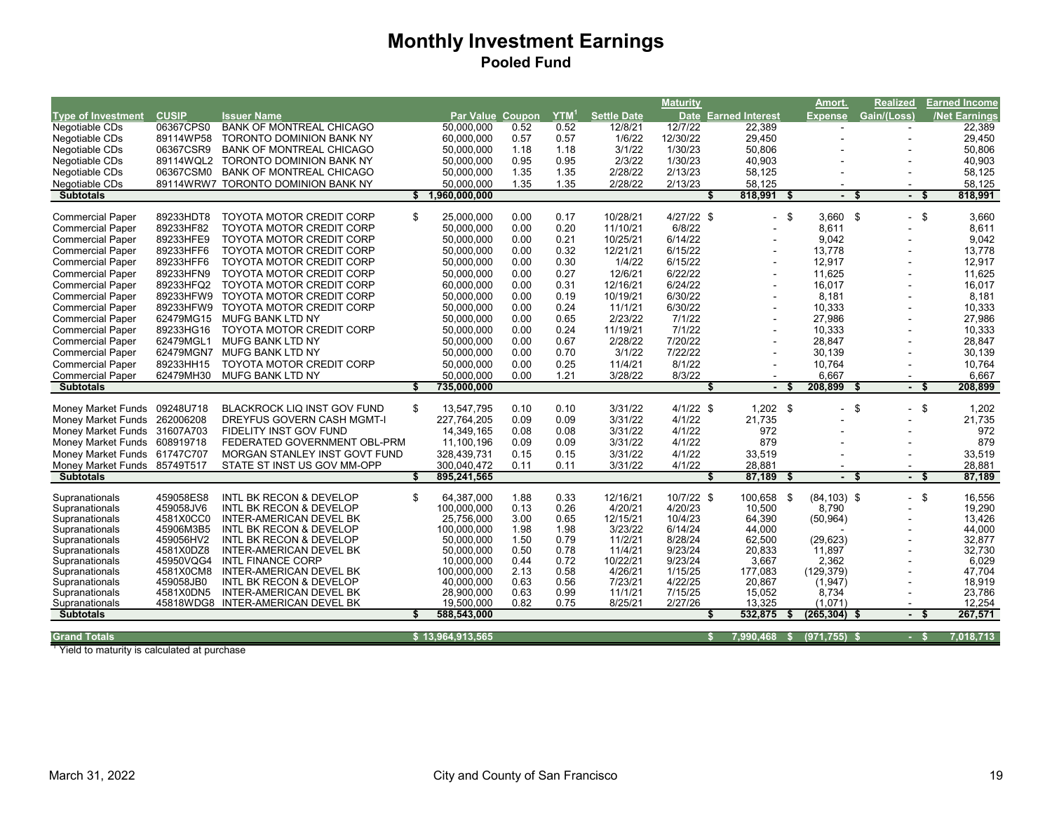# Monthly Investment Earnings

## Pooled Fund

| Type of Investment | CUSIP | Issuer Name | Par Value | Coupon | YTM[1] | Settle Date | Maturity Date | Earned Interest | Amort. Expense | Realized Gain/(Loss) | Earned Income /Net Earnings |
|---|---|---|---|---|---|---|---|---|---|---|---|
| Negotiable CDs | 06367CPS0 | BANK OF MONTREAL CHICAGO | 50,000,000 | 0.52 | 0.52 | 12/8/21 | 12/7/22 | 22,389 | - | - | 22,389 |
| Negotiable CDs | 89114WP58 | TORONTO DOMINION BANK NY | 60,000,000 | 0.57 | 0.57 | 1/6/22 | 12/30/22 | 29,450 | - | - | 29,450 |
| Negotiable CDs | 06367CSR9 | BANK OF MONTREAL CHICAGO | 50,000,000 | 1.18 | 1.18 | 3/1/22 | 1/30/23 | 50,806 | - | - | 50,806 |
| Negotiable CDs | 89114WQL2 | TORONTO DOMINION BANK NY | 50,000,000 | 0.95 | 0.95 | 2/3/22 | 1/30/23 | 40,903 | - | - | 40,903 |
| Negotiable CDs | 06367CSM0 | BANK OF MONTREAL CHICAGO | 50,000,000 | 1.35 | 1.35 | 2/28/22 | 2/13/23 | 58,125 | - | - | 58,125 |
| Negotiable CDs | 89114WRW7 | TORONTO DOMINION BANK NY | 50,000,000 | 1.35 | 1.35 | 2/28/22 | 2/13/23 | 58,125 | - | - | 58,125 |
| **Subtotals** | | | **$ 1,960,000,000** | | | | | **$ 818,991** | **$ -** | **$ -** | **$ 818,991** |
| | | | | | | | | | | | |
| Commercial Paper | 89233HDT8 | TOYOTA MOTOR CREDIT CORP | $ 25,000,000 | 0.00 | 0.17 | 10/28/21 | 4/27/22 | $ - | $ 3,660 | $ - | $ 3,660 |
| Commercial Paper | 89233HF82 | TOYOTA MOTOR CREDIT CORP | 50,000,000 | 0.00 | 0.20 | 11/10/21 | 6/8/22 | - | 8,611 | - | 8,611 |
| Commercial Paper | 89233HFE9 | TOYOTA MOTOR CREDIT CORP | 50,000,000 | 0.00 | 0.21 | 10/25/21 | 6/14/22 | - | 9,042 | - | 9,042 |
| Commercial Paper | 89233HFF6 | TOYOTA MOTOR CREDIT CORP | 50,000,000 | 0.00 | 0.32 | 12/21/21 | 6/15/22 | - | 13,778 | - | 13,778 |
| Commercial Paper | 89233HFF6 | TOYOTA MOTOR CREDIT CORP | 50,000,000 | 0.00 | 0.30 | 1/4/22 | 6/15/22 | - | 12,917 | - | 12,917 |
| Commercial Paper | 89233HFN9 | TOYOTA MOTOR CREDIT CORP | 50,000,000 | 0.00 | 0.27 | 12/6/21 | 6/22/22 | - | 11,625 | - | 11,625 |
| Commercial Paper | 89233HFQ2 | TOYOTA MOTOR CREDIT CORP | 60,000,000 | 0.00 | 0.31 | 12/16/21 | 6/24/22 | - | 16,017 | - | 16,017 |
| Commercial Paper | 89233HFW9 | TOYOTA MOTOR CREDIT CORP | 50,000,000 | 0.00 | 0.19 | 10/19/21 | 6/30/22 | - | 8,181 | - | 8,181 |
| Commercial Paper | 89233HFW9 | TOYOTA MOTOR CREDIT CORP | 50,000,000 | 0.00 | 0.24 | 11/1/21 | 6/30/22 | - | 10,333 | - | 10,333 |
| Commercial Paper | 62479MG15 | MUFG BANK LTD NY | 50,000,000 | 0.00 | 0.65 | 2/23/22 | 7/1/22 | - | 27,986 | - | 27,986 |
| Commercial Paper | 89233HG16 | TOYOTA MOTOR CREDIT CORP | 50,000,000 | 0.00 | 0.24 | 11/19/21 | 7/1/22 | - | 10,333 | - | 10,333 |
| Commercial Paper | 62479MGL1 | MUFG BANK LTD NY | 50,000,000 | 0.00 | 0.67 | 2/28/22 | 7/20/22 | - | 28,847 | - | 28,847 |
| Commercial Paper | 62479MGN7 | MUFG BANK LTD NY | 50,000,000 | 0.00 | 0.70 | 3/1/22 | 7/22/22 | - | 30,139 | - | 30,139 |
| Commercial Paper | 89233HH15 | TOYOTA MOTOR CREDIT CORP | 50,000,000 | 0.00 | 0.25 | 11/4/21 | 8/1/22 | - | 10,764 | - | 10,764 |
| Commercial Paper | 62479MH30 | MUFG BANK LTD NY | 50,000,000 | 0.00 | 1.21 | 3/28/22 | 8/3/22 | - | 6,667 | - | 6,667 |
| **Subtotals** | | | **$ 735,000,000** | | | | | **$ -** | **$ 208,899** | **$ -** | **$ 208,899** |
| | | | | | | | | | | | |
| Money Market Funds | 09248U718 | BLACKROCK LIQ INST GOV FUND | $ 13,547,795 | 0.10 | 0.10 | 3/31/22 | 4/1/22 | $ 1,202 | $ - | $ - | $ 1,202 |
| Money Market Funds | 262006208 | DREYFUS GOVERN CASH MGMT-I | 227,764,205 | 0.09 | 0.09 | 3/31/22 | 4/1/22 | 21,735 | - | - | 21,735 |
| Money Market Funds | 31607A703 | FIDELITY INST GOV FUND | 14,349,165 | 0.08 | 0.08 | 3/31/22 | 4/1/22 | 972 | - | - | 972 |
| Money Market Funds | 608919718 | FEDERATED GOVERNMENT OBL-PRM | 11,100,196 | 0.09 | 0.09 | 3/31/22 | 4/1/22 | 879 | - | - | 879 |
| Money Market Funds | 61747C707 | MORGAN STANLEY INST GOVT FUND | 328,439,731 | 0.15 | 0.15 | 3/31/22 | 4/1/22 | 33,519 | - | - | 33,519 |
| Money Market Funds | 85749T517 | STATE ST INST US GOV MM-OPP | 300,040,472 | 0.11 | 0.11 | 3/31/22 | 4/1/22 | 28,881 | - | - | 28,881 |
| **Subtotals** | | | **$ 895,241,565** | | | | | **$ 87,189** | **$ -** | **$ -** | **$ 87,189** |
| | | | | | | | | | | | |
| Supranationals | 459058ES8 | INTL BK RECON & DEVELOP | $ 64,387,000 | 1.88 | 0.33 | 12/16/21 | 10/7/22 | $ 100,658 | $ (84,103) | $ - | $ 16,556 |
| Supranationals | 459058JV6 | INTL BK RECON & DEVELOP | 100,000,000 | 0.13 | 0.26 | 4/20/21 | 4/20/23 | 10,500 | 8,790 | - | 19,290 |
| Supranationals | 4581X0CC0 | INTER-AMERICAN DEVEL BK | 25,756,000 | 3.00 | 0.65 | 12/15/21 | 10/4/23 | 64,390 | (50,964) | - | 13,426 |
| Supranationals | 45906M3B5 | INTL BK RECON & DEVELOP | 100,000,000 | 1.98 | 1.98 | 3/23/22 | 6/14/24 | 44,000 | - | - | 44,000 |
| Supranationals | 459056HV2 | INTL BK RECON & DEVELOP | 50,000,000 | 1.50 | 0.79 | 11/2/21 | 8/28/24 | 62,500 | (29,623) | - | 32,877 |
| Supranationals | 4581X0DZ8 | INTER-AMERICAN DEVEL BK | 50,000,000 | 0.50 | 0.78 | 11/4/21 | 9/23/24 | 20,833 | 11,897 | - | 32,730 |
| Supranationals | 45950VQG4 | INTL FINANCE CORP | 10,000,000 | 0.44 | 0.72 | 10/22/21 | 9/23/24 | 3,667 | 2,362 | - | 6,029 |
| Supranationals | 4581X0CM8 | INTER-AMERICAN DEVEL BK | 100,000,000 | 2.13 | 0.58 | 4/26/21 | 1/15/25 | 177,083 | (129,379) | - | 47,704 |
| Supranationals | 459058JB0 | INTL BK RECON & DEVELOP | 40,000,000 | 0.63 | 0.56 | 7/23/21 | 4/22/25 | 20,867 | (1,947) | - | 18,919 |
| Supranationals | 4581X0DN5 | INTER-AMERICAN DEVEL BK | 28,900,000 | 0.63 | 0.99 | 11/1/21 | 7/15/25 | 15,052 | 8,734 | - | 23,786 |
| Supranationals | 45818WDG8 | INTER-AMERICAN DEVEL BK | 19,500,000 | 0.82 | 0.75 | 8/25/21 | 2/27/26 | 13,325 | (1,071) | - | 12,254 |
| **Subtotals** | | | **$ 588,543,000** | | | | | **$ 532,875** | **$ (265,304)** | **$ -** | **$ 267,571** |
| | | | | | | | | | | | |
| **Grand Totals** | | | **$ 13,964,913,565** | | | | | **$ 7,990,468** | **$ (971,755)** | **$ -** | **$ 7,018,713** |

[1] Yield to maturity is calculated at purchase

March 31, 2022 City and County of San Francisco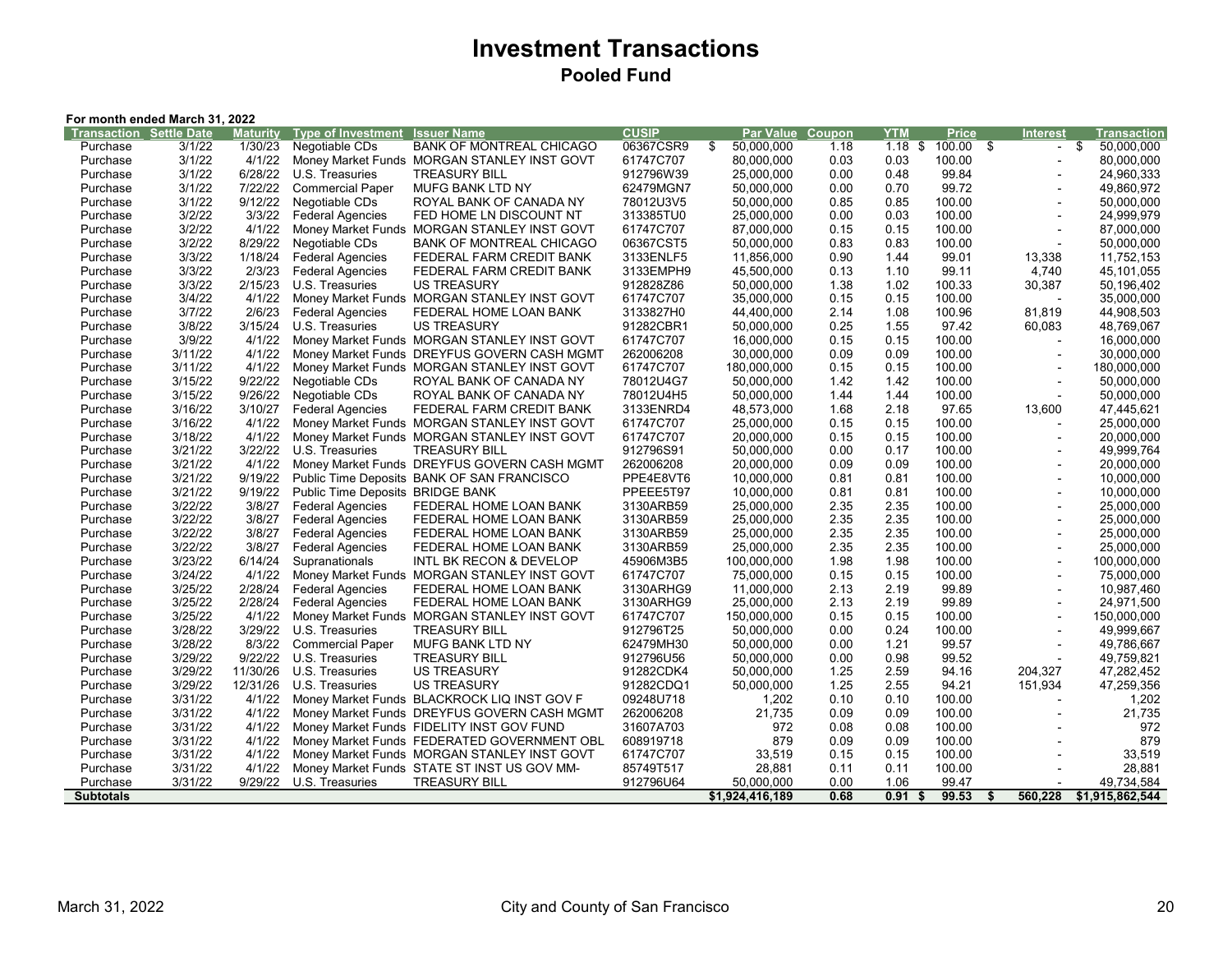# Investment Transactions

## Pooled Fund

**For month ended March 31, 2022**

| Transaction | Settle Date | Maturity | Type of Investment | Issuer Name | CUSIP | Par Value | Coupon | YTM | Price | Interest | Transaction |
|---|---|---|---|---|---|---|---|---|---|---|---|
| Purchase | 3/1/22 | 1/30/23 | Negotiable CDs | BANK OF MONTREAL CHICAGO | 06367CSR9 | $ 50,000,000 | 1.18 | 1.18 | $ 100.00 | $ - | $ 50,000,000 |
| Purchase | 3/1/22 | 4/1/22 | Money Market Funds | MORGAN STANLEY INST GOVT | 61747C707 | 80,000,000 | 0.03 | 0.03 | 100.00 | - | 80,000,000 |
| Purchase | 3/1/22 | 6/28/22 | U.S. Treasuries | TREASURY BILL | 912796W39 | 25,000,000 | 0.00 | 0.48 | 99.84 | - | 24,960,333 |
| Purchase | 3/1/22 | 7/22/22 | Commercial Paper | MUFG BANK LTD NY | 62479MGN7 | 50,000,000 | 0.00 | 0.70 | 99.72 | - | 49,860,972 |
| Purchase | 3/1/22 | 9/12/22 | Negotiable CDs | ROYAL BANK OF CANADA NY | 78012U3V5 | 50,000,000 | 0.85 | 0.85 | 100.00 | - | 50,000,000 |
| Purchase | 3/2/22 | 3/3/22 | Federal Agencies | FED HOME LN DISCOUNT NT | 313385TU0 | 25,000,000 | 0.00 | 0.03 | 100.00 | - | 24,999,979 |
| Purchase | 3/2/22 | 4/1/22 | Money Market Funds | MORGAN STANLEY INST GOVT | 61747C707 | 87,000,000 | 0.15 | 0.15 | 100.00 | - | 87,000,000 |
| Purchase | 3/2/22 | 8/29/22 | Negotiable CDs | BANK OF MONTREAL CHICAGO | 06367CST5 | 50,000,000 | 0.83 | 0.83 | 100.00 | - | 50,000,000 |
| Purchase | 3/3/22 | 1/18/24 | Federal Agencies | FEDERAL FARM CREDIT BANK | 3133ENLF5 | 11,856,000 | 0.90 | 1.44 | 99.01 | 13,338 | 11,752,153 |
| Purchase | 3/3/22 | 2/3/23 | Federal Agencies | FEDERAL FARM CREDIT BANK | 3133EMPH9 | 45,500,000 | 0.13 | 1.10 | 99.11 | 4,740 | 45,101,055 |
| Purchase | 3/3/22 | 2/15/23 | U.S. Treasuries | US TREASURY | 912828Z86 | 50,000,000 | 1.38 | 1.02 | 100.33 | 30,387 | 50,196,402 |
| Purchase | 3/4/22 | 4/1/22 | Money Market Funds | MORGAN STANLEY INST GOVT | 61747C707 | 35,000,000 | 0.15 | 0.15 | 100.00 | - | 35,000,000 |
| Purchase | 3/7/22 | 2/6/23 | Federal Agencies | FEDERAL HOME LOAN BANK | 3133827H0 | 44,400,000 | 2.14 | 1.08 | 100.96 | 81,819 | 44,908,503 |
| Purchase | 3/8/22 | 3/15/24 | U.S. Treasuries | US TREASURY | 91282CBR1 | 50,000,000 | 0.25 | 1.55 | 97.42 | 60,083 | 48,769,067 |
| Purchase | 3/9/22 | 4/1/22 | Money Market Funds | MORGAN STANLEY INST GOVT | 61747C707 | 16,000,000 | 0.15 | 0.15 | 100.00 | - | 16,000,000 |
| Purchase | 3/11/22 | 4/1/22 | Money Market Funds | DREYFUS GOVERN CASH MGMT | 262006208 | 30,000,000 | 0.09 | 0.09 | 100.00 | - | 30,000,000 |
| Purchase | 3/11/22 | 4/1/22 | Money Market Funds | MORGAN STANLEY INST GOVT | 61747C707 | 180,000,000 | 0.15 | 0.15 | 100.00 | - | 180,000,000 |
| Purchase | 3/15/22 | 9/22/22 | Negotiable CDs | ROYAL BANK OF CANADA NY | 78012U4G7 | 50,000,000 | 1.42 | 1.42 | 100.00 | - | 50,000,000 |
| Purchase | 3/15/22 | 9/26/22 | Negotiable CDs | ROYAL BANK OF CANADA NY | 78012U4H5 | 50,000,000 | 1.44 | 1.44 | 100.00 | - | 50,000,000 |
| Purchase | 3/16/22 | 3/10/27 | Federal Agencies | FEDERAL FARM CREDIT BANK | 3133ENRD4 | 48,573,000 | 1.68 | 2.18 | 97.65 | 13,600 | 47,445,621 |
| Purchase | 3/16/22 | 4/1/22 | Money Market Funds | MORGAN STANLEY INST GOVT | 61747C707 | 25,000,000 | 0.15 | 0.15 | 100.00 | - | 25,000,000 |
| Purchase | 3/18/22 | 4/1/22 | Money Market Funds | MORGAN STANLEY INST GOVT | 61747C707 | 20,000,000 | 0.15 | 0.15 | 100.00 | - | 20,000,000 |
| Purchase | 3/21/22 | 3/22/22 | U.S. Treasuries | TREASURY BILL | 912796S91 | 50,000,000 | 0.00 | 0.17 | 100.00 | - | 49,999,764 |
| Purchase | 3/21/22 | 4/1/22 | Money Market Funds | DREYFUS GOVERN CASH MGMT | 262006208 | 20,000,000 | 0.09 | 0.09 | 100.00 | - | 20,000,000 |
| Purchase | 3/21/22 | 9/19/22 | Public Time Deposits | BANK OF SAN FRANCISCO | PPE4E8VT6 | 10,000,000 | 0.81 | 0.81 | 100.00 | - | 10,000,000 |
| Purchase | 3/21/22 | 9/19/22 | Public Time Deposits | BRIDGE BANK | PPEEE5T97 | 10,000,000 | 0.81 | 0.81 | 100.00 | - | 10,000,000 |
| Purchase | 3/22/22 | 3/8/27 | Federal Agencies | FEDERAL HOME LOAN BANK | 3130ARB59 | 25,000,000 | 2.35 | 2.35 | 100.00 | - | 25,000,000 |
| Purchase | 3/22/22 | 3/8/27 | Federal Agencies | FEDERAL HOME LOAN BANK | 3130ARB59 | 25,000,000 | 2.35 | 2.35 | 100.00 | - | 25,000,000 |
| Purchase | 3/22/22 | 3/8/27 | Federal Agencies | FEDERAL HOME LOAN BANK | 3130ARB59 | 25,000,000 | 2.35 | 2.35 | 100.00 | - | 25,000,000 |
| Purchase | 3/22/22 | 3/8/27 | Federal Agencies | FEDERAL HOME LOAN BANK | 3130ARB59 | 25,000,000 | 2.35 | 2.35 | 100.00 | - | 25,000,000 |
| Purchase | 3/23/22 | 6/14/24 | Supranationals | INTL BK RECON & DEVELOP | 45906M3B5 | 100,000,000 | 1.98 | 1.98 | 100.00 | - | 100,000,000 |
| Purchase | 3/24/22 | 4/1/22 | Money Market Funds | MORGAN STANLEY INST GOVT | 61747C707 | 75,000,000 | 0.15 | 0.15 | 100.00 | - | 75,000,000 |
| Purchase | 3/25/22 | 2/28/24 | Federal Agencies | FEDERAL HOME LOAN BANK | 3130ARHG9 | 11,000,000 | 2.13 | 2.19 | 99.89 | - | 10,987,460 |
| Purchase | 3/25/22 | 2/28/24 | Federal Agencies | FEDERAL HOME LOAN BANK | 3130ARHG9 | 25,000,000 | 2.13 | 2.19 | 99.89 | - | 24,971,500 |
| Purchase | 3/25/22 | 4/1/22 | Money Market Funds | MORGAN STANLEY INST GOVT | 61747C707 | 150,000,000 | 0.15 | 0.15 | 100.00 | - | 150,000,000 |
| Purchase | 3/28/22 | 3/29/22 | U.S. Treasuries | TREASURY BILL | 912796T25 | 50,000,000 | 0.00 | 0.24 | 100.00 | - | 49,999,667 |
| Purchase | 3/28/22 | 8/3/22 | Commercial Paper | MUFG BANK LTD NY | 62479MH30 | 50,000,000 | 0.00 | 1.21 | 99.57 | - | 49,786,667 |
| Purchase | 3/29/22 | 9/22/22 | U.S. Treasuries | TREASURY BILL | 912796U56 | 50,000,000 | 0.00 | 0.98 | 99.52 | - | 49,759,821 |
| Purchase | 3/29/22 | 11/30/26 | U.S. Treasuries | US TREASURY | 91282CDK4 | 50,000,000 | 1.25 | 2.59 | 94.16 | 204,327 | 47,282,452 |
| Purchase | 3/29/22 | 12/31/26 | U.S. Treasuries | US TREASURY | 91282CDQ1 | 50,000,000 | 1.25 | 2.55 | 94.21 | 151,934 | 47,259,356 |
| Purchase | 3/31/22 | 4/1/22 | Money Market Funds | BLACKROCK LIQ INST GOV F | 09248U718 | 1,202 | 0.10 | 0.10 | 100.00 | - | 1,202 |
| Purchase | 3/31/22 | 4/1/22 | Money Market Funds | DREYFUS GOVERN CASH MGMT | 262006208 | 21,735 | 0.09 | 0.09 | 100.00 | - | 21,735 |
| Purchase | 3/31/22 | 4/1/22 | Money Market Funds | FIDELITY INST GOV FUND | 31607A703 | 972 | 0.08 | 0.08 | 100.00 | - | 972 |
| Purchase | 3/31/22 | 4/1/22 | Money Market Funds | FEDERATED GOVERNMENT OBL | 608919718 | 879 | 0.09 | 0.09 | 100.00 | - | 879 |
| Purchase | 3/31/22 | 4/1/22 | Money Market Funds | MORGAN STANLEY INST GOVT | 61747C707 | 33,519 | 0.15 | 0.15 | 100.00 | - | 33,519 |
| Purchase | 3/31/22 | 4/1/22 | Money Market Funds | STATE ST INST US GOV MM- | 85749T517 | 28,881 | 0.11 | 0.11 | 100.00 | - | 28,881 |
| Purchase | 3/31/22 | 9/29/22 | U.S. Treasuries | TREASURY BILL | 912796U64 | 50,000,000 | 0.00 | 1.06 | 99.47 | - | 49,734,584 |
| **Subtotals** | | | | | | **$1,924,416,189** | **0.68** | **0.91** | **$ 99.53** | **$ 560,228** | **$1,915,862,544** |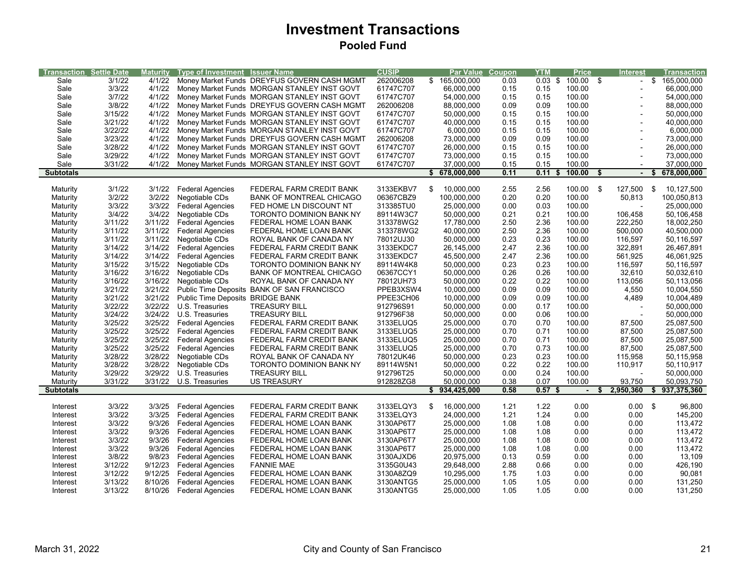# Investment Transactions

## Pooled Fund

| Transaction | Settle Date | Maturity | Type of Investment | Issuer Name | CUSIP | Par Value | Coupon | YTM | Price | Interest | Transaction |
|---|---|---|---|---|---|---|---|---|---|---|---|
| Sale | 3/1/22 | 4/1/22 | Money Market Funds | DREYFUS GOVERN CASH MGMT | 262006208 | $ 165,000,000 | 0.03 | 0.03 | $ 100.00 | $ - | $ 165,000,000 |
| Sale | 3/3/22 | 4/1/22 | Money Market Funds | MORGAN STANLEY INST GOVT | 61747C707 | 66,000,000 | 0.15 | 0.15 | 100.00 | - | 66,000,000 |
| Sale | 3/7/22 | 4/1/22 | Money Market Funds | MORGAN STANLEY INST GOVT | 61747C707 | 54,000,000 | 0.15 | 0.15 | 100.00 | - | 54,000,000 |
| Sale | 3/8/22 | 4/1/22 | Money Market Funds | DREYFUS GOVERN CASH MGMT | 262006208 | 88,000,000 | 0.09 | 0.09 | 100.00 | - | 88,000,000 |
| Sale | 3/15/22 | 4/1/22 | Money Market Funds | MORGAN STANLEY INST GOVT | 61747C707 | 50,000,000 | 0.15 | 0.15 | 100.00 | - | 50,000,000 |
| Sale | 3/21/22 | 4/1/22 | Money Market Funds | MORGAN STANLEY INST GOVT | 61747C707 | 40,000,000 | 0.15 | 0.15 | 100.00 | - | 40,000,000 |
| Sale | 3/22/22 | 4/1/22 | Money Market Funds | MORGAN STANLEY INST GOVT | 61747C707 | 6,000,000 | 0.15 | 0.15 | 100.00 | - | 6,000,000 |
| Sale | 3/23/22 | 4/1/22 | Money Market Funds | DREYFUS GOVERN CASH MGMT | 262006208 | 73,000,000 | 0.09 | 0.09 | 100.00 | - | 73,000,000 |
| Sale | 3/28/22 | 4/1/22 | Money Market Funds | MORGAN STANLEY INST GOVT | 61747C707 | 26,000,000 | 0.15 | 0.15 | 100.00 | - | 26,000,000 |
| Sale | 3/29/22 | 4/1/22 | Money Market Funds | MORGAN STANLEY INST GOVT | 61747C707 | 73,000,000 | 0.15 | 0.15 | 100.00 | - | 73,000,000 |
| Sale | 3/31/22 | 4/1/22 | Money Market Funds | MORGAN STANLEY INST GOVT | 61747C707 | 37,000,000 | 0.15 | 0.15 | 100.00 | - | 37,000,000 |
| **Subtotals** | | | | | | **$ 678,000,000** | **0.11** | **0.11** | **$ 100.00** | **$ -** | **$ 678,000,000** |
| | | | | | | | | | | | |
| Maturity | 3/1/22 | 3/1/22 | Federal Agencies | FEDERAL FARM CREDIT BANK | 3133EKBV7 | $ 10,000,000 | 2.55 | 2.56 | 100.00 | $ 127,500 | $ 10,127,500 |
| Maturity | 3/2/22 | 3/2/22 | Negotiable CDs | BANK OF MONTREAL CHICAGO | 06367CBZ9 | 100,000,000 | 0.20 | 0.20 | 100.00 | 50,813 | 100,050,813 |
| Maturity | 3/3/22 | 3/3/22 | Federal Agencies | FED HOME LN DISCOUNT NT | 313385TU0 | 25,000,000 | 0.00 | 0.03 | 100.00 | - | 25,000,000 |
| Maturity | 3/4/22 | 3/4/22 | Negotiable CDs | TORONTO DOMINION BANK NY | 89114W3C7 | 50,000,000 | 0.21 | 0.21 | 100.00 | 106,458 | 50,106,458 |
| Maturity | 3/11/22 | 3/11/22 | Federal Agencies | FEDERAL HOME LOAN BANK | 313378WG2 | 17,780,000 | 2.50 | 2.36 | 100.00 | 222,250 | 18,002,250 |
| Maturity | 3/11/22 | 3/11/22 | Federal Agencies | FEDERAL HOME LOAN BANK | 313378WG2 | 40,000,000 | 2.50 | 2.36 | 100.00 | 500,000 | 40,500,000 |
| Maturity | 3/11/22 | 3/11/22 | Negotiable CDs | ROYAL BANK OF CANADA NY | 78012UJ30 | 50,000,000 | 0.23 | 0.23 | 100.00 | 116,597 | 50,116,597 |
| Maturity | 3/14/22 | 3/14/22 | Federal Agencies | FEDERAL FARM CREDIT BANK | 3133EKDC7 | 26,145,000 | 2.47 | 2.36 | 100.00 | 322,891 | 26,467,891 |
| Maturity | 3/14/22 | 3/14/22 | Federal Agencies | FEDERAL FARM CREDIT BANK | 3133EKDC7 | 45,500,000 | 2.47 | 2.36 | 100.00 | 561,925 | 46,061,925 |
| Maturity | 3/15/22 | 3/15/22 | Negotiable CDs | TORONTO DOMINION BANK NY | 89114W4K8 | 50,000,000 | 0.23 | 0.23 | 100.00 | 116,597 | 50,116,597 |
| Maturity | 3/16/22 | 3/16/22 | Negotiable CDs | BANK OF MONTREAL CHICAGO | 06367CCY1 | 50,000,000 | 0.26 | 0.26 | 100.00 | 32,610 | 50,032,610 |
| Maturity | 3/16/22 | 3/16/22 | Negotiable CDs | ROYAL BANK OF CANADA NY | 78012UH73 | 50,000,000 | 0.22 | 0.22 | 100.00 | 113,056 | 50,113,056 |
| Maturity | 3/21/22 | 3/21/22 | Public Time Deposits | BANK OF SAN FRANCISCO | PPEB3XSW4 | 10,000,000 | 0.09 | 0.09 | 100.00 | 4,550 | 10,004,550 |
| Maturity | 3/21/22 | 3/21/22 | Public Time Deposits | BRIDGE BANK | PPEE3CH06 | 10,000,000 | 0.09 | 0.09 | 100.00 | 4,489 | 10,004,489 |
| Maturity | 3/22/22 | 3/22/22 | U.S. Treasuries | TREASURY BILL | 912796S91 | 50,000,000 | 0.00 | 0.17 | 100.00 | - | 50,000,000 |
| Maturity | 3/24/22 | 3/24/22 | U.S. Treasuries | TREASURY BILL | 912796F38 | 50,000,000 | 0.00 | 0.06 | 100.00 | - | 50,000,000 |
| Maturity | 3/25/22 | 3/25/22 | Federal Agencies | FEDERAL FARM CREDIT BANK | 3133ELUQ5 | 25,000,000 | 0.70 | 0.70 | 100.00 | 87,500 | 25,087,500 |
| Maturity | 3/25/22 | 3/25/22 | Federal Agencies | FEDERAL FARM CREDIT BANK | 3133ELUQ5 | 25,000,000 | 0.70 | 0.71 | 100.00 | 87,500 | 25,087,500 |
| Maturity | 3/25/22 | 3/25/22 | Federal Agencies | FEDERAL FARM CREDIT BANK | 3133ELUQ5 | 25,000,000 | 0.70 | 0.71 | 100.00 | 87,500 | 25,087,500 |
| Maturity | 3/25/22 | 3/25/22 | Federal Agencies | FEDERAL FARM CREDIT BANK | 3133ELUQ5 | 25,000,000 | 0.70 | 0.73 | 100.00 | 87,500 | 25,087,500 |
| Maturity | 3/28/22 | 3/28/22 | Negotiable CDs | ROYAL BANK OF CANADA NY | 78012UK46 | 50,000,000 | 0.23 | 0.23 | 100.00 | 115,958 | 50,115,958 |
| Maturity | 3/28/22 | 3/28/22 | Negotiable CDs | TORONTO DOMINION BANK NY | 89114W5N1 | 50,000,000 | 0.22 | 0.22 | 100.00 | 110,917 | 50,110,917 |
| Maturity | 3/29/22 | 3/29/22 | U.S. Treasuries | TREASURY BILL | 912796T25 | 50,000,000 | 0.00 | 0.24 | 100.00 | - | 50,000,000 |
| Maturity | 3/31/22 | 3/31/22 | U.S. Treasuries | US TREASURY | 912828ZG8 | 50,000,000 | 0.38 | 0.07 | 100.00 | 93,750 | 50,093,750 |
| **Subtotals** | | | | | | **$ 934,425,000** | **0.58** | **0.57** | **$ -** | **$ 2,950,360** | **$ 937,375,360** |
| | | | | | | | | | | | |
| Interest | 3/3/22 | 3/3/25 | Federal Agencies | FEDERAL FARM CREDIT BANK | 3133ELQY3 | $ 16,000,000 | 1.21 | 1.22 | 0.00 | 0.00 | $ 96,800 |
| Interest | 3/3/22 | 3/3/25 | Federal Agencies | FEDERAL FARM CREDIT BANK | 3133ELQY3 | 24,000,000 | 1.21 | 1.24 | 0.00 | 0.00 | 145,200 |
| Interest | 3/3/22 | 9/3/26 | Federal Agencies | FEDERAL HOME LOAN BANK | 3130AP6T7 | 25,000,000 | 1.08 | 1.08 | 0.00 | 0.00 | 113,472 |
| Interest | 3/3/22 | 9/3/26 | Federal Agencies | FEDERAL HOME LOAN BANK | 3130AP6T7 | 25,000,000 | 1.08 | 1.08 | 0.00 | 0.00 | 113,472 |
| Interest | 3/3/22 | 9/3/26 | Federal Agencies | FEDERAL HOME LOAN BANK | 3130AP6T7 | 25,000,000 | 1.08 | 1.08 | 0.00 | 0.00 | 113,472 |
| Interest | 3/3/22 | 9/3/26 | Federal Agencies | FEDERAL HOME LOAN BANK | 3130AP6T7 | 25,000,000 | 1.08 | 1.08 | 0.00 | 0.00 | 113,472 |
| Interest | 3/8/22 | 9/8/23 | Federal Agencies | FEDERAL HOME LOAN BANK | 3130AJXD6 | 20,975,000 | 0.13 | 0.59 | 0.00 | 0.00 | 13,109 |
| Interest | 3/12/22 | 9/12/23 | Federal Agencies | FANNIE MAE | 3135G0U43 | 29,648,000 | 2.88 | 0.66 | 0.00 | 0.00 | 426,190 |
| Interest | 3/12/22 | 9/12/25 | Federal Agencies | FEDERAL HOME LOAN BANK | 3130A8ZQ9 | 10,295,000 | 1.75 | 1.03 | 0.00 | 0.00 | 90,081 |
| Interest | 3/13/22 | 8/10/26 | Federal Agencies | FEDERAL HOME LOAN BANK | 3130ANTG5 | 25,000,000 | 1.05 | 1.05 | 0.00 | 0.00 | 131,250 |
| Interest | 3/13/22 | 8/10/26 | Federal Agencies | FEDERAL HOME LOAN BANK | 3130ANTG5 | 25,000,000 | 1.05 | 1.05 | 0.00 | 0.00 | 131,250 |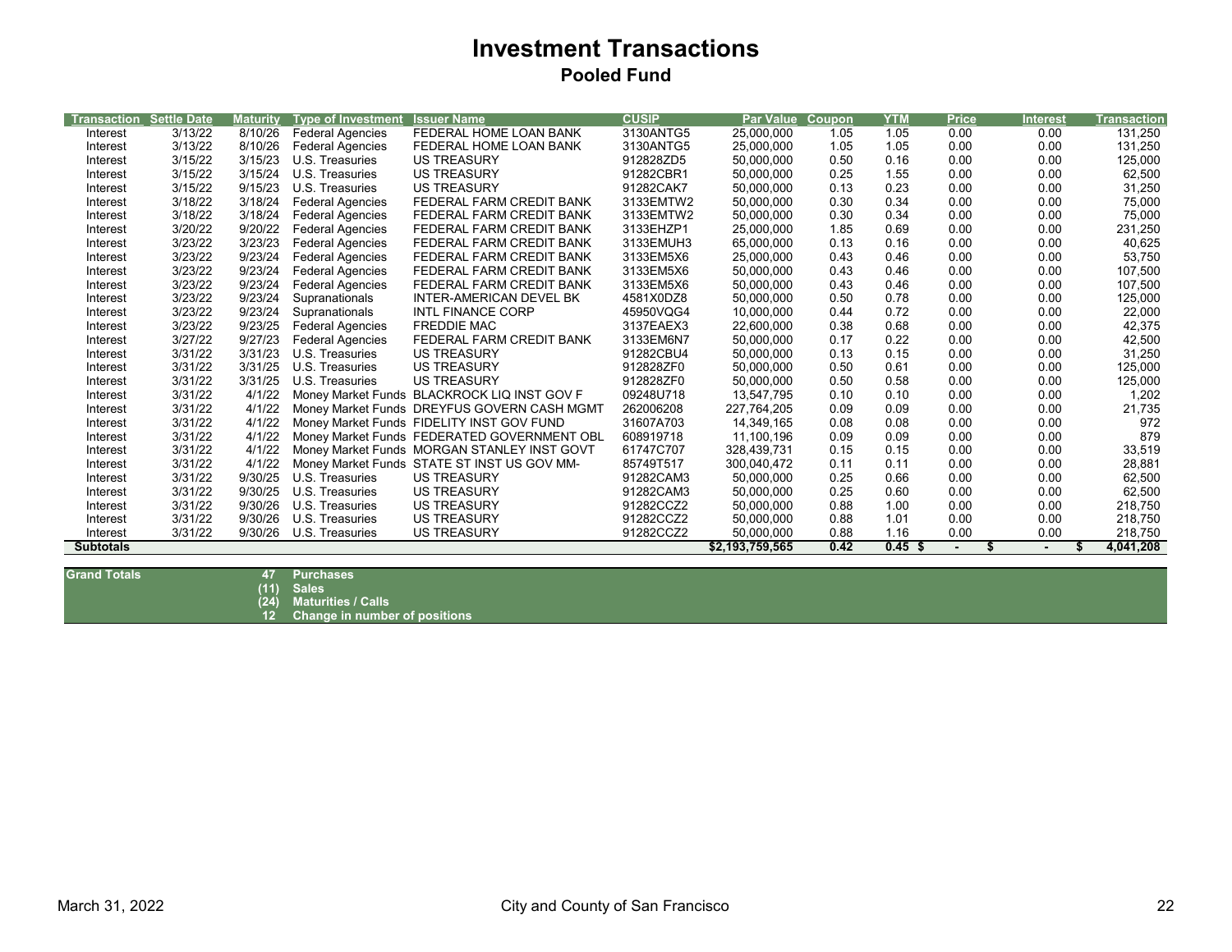# Investment Transactions

## Pooled Fund

| Transaction | Settle Date | Maturity | Type of Investment | Issuer Name | CUSIP | Par Value | Coupon | YTM | Price | Interest | Transaction |
|---|---|---|---|---|---|---|---|---|---|---|---|
| Interest | 3/13/22 | 8/10/26 | Federal Agencies | FEDERAL HOME LOAN BANK | 3130ANTG5 | 25,000,000 | 1.05 | 1.05 | 0.00 | 0.00 | 131,250 |
| Interest | 3/13/22 | 8/10/26 | Federal Agencies | FEDERAL HOME LOAN BANK | 3130ANTG5 | 25,000,000 | 1.05 | 1.05 | 0.00 | 0.00 | 131,250 |
| Interest | 3/15/22 | 3/15/23 | U.S. Treasuries | US TREASURY | 912828ZD5 | 50,000,000 | 0.50 | 0.16 | 0.00 | 0.00 | 125,000 |
| Interest | 3/15/22 | 3/15/24 | U.S. Treasuries | US TREASURY | 91282CBR1 | 50,000,000 | 0.25 | 1.55 | 0.00 | 0.00 | 62,500 |
| Interest | 3/15/22 | 9/15/23 | U.S. Treasuries | US TREASURY | 91282CAK7 | 50,000,000 | 0.13 | 0.23 | 0.00 | 0.00 | 31,250 |
| Interest | 3/18/22 | 3/18/24 | Federal Agencies | FEDERAL FARM CREDIT BANK | 3133EMTW2 | 50,000,000 | 0.30 | 0.34 | 0.00 | 0.00 | 75,000 |
| Interest | 3/18/22 | 3/18/24 | Federal Agencies | FEDERAL FARM CREDIT BANK | 3133EMTW2 | 50,000,000 | 0.30 | 0.34 | 0.00 | 0.00 | 75,000 |
| Interest | 3/20/22 | 9/20/22 | Federal Agencies | FEDERAL FARM CREDIT BANK | 3133EHZP1 | 25,000,000 | 1.85 | 0.69 | 0.00 | 0.00 | 231,250 |
| Interest | 3/23/22 | 3/23/23 | Federal Agencies | FEDERAL FARM CREDIT BANK | 3133EMUH3 | 65,000,000 | 0.13 | 0.16 | 0.00 | 0.00 | 40,625 |
| Interest | 3/23/22 | 9/23/24 | Federal Agencies | FEDERAL FARM CREDIT BANK | 3133EM5X6 | 25,000,000 | 0.43 | 0.46 | 0.00 | 0.00 | 53,750 |
| Interest | 3/23/22 | 9/23/24 | Federal Agencies | FEDERAL FARM CREDIT BANK | 3133EM5X6 | 50,000,000 | 0.43 | 0.46 | 0.00 | 0.00 | 107,500 |
| Interest | 3/23/22 | 9/23/24 | Federal Agencies | FEDERAL FARM CREDIT BANK | 3133EM5X6 | 50,000,000 | 0.43 | 0.46 | 0.00 | 0.00 | 107,500 |
| Interest | 3/23/22 | 9/23/24 | Supranationals | INTER-AMERICAN DEVEL BK | 4581X0DZ8 | 50,000,000 | 0.50 | 0.78 | 0.00 | 0.00 | 125,000 |
| Interest | 3/23/22 | 9/23/24 | Supranationals | INTL FINANCE CORP | 45950VQG4 | 10,000,000 | 0.44 | 0.72 | 0.00 | 0.00 | 22,000 |
| Interest | 3/23/22 | 9/23/25 | Federal Agencies | FREDDIE MAC | 3137EAEX3 | 22,600,000 | 0.38 | 0.68 | 0.00 | 0.00 | 42,375 |
| Interest | 3/27/22 | 9/27/23 | Federal Agencies | FEDERAL FARM CREDIT BANK | 3133EM6N7 | 50,000,000 | 0.17 | 0.22 | 0.00 | 0.00 | 42,500 |
| Interest | 3/31/22 | 3/31/23 | U.S. Treasuries | US TREASURY | 91282CBU4 | 50,000,000 | 0.13 | 0.15 | 0.00 | 0.00 | 31,250 |
| Interest | 3/31/22 | 3/31/25 | U.S. Treasuries | US TREASURY | 912828ZF0 | 50,000,000 | 0.50 | 0.61 | 0.00 | 0.00 | 125,000 |
| Interest | 3/31/22 | 3/31/25 | U.S. Treasuries | US TREASURY | 912828ZF0 | 50,000,000 | 0.50 | 0.58 | 0.00 | 0.00 | 125,000 |
| Interest | 3/31/22 | 4/1/22 | Money Market Funds | BLACKROCK LIQ INST GOV F | 09248U718 | 13,547,795 | 0.10 | 0.10 | 0.00 | 0.00 | 1,202 |
| Interest | 3/31/22 | 4/1/22 | Money Market Funds | DREYFUS GOVERN CASH MGMT | 262006208 | 227,764,205 | 0.09 | 0.09 | 0.00 | 0.00 | 21,735 |
| Interest | 3/31/22 | 4/1/22 | Money Market Funds | FIDELITY INST GOV FUND | 31607A703 | 14,349,165 | 0.08 | 0.08 | 0.00 | 0.00 | 972 |
| Interest | 3/31/22 | 4/1/22 | Money Market Funds | FEDERATED GOVERNMENT OBL | 608919718 | 11,100,196 | 0.09 | 0.09 | 0.00 | 0.00 | 879 |
| Interest | 3/31/22 | 4/1/22 | Money Market Funds | MORGAN STANLEY INST GOVT | 61747C707 | 328,439,731 | 0.15 | 0.15 | 0.00 | 0.00 | 33,519 |
| Interest | 3/31/22 | 4/1/22 | Money Market Funds | STATE ST INST US GOV MM- | 85749T517 | 300,040,472 | 0.11 | 0.11 | 0.00 | 0.00 | 28,881 |
| Interest | 3/31/22 | 9/30/25 | U.S. Treasuries | US TREASURY | 91282CAM3 | 50,000,000 | 0.25 | 0.66 | 0.00 | 0.00 | 62,500 |
| Interest | 3/31/22 | 9/30/25 | U.S. Treasuries | US TREASURY | 91282CAM3 | 50,000,000 | 0.25 | 0.60 | 0.00 | 0.00 | 62,500 |
| Interest | 3/31/22 | 9/30/26 | U.S. Treasuries | US TREASURY | 91282CCZ2 | 50,000,000 | 0.88 | 1.00 | 0.00 | 0.00 | 218,750 |
| Interest | 3/31/22 | 9/30/26 | U.S. Treasuries | US TREASURY | 91282CCZ2 | 50,000,000 | 0.88 | 1.01 | 0.00 | 0.00 | 218,750 |
| Interest | 3/31/22 | 9/30/26 | U.S. Treasuries | US TREASURY | 91282CCZ2 | 50,000,000 | 0.88 | 1.16 | 0.00 | 0.00 | 218,750 |
| **Subtotals** | | | | | | **$2,193,759,565** | **0.42** | **0.45** | **$ -** | **$ -** | **$ 4,041,208** |

| | | |
|---|---|---|
| **Grand Totals** | **47** | **Purchases** |
| | **(11)** | **Sales** |
| | **(24)** | **Maturities / Calls** |
| | **12** | **Change in number of positions** |

March 31, 2022 | City and County of San Francisco